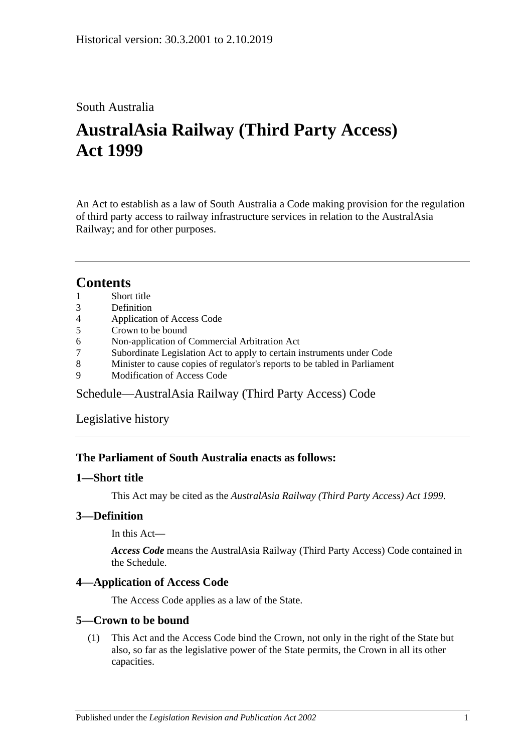Historical version: 30.3.2001 to 2.10.2019

South Australia

# AustralAsia Railway (Third Party Access) Act 1999

An Act to establish as a law of South Australia a Code making provision for the regulation of third party access to railway infrastructure services in relation to the AustralAsia Railway; and for other purposes.

## Contents

1 Short title
3 Definition
4 Application of Access Code
5 Crown to be bound
6 Non-application of Commercial Arbitration Act
7 Subordinate Legislation Act to apply to certain instruments under Code
8 Minister to cause copies of regulator's reports to be tabled in Parliament
9 Modification of Access Code

Schedule—AustralAsia Railway (Third Party Access) Code

Legislative history

### The Parliament of South Australia enacts as follows:

### 1—Short title

This Act may be cited as the *AustralAsia Railway (Third Party Access) Act 1999*.

### 3—Definition

In this Act—

***Access Code*** means the AustralAsia Railway (Third Party Access) Code contained in the Schedule.

### 4—Application of Access Code

The Access Code applies as a law of the State.

### 5—Crown to be bound

(1) This Act and the Access Code bind the Crown, not only in the right of the State but also, so far as the legislative power of the State permits, the Crown in all its other capacities.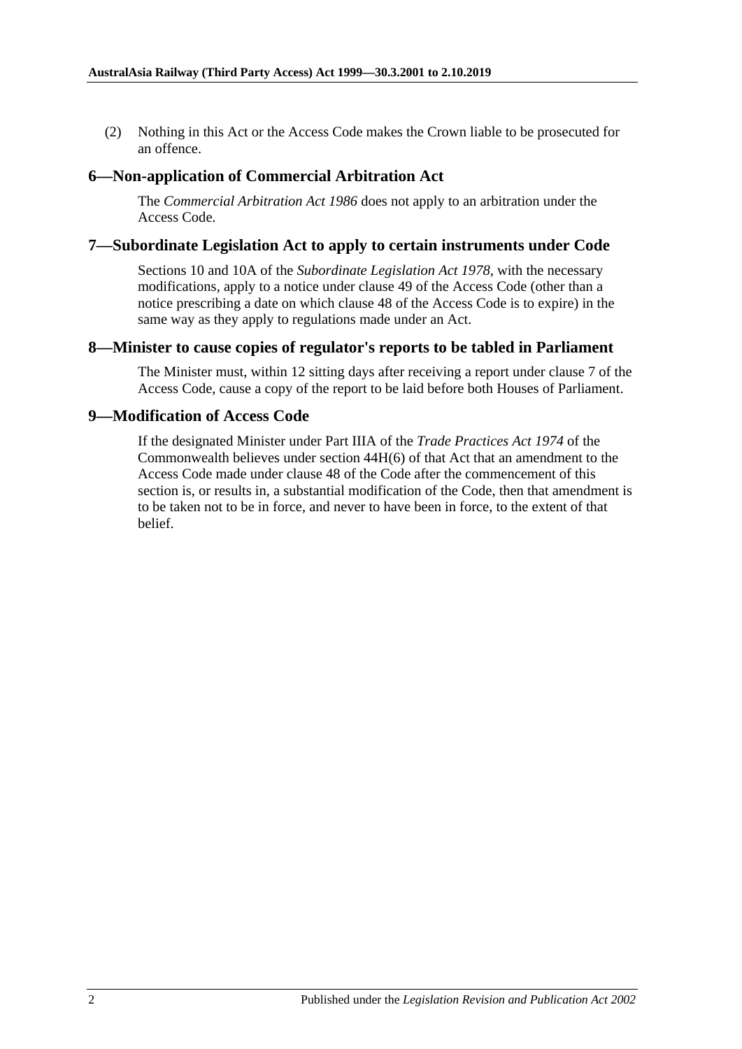(2) Nothing in this Act or the Access Code makes the Crown liable to be prosecuted for an offence.

## 6—Non-application of Commercial Arbitration Act

The *Commercial Arbitration Act 1986* does not apply to an arbitration under the Access Code.

## 7—Subordinate Legislation Act to apply to certain instruments under Code

Sections 10 and 10A of the *Subordinate Legislation Act 1978*, with the necessary modifications, apply to a notice under clause 49 of the Access Code (other than a notice prescribing a date on which clause 48 of the Access Code is to expire) in the same way as they apply to regulations made under an Act.

## 8—Minister to cause copies of regulator's reports to be tabled in Parliament

The Minister must, within 12 sitting days after receiving a report under clause 7 of the Access Code, cause a copy of the report to be laid before both Houses of Parliament.

## 9—Modification of Access Code

If the designated Minister under Part IIIA of the *Trade Practices Act 1974* of the Commonwealth believes under section 44H(6) of that Act that an amendment to the Access Code made under clause 48 of the Code after the commencement of this section is, or results in, a substantial modification of the Code, then that amendment is to be taken not to be in force, and never to have been in force, to the extent of that belief.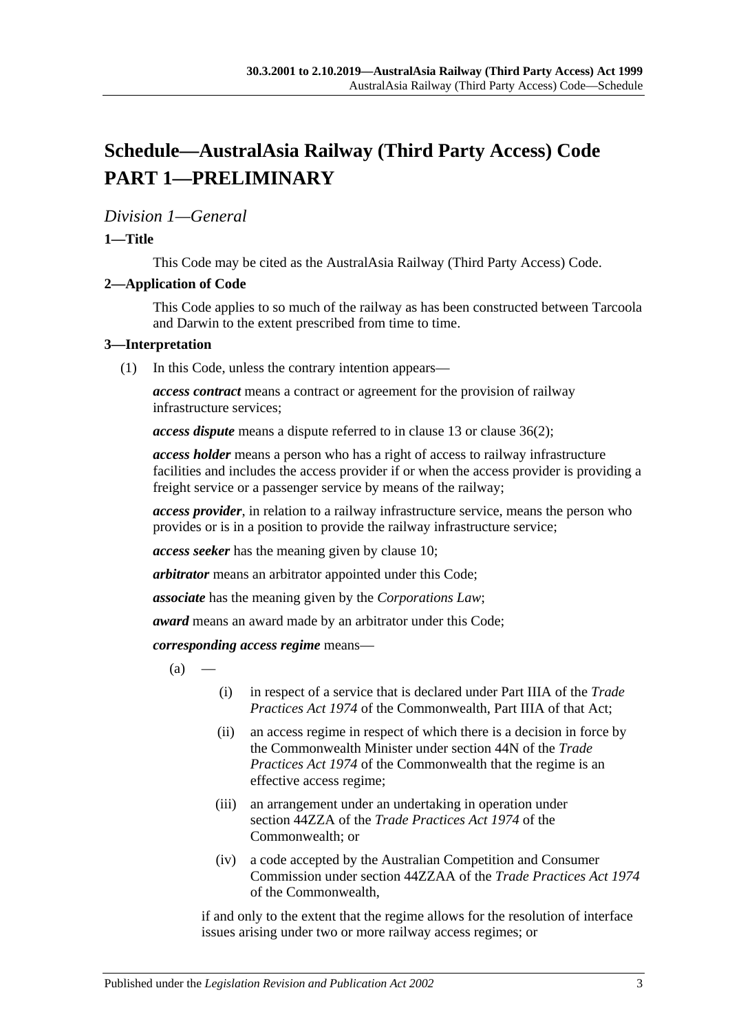# Schedule—AustralAsia Railway (Third Party Access) Code
# PART 1—PRELIMINARY

## *Division 1—General*

### 1—Title

This Code may be cited as the AustralAsia Railway (Third Party Access) Code.

### 2—Application of Code

This Code applies to so much of the railway as has been constructed between Tarcoola and Darwin to the extent prescribed from time to time.

### 3—Interpretation

(1) In this Code, unless the contrary intention appears—

***access contract*** means a contract or agreement for the provision of railway infrastructure services;

***access dispute*** means a dispute referred to in clause 13 or clause 36(2);

***access holder*** means a person who has a right of access to railway infrastructure facilities and includes the access provider if or when the access provider is providing a freight service or a passenger service by means of the railway;

***access provider***, in relation to a railway infrastructure service, means the person who provides or is in a position to provide the railway infrastructure service;

***access seeker*** has the meaning given by clause 10;

***arbitrator*** means an arbitrator appointed under this Code;

***associate*** has the meaning given by the *Corporations Law*;

***award*** means an award made by an arbitrator under this Code;

***corresponding access regime*** means—

(a) —

(i) in respect of a service that is declared under Part IIIA of the *Trade Practices Act 1974* of the Commonwealth, Part IIIA of that Act;

(ii) an access regime in respect of which there is a decision in force by the Commonwealth Minister under section 44N of the *Trade Practices Act 1974* of the Commonwealth that the regime is an effective access regime;

(iii) an arrangement under an undertaking in operation under section 44ZZA of the *Trade Practices Act 1974* of the Commonwealth; or

(iv) a code accepted by the Australian Competition and Consumer Commission under section 44ZZAA of the *Trade Practices Act 1974* of the Commonwealth,

if and only to the extent that the regime allows for the resolution of interface issues arising under two or more railway access regimes; or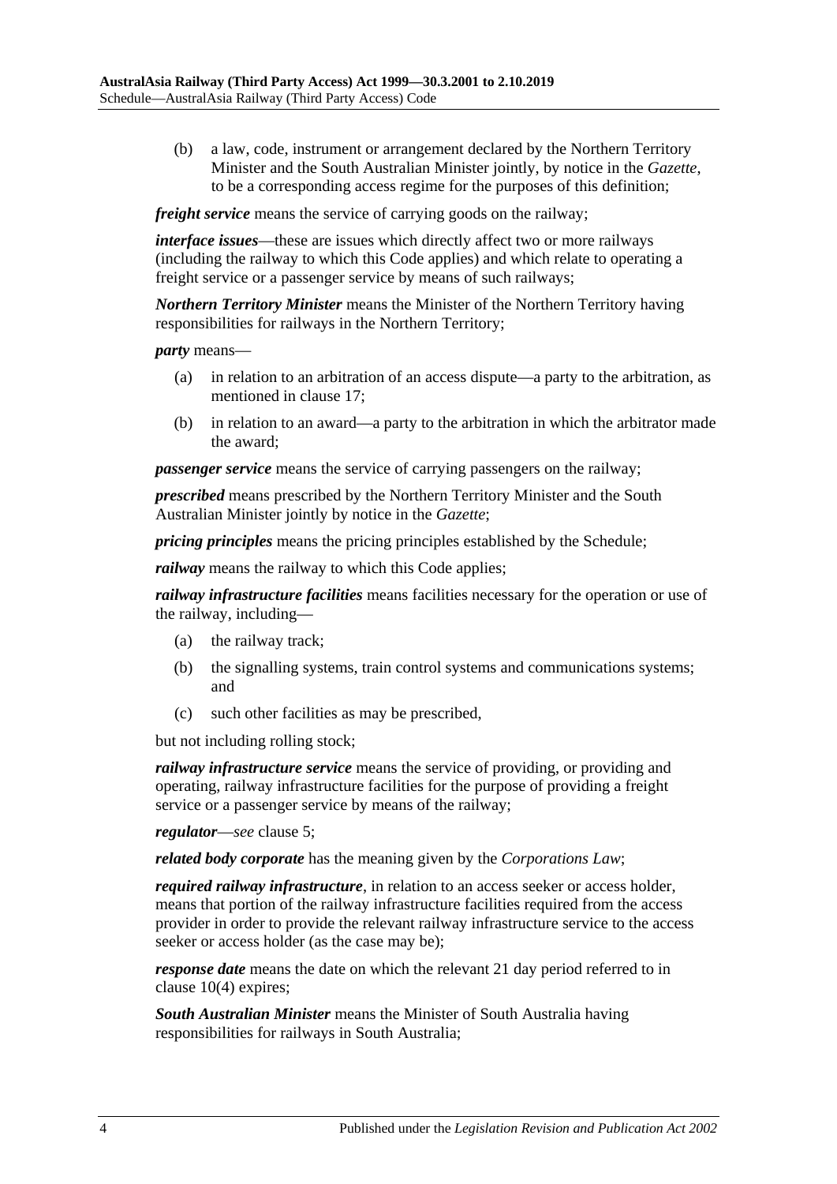(b) a law, code, instrument or arrangement declared by the Northern Territory Minister and the South Australian Minister jointly, by notice in the *Gazette*, to be a corresponding access regime for the purposes of this definition;

***freight service*** means the service of carrying goods on the railway;

***interface issues***—these are issues which directly affect two or more railways (including the railway to which this Code applies) and which relate to operating a freight service or a passenger service by means of such railways;

***Northern Territory Minister*** means the Minister of the Northern Territory having responsibilities for railways in the Northern Territory;

***party*** means—

(a) in relation to an arbitration of an access dispute—a party to the arbitration, as mentioned in clause 17;

(b) in relation to an award—a party to the arbitration in which the arbitrator made the award;

***passenger service*** means the service of carrying passengers on the railway;

***prescribed*** means prescribed by the Northern Territory Minister and the South Australian Minister jointly by notice in the *Gazette*;

***pricing principles*** means the pricing principles established by the Schedule;

***railway*** means the railway to which this Code applies;

***railway infrastructure facilities*** means facilities necessary for the operation or use of the railway, including—

(a) the railway track;

(b) the signalling systems, train control systems and communications systems; and

(c) such other facilities as may be prescribed,

but not including rolling stock;

***railway infrastructure service*** means the service of providing, or providing and operating, railway infrastructure facilities for the purpose of providing a freight service or a passenger service by means of the railway;

***regulator***—*see* clause 5;

***related body corporate*** has the meaning given by the *Corporations Law*;

***required railway infrastructure***, in relation to an access seeker or access holder, means that portion of the railway infrastructure facilities required from the access provider in order to provide the relevant railway infrastructure service to the access seeker or access holder (as the case may be);

***response date*** means the date on which the relevant 21 day period referred to in clause 10(4) expires;

***South Australian Minister*** means the Minister of South Australia having responsibilities for railways in South Australia;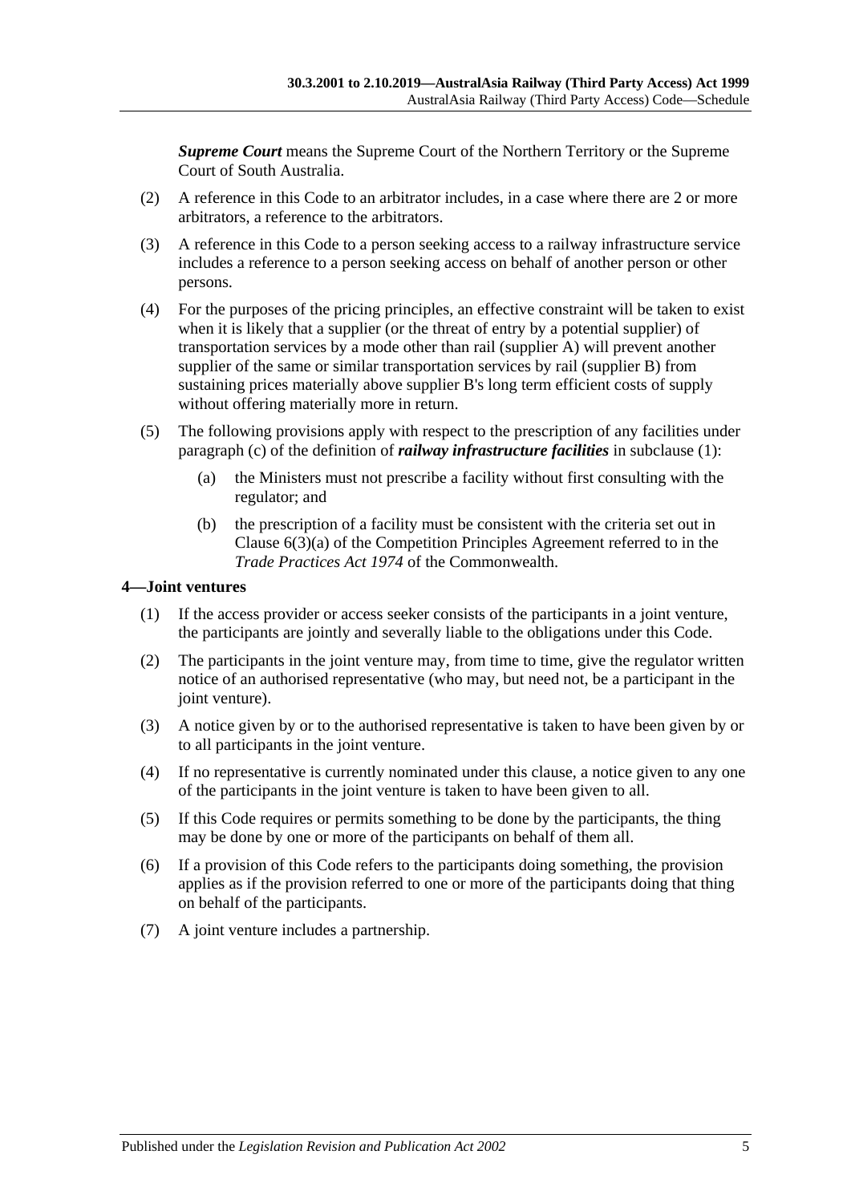***Supreme Court*** means the Supreme Court of the Northern Territory or the Supreme Court of South Australia.

(2) A reference in this Code to an arbitrator includes, in a case where there are 2 or more arbitrators, a reference to the arbitrators.

(3) A reference in this Code to a person seeking access to a railway infrastructure service includes a reference to a person seeking access on behalf of another person or other persons.

(4) For the purposes of the pricing principles, an effective constraint will be taken to exist when it is likely that a supplier (or the threat of entry by a potential supplier) of transportation services by a mode other than rail (supplier A) will prevent another supplier of the same or similar transportation services by rail (supplier B) from sustaining prices materially above supplier B's long term efficient costs of supply without offering materially more in return.

(5) The following provisions apply with respect to the prescription of any facilities under paragraph (c) of the definition of ***railway infrastructure facilities*** in subclause (1):

- (a) the Ministers must not prescribe a facility without first consulting with the regulator; and
- (b) the prescription of a facility must be consistent with the criteria set out in Clause 6(3)(a) of the Competition Principles Agreement referred to in the *Trade Practices Act 1974* of the Commonwealth.

#### 4—Joint ventures

(1) If the access provider or access seeker consists of the participants in a joint venture, the participants are jointly and severally liable to the obligations under this Code.

(2) The participants in the joint venture may, from time to time, give the regulator written notice of an authorised representative (who may, but need not, be a participant in the joint venture).

(3) A notice given by or to the authorised representative is taken to have been given by or to all participants in the joint venture.

(4) If no representative is currently nominated under this clause, a notice given to any one of the participants in the joint venture is taken to have been given to all.

(5) If this Code requires or permits something to be done by the participants, the thing may be done by one or more of the participants on behalf of them all.

(6) If a provision of this Code refers to the participants doing something, the provision applies as if the provision referred to one or more of the participants doing that thing on behalf of the participants.

(7) A joint venture includes a partnership.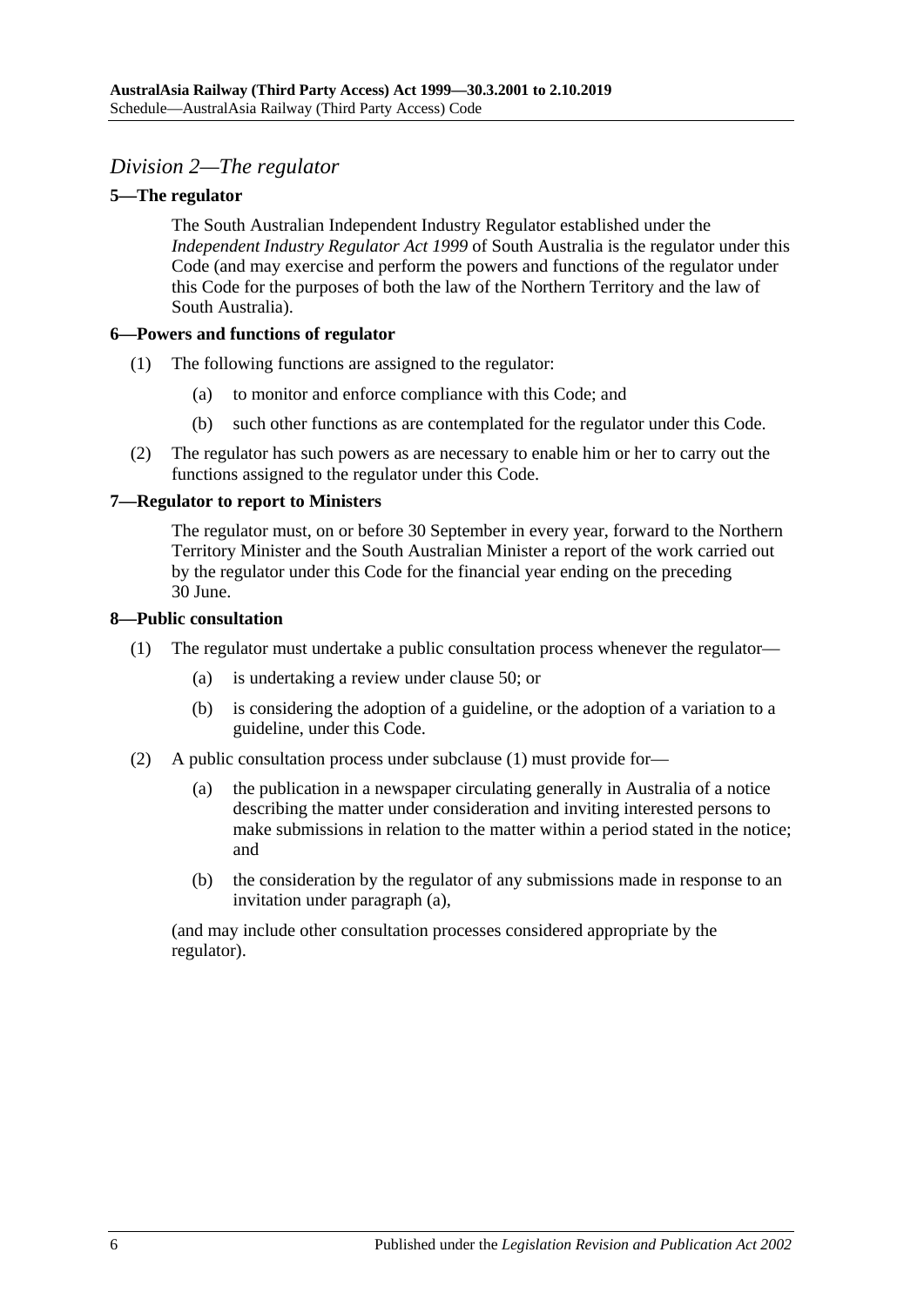## *Division 2—The regulator*

### 5—The regulator

The South Australian Independent Industry Regulator established under the *Independent Industry Regulator Act 1999* of South Australia is the regulator under this Code (and may exercise and perform the powers and functions of the regulator under this Code for the purposes of both the law of the Northern Territory and the law of South Australia).

### 6—Powers and functions of regulator

(1) The following functions are assigned to the regulator:

(a) to monitor and enforce compliance with this Code; and

(b) such other functions as are contemplated for the regulator under this Code.

(2) The regulator has such powers as are necessary to enable him or her to carry out the functions assigned to the regulator under this Code.

### 7—Regulator to report to Ministers

The regulator must, on or before 30 September in every year, forward to the Northern Territory Minister and the South Australian Minister a report of the work carried out by the regulator under this Code for the financial year ending on the preceding 30 June.

### 8—Public consultation

(1) The regulator must undertake a public consultation process whenever the regulator—

(a) is undertaking a review under clause 50; or

(b) is considering the adoption of a guideline, or the adoption of a variation to a guideline, under this Code.

(2) A public consultation process under subclause (1) must provide for—

(a) the publication in a newspaper circulating generally in Australia of a notice describing the matter under consideration and inviting interested persons to make submissions in relation to the matter within a period stated in the notice; and

(b) the consideration by the regulator of any submissions made in response to an invitation under paragraph (a),

(and may include other consultation processes considered appropriate by the regulator).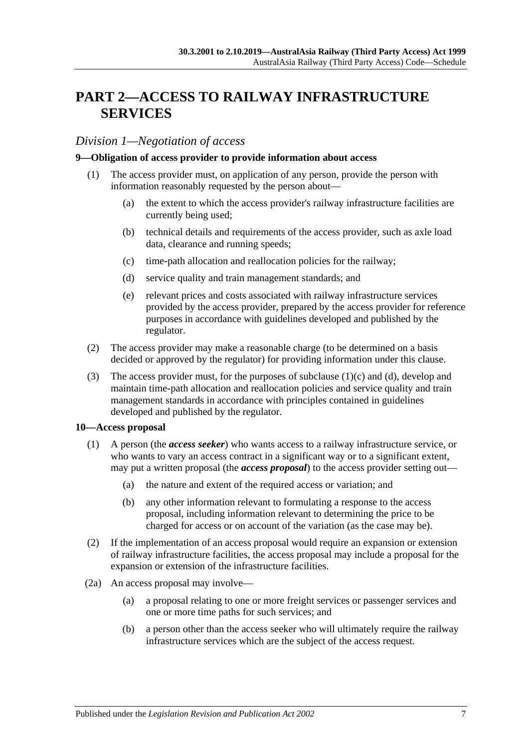# PART 2—ACCESS TO RAILWAY INFRASTRUCTURE SERVICES

## *Division 1—Negotiation of access*

### 9—Obligation of access provider to provide information about access

(1) The access provider must, on application of any person, provide the person with information reasonably requested by the person about—

(a) the extent to which the access provider's railway infrastructure facilities are currently being used;

(b) technical details and requirements of the access provider, such as axle load data, clearance and running speeds;

(c) time-path allocation and reallocation policies for the railway;

(d) service quality and train management standards; and

(e) relevant prices and costs associated with railway infrastructure services provided by the access provider, prepared by the access provider for reference purposes in accordance with guidelines developed and published by the regulator.

(2) The access provider may make a reasonable charge (to be determined on a basis decided or approved by the regulator) for providing information under this clause.

(3) The access provider must, for the purposes of subclause (1)(c) and (d), develop and maintain time-path allocation and reallocation policies and service quality and train management standards in accordance with principles contained in guidelines developed and published by the regulator.

### 10—Access proposal

(1) A person (the ***access seeker***) who wants access to a railway infrastructure service, or who wants to vary an access contract in a significant way or to a significant extent, may put a written proposal (the ***access proposal***) to the access provider setting out—

(a) the nature and extent of the required access or variation; and

(b) any other information relevant to formulating a response to the access proposal, including information relevant to determining the price to be charged for access or on account of the variation (as the case may be).

(2) If the implementation of an access proposal would require an expansion or extension of railway infrastructure facilities, the access proposal may include a proposal for the expansion or extension of the infrastructure facilities.

(2a) An access proposal may involve—

(a) a proposal relating to one or more freight services or passenger services and one or more time paths for such services; and

(b) a person other than the access seeker who will ultimately require the railway infrastructure services which are the subject of the access request.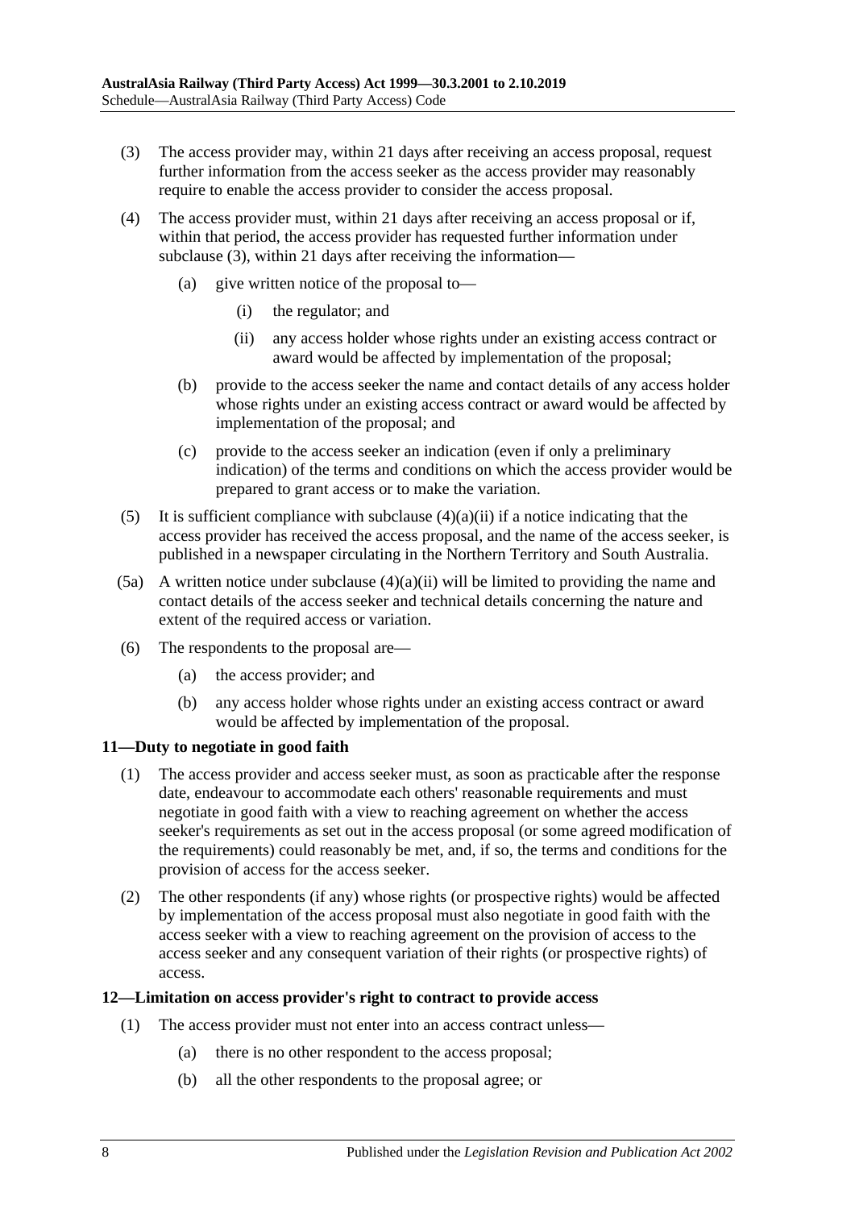(3) The access provider may, within 21 days after receiving an access proposal, request further information from the access seeker as the access provider may reasonably require to enable the access provider to consider the access proposal.

(4) The access provider must, within 21 days after receiving an access proposal or if, within that period, the access provider has requested further information under subclause (3), within 21 days after receiving the information—

 (a) give written notice of the proposal to—

  (i) the regulator; and

  (ii) any access holder whose rights under an existing access contract or award would be affected by implementation of the proposal;

 (b) provide to the access seeker the name and contact details of any access holder whose rights under an existing access contract or award would be affected by implementation of the proposal; and

 (c) provide to the access seeker an indication (even if only a preliminary indication) of the terms and conditions on which the access provider would be prepared to grant access or to make the variation.

(5) It is sufficient compliance with subclause (4)(a)(ii) if a notice indicating that the access provider has received the access proposal, and the name of the access seeker, is published in a newspaper circulating in the Northern Territory and South Australia.

(5a) A written notice under subclause (4)(a)(ii) will be limited to providing the name and contact details of the access seeker and technical details concerning the nature and extent of the required access or variation.

(6) The respondents to the proposal are—

 (a) the access provider; and

 (b) any access holder whose rights under an existing access contract or award would be affected by implementation of the proposal.

### 11—Duty to negotiate in good faith

(1) The access provider and access seeker must, as soon as practicable after the response date, endeavour to accommodate each others' reasonable requirements and must negotiate in good faith with a view to reaching agreement on whether the access seeker's requirements as set out in the access proposal (or some agreed modification of the requirements) could reasonably be met, and, if so, the terms and conditions for the provision of access for the access seeker.

(2) The other respondents (if any) whose rights (or prospective rights) would be affected by implementation of the access proposal must also negotiate in good faith with the access seeker with a view to reaching agreement on the provision of access to the access seeker and any consequent variation of their rights (or prospective rights) of access.

### 12—Limitation on access provider's right to contract to provide access

(1) The access provider must not enter into an access contract unless—

 (a) there is no other respondent to the access proposal;

 (b) all the other respondents to the proposal agree; or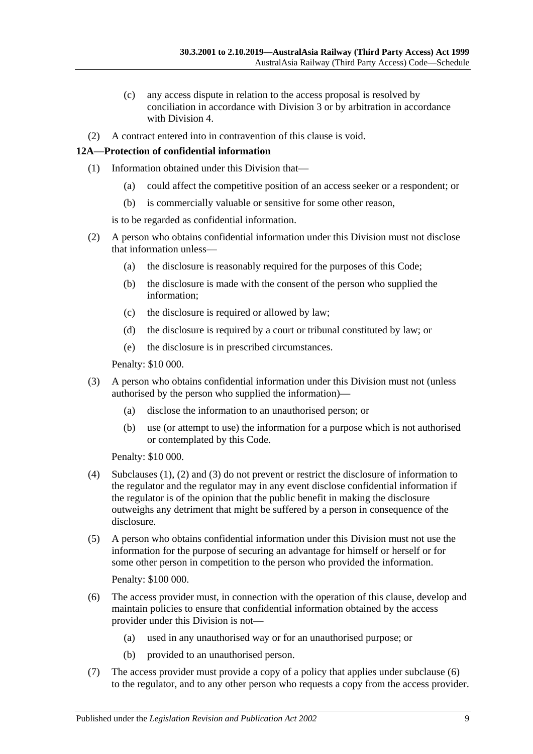(c) any access dispute in relation to the access proposal is resolved by conciliation in accordance with Division 3 or by arbitration in accordance with Division 4.

(2) A contract entered into in contravention of this clause is void.

### 12A—Protection of confidential information

(1) Information obtained under this Division that—

(a) could affect the competitive position of an access seeker or a respondent; or

(b) is commercially valuable or sensitive for some other reason,

is to be regarded as confidential information.

(2) A person who obtains confidential information under this Division must not disclose that information unless—

(a) the disclosure is reasonably required for the purposes of this Code;

(b) the disclosure is made with the consent of the person who supplied the information;

(c) the disclosure is required or allowed by law;

(d) the disclosure is required by a court or tribunal constituted by law; or

(e) the disclosure is in prescribed circumstances.

Penalty: $10 000.

(3) A person who obtains confidential information under this Division must not (unless authorised by the person who supplied the information)—

(a) disclose the information to an unauthorised person; or

(b) use (or attempt to use) the information for a purpose which is not authorised or contemplated by this Code.

Penalty: $10 000.

(4) Subclauses (1), (2) and (3) do not prevent or restrict the disclosure of information to the regulator and the regulator may in any event disclose confidential information if the regulator is of the opinion that the public benefit in making the disclosure outweighs any detriment that might be suffered by a person in consequence of the disclosure.

(5) A person who obtains confidential information under this Division must not use the information for the purpose of securing an advantage for himself or herself or for some other person in competition to the person who provided the information.

Penalty: $100 000.

(6) The access provider must, in connection with the operation of this clause, develop and maintain policies to ensure that confidential information obtained by the access provider under this Division is not—

(a) used in any unauthorised way or for an unauthorised purpose; or

(b) provided to an unauthorised person.

(7) The access provider must provide a copy of a policy that applies under subclause (6) to the regulator, and to any other person who requests a copy from the access provider.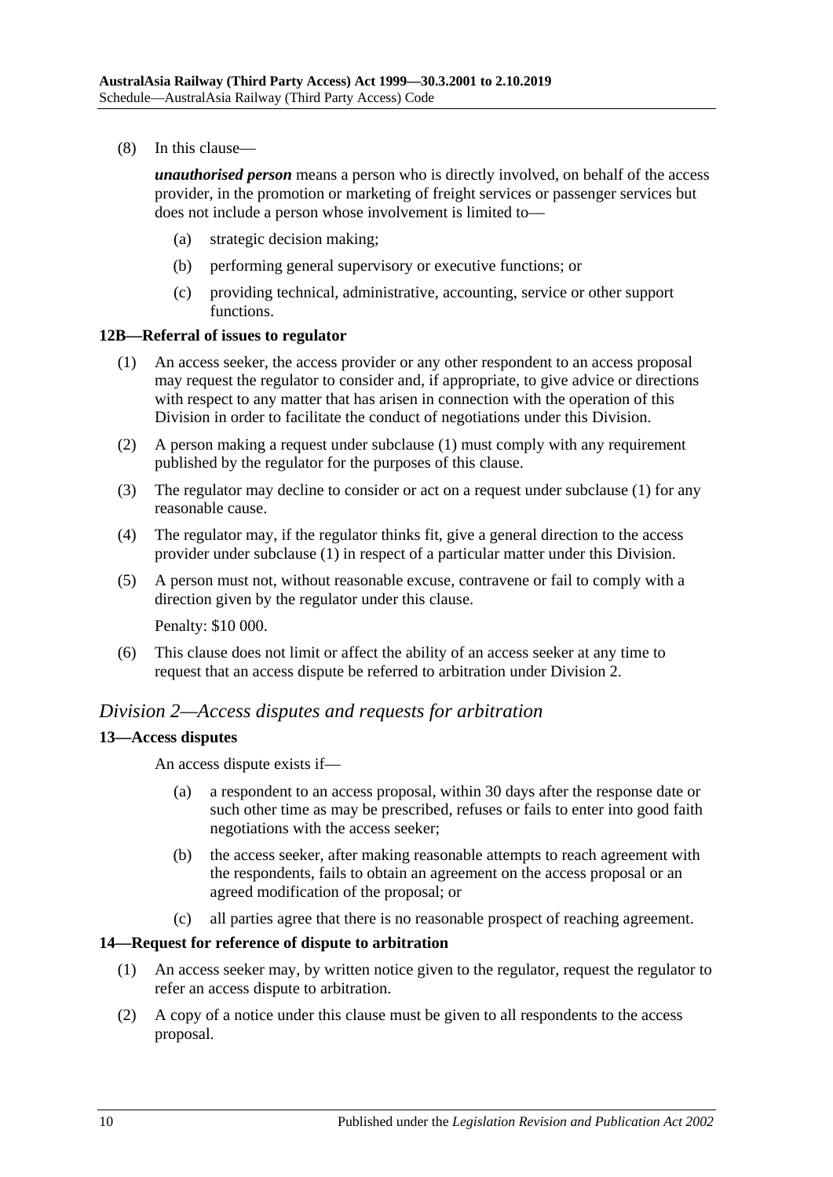(8) In this clause—

***unauthorised person*** means a person who is directly involved, on behalf of the access provider, in the promotion or marketing of freight services or passenger services but does not include a person whose involvement is limited to—

(a) strategic decision making;

(b) performing general supervisory or executive functions; or

(c) providing technical, administrative, accounting, service or other support functions.

**12B—Referral of issues to regulator**

(1) An access seeker, the access provider or any other respondent to an access proposal may request the regulator to consider and, if appropriate, to give advice or directions with respect to any matter that has arisen in connection with the operation of this Division in order to facilitate the conduct of negotiations under this Division.

(2) A person making a request under subclause (1) must comply with any requirement published by the regulator for the purposes of this clause.

(3) The regulator may decline to consider or act on a request under subclause (1) for any reasonable cause.

(4) The regulator may, if the regulator thinks fit, give a general direction to the access provider under subclause (1) in respect of a particular matter under this Division.

(5) A person must not, without reasonable excuse, contravene or fail to comply with a direction given by the regulator under this clause.

Penalty: $10 000.

(6) This clause does not limit or affect the ability of an access seeker at any time to request that an access dispute be referred to arbitration under Division 2.

## *Division 2—Access disputes and requests for arbitration*

**13—Access disputes**

An access dispute exists if—

(a) a respondent to an access proposal, within 30 days after the response date or such other time as may be prescribed, refuses or fails to enter into good faith negotiations with the access seeker;

(b) the access seeker, after making reasonable attempts to reach agreement with the respondents, fails to obtain an agreement on the access proposal or an agreed modification of the proposal; or

(c) all parties agree that there is no reasonable prospect of reaching agreement.

**14—Request for reference of dispute to arbitration**

(1) An access seeker may, by written notice given to the regulator, request the regulator to refer an access dispute to arbitration.

(2) A copy of a notice under this clause must be given to all respondents to the access proposal.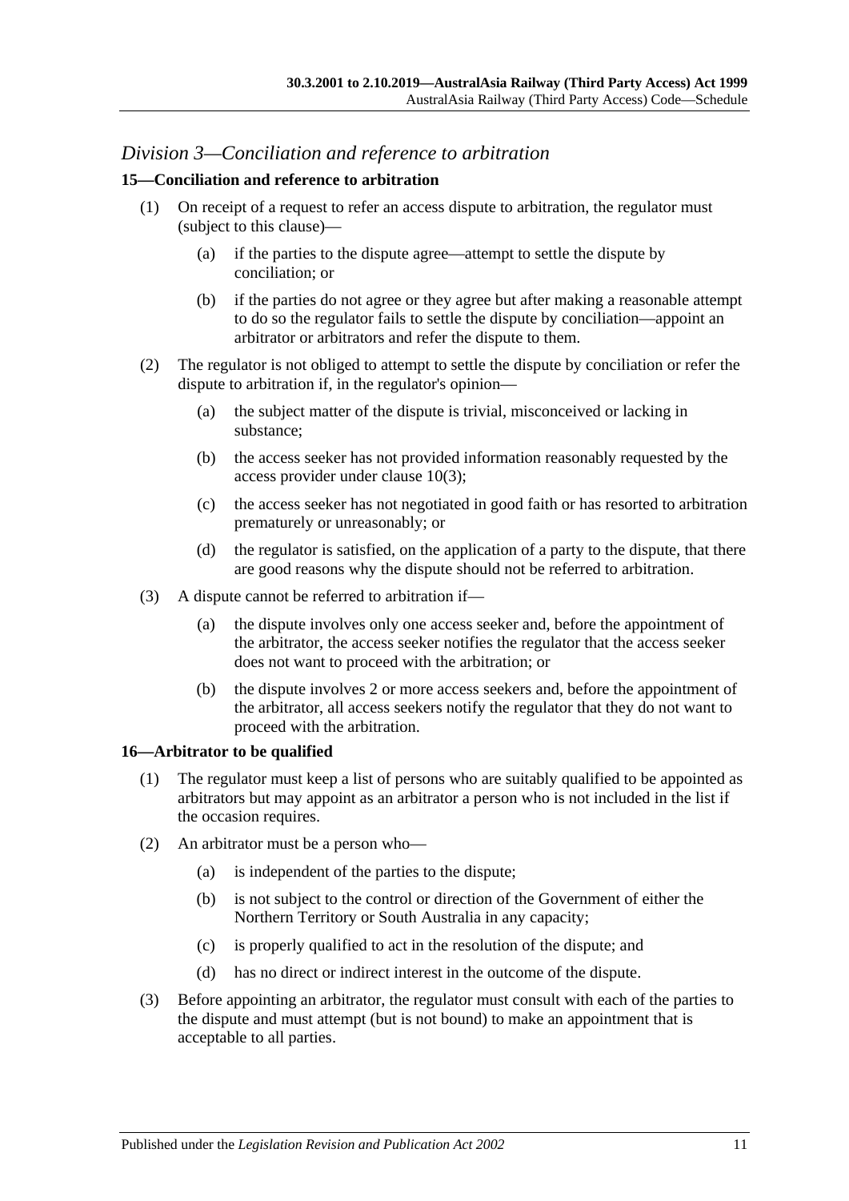## *Division 3—Conciliation and reference to arbitration*

### 15—Conciliation and reference to arbitration

(1) On receipt of a request to refer an access dispute to arbitration, the regulator must (subject to this clause)—

- (a) if the parties to the dispute agree—attempt to settle the dispute by conciliation; or
- (b) if the parties do not agree or they agree but after making a reasonable attempt to do so the regulator fails to settle the dispute by conciliation—appoint an arbitrator or arbitrators and refer the dispute to them.

(2) The regulator is not obliged to attempt to settle the dispute by conciliation or refer the dispute to arbitration if, in the regulator's opinion—

- (a) the subject matter of the dispute is trivial, misconceived or lacking in substance;
- (b) the access seeker has not provided information reasonably requested by the access provider under clause 10(3);
- (c) the access seeker has not negotiated in good faith or has resorted to arbitration prematurely or unreasonably; or
- (d) the regulator is satisfied, on the application of a party to the dispute, that there are good reasons why the dispute should not be referred to arbitration.

(3) A dispute cannot be referred to arbitration if—

- (a) the dispute involves only one access seeker and, before the appointment of the arbitrator, the access seeker notifies the regulator that the access seeker does not want to proceed with the arbitration; or
- (b) the dispute involves 2 or more access seekers and, before the appointment of the arbitrator, all access seekers notify the regulator that they do not want to proceed with the arbitration.

### 16—Arbitrator to be qualified

(1) The regulator must keep a list of persons who are suitably qualified to be appointed as arbitrators but may appoint as an arbitrator a person who is not included in the list if the occasion requires.

(2) An arbitrator must be a person who—

- (a) is independent of the parties to the dispute;
- (b) is not subject to the control or direction of the Government of either the Northern Territory or South Australia in any capacity;
- (c) is properly qualified to act in the resolution of the dispute; and
- (d) has no direct or indirect interest in the outcome of the dispute.

(3) Before appointing an arbitrator, the regulator must consult with each of the parties to the dispute and must attempt (but is not bound) to make an appointment that is acceptable to all parties.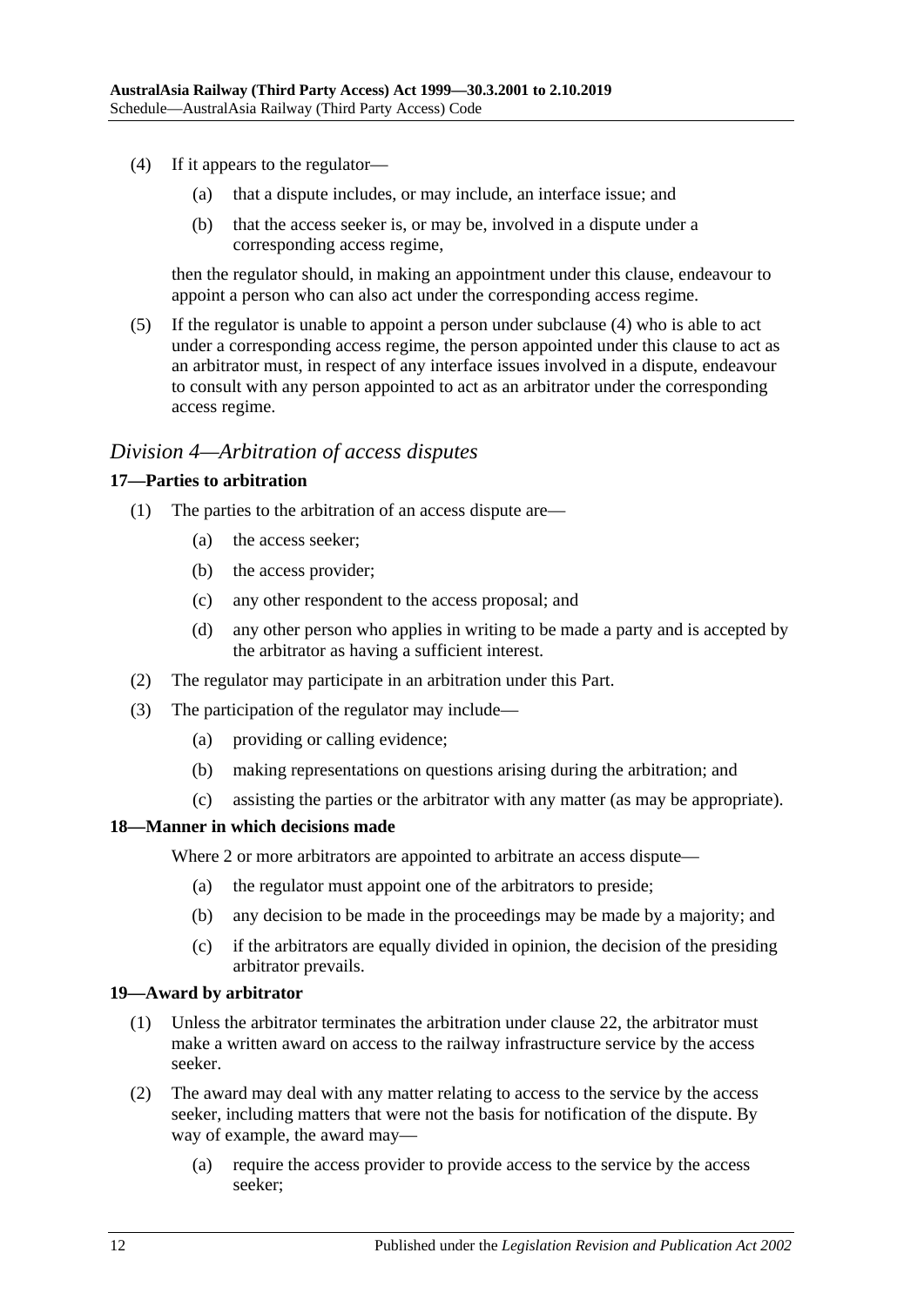(4) If it appears to the regulator—

(a) that a dispute includes, or may include, an interface issue; and

(b) that the access seeker is, or may be, involved in a dispute under a corresponding access regime,

then the regulator should, in making an appointment under this clause, endeavour to appoint a person who can also act under the corresponding access regime.

(5) If the regulator is unable to appoint a person under subclause (4) who is able to act under a corresponding access regime, the person appointed under this clause to act as an arbitrator must, in respect of any interface issues involved in a dispute, endeavour to consult with any person appointed to act as an arbitrator under the corresponding access regime.

## *Division 4—Arbitration of access disputes*

### **17—Parties to arbitration**

(1) The parties to the arbitration of an access dispute are—

(a) the access seeker;

(b) the access provider;

(c) any other respondent to the access proposal; and

(d) any other person who applies in writing to be made a party and is accepted by the arbitrator as having a sufficient interest.

(2) The regulator may participate in an arbitration under this Part.

(3) The participation of the regulator may include—

(a) providing or calling evidence;

(b) making representations on questions arising during the arbitration; and

(c) assisting the parties or the arbitrator with any matter (as may be appropriate).

### **18—Manner in which decisions made**

Where 2 or more arbitrators are appointed to arbitrate an access dispute—

(a) the regulator must appoint one of the arbitrators to preside;

(b) any decision to be made in the proceedings may be made by a majority; and

(c) if the arbitrators are equally divided in opinion, the decision of the presiding arbitrator prevails.

### **19—Award by arbitrator**

(1) Unless the arbitrator terminates the arbitration under clause 22, the arbitrator must make a written award on access to the railway infrastructure service by the access seeker.

(2) The award may deal with any matter relating to access to the service by the access seeker, including matters that were not the basis for notification of the dispute. By way of example, the award may—

(a) require the access provider to provide access to the service by the access seeker;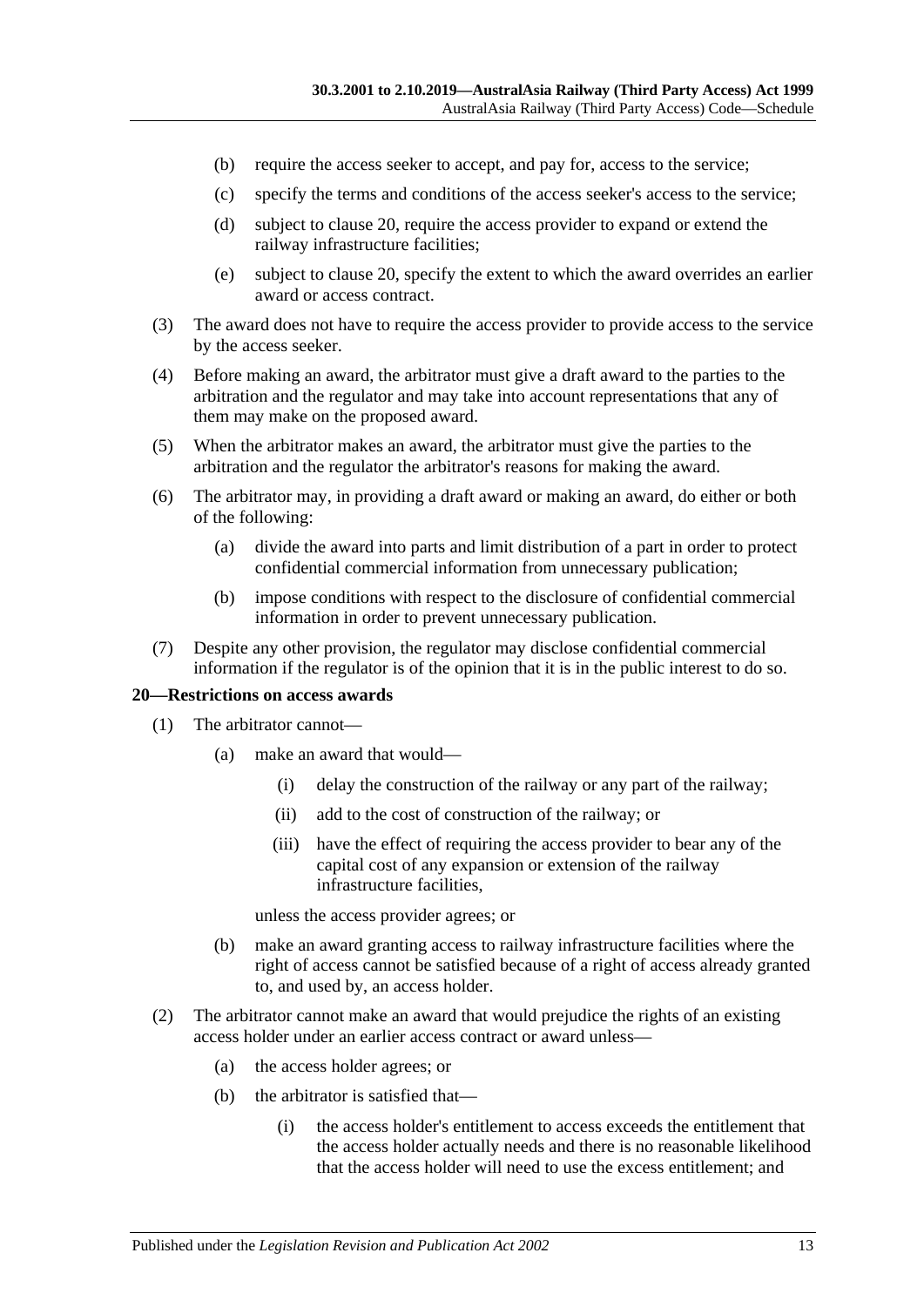(b) require the access seeker to accept, and pay for, access to the service;

(c) specify the terms and conditions of the access seeker's access to the service;

(d) subject to clause 20, require the access provider to expand or extend the railway infrastructure facilities;

(e) subject to clause 20, specify the extent to which the award overrides an earlier award or access contract.

(3) The award does not have to require the access provider to provide access to the service by the access seeker.

(4) Before making an award, the arbitrator must give a draft award to the parties to the arbitration and the regulator and may take into account representations that any of them may make on the proposed award.

(5) When the arbitrator makes an award, the arbitrator must give the parties to the arbitration and the regulator the arbitrator's reasons for making the award.

(6) The arbitrator may, in providing a draft award or making an award, do either or both of the following:

(a) divide the award into parts and limit distribution of a part in order to protect confidential commercial information from unnecessary publication;

(b) impose conditions with respect to the disclosure of confidential commercial information in order to prevent unnecessary publication.

(7) Despite any other provision, the regulator may disclose confidential commercial information if the regulator is of the opinion that it is in the public interest to do so.

## 20—Restrictions on access awards

(1) The arbitrator cannot—

(a) make an award that would—

(i) delay the construction of the railway or any part of the railway;

(ii) add to the cost of construction of the railway; or

(iii) have the effect of requiring the access provider to bear any of the capital cost of any expansion or extension of the railway infrastructure facilities,

unless the access provider agrees; or

(b) make an award granting access to railway infrastructure facilities where the right of access cannot be satisfied because of a right of access already granted to, and used by, an access holder.

(2) The arbitrator cannot make an award that would prejudice the rights of an existing access holder under an earlier access contract or award unless—

(a) the access holder agrees; or

(b) the arbitrator is satisfied that—

(i) the access holder's entitlement to access exceeds the entitlement that the access holder actually needs and there is no reasonable likelihood that the access holder will need to use the excess entitlement; and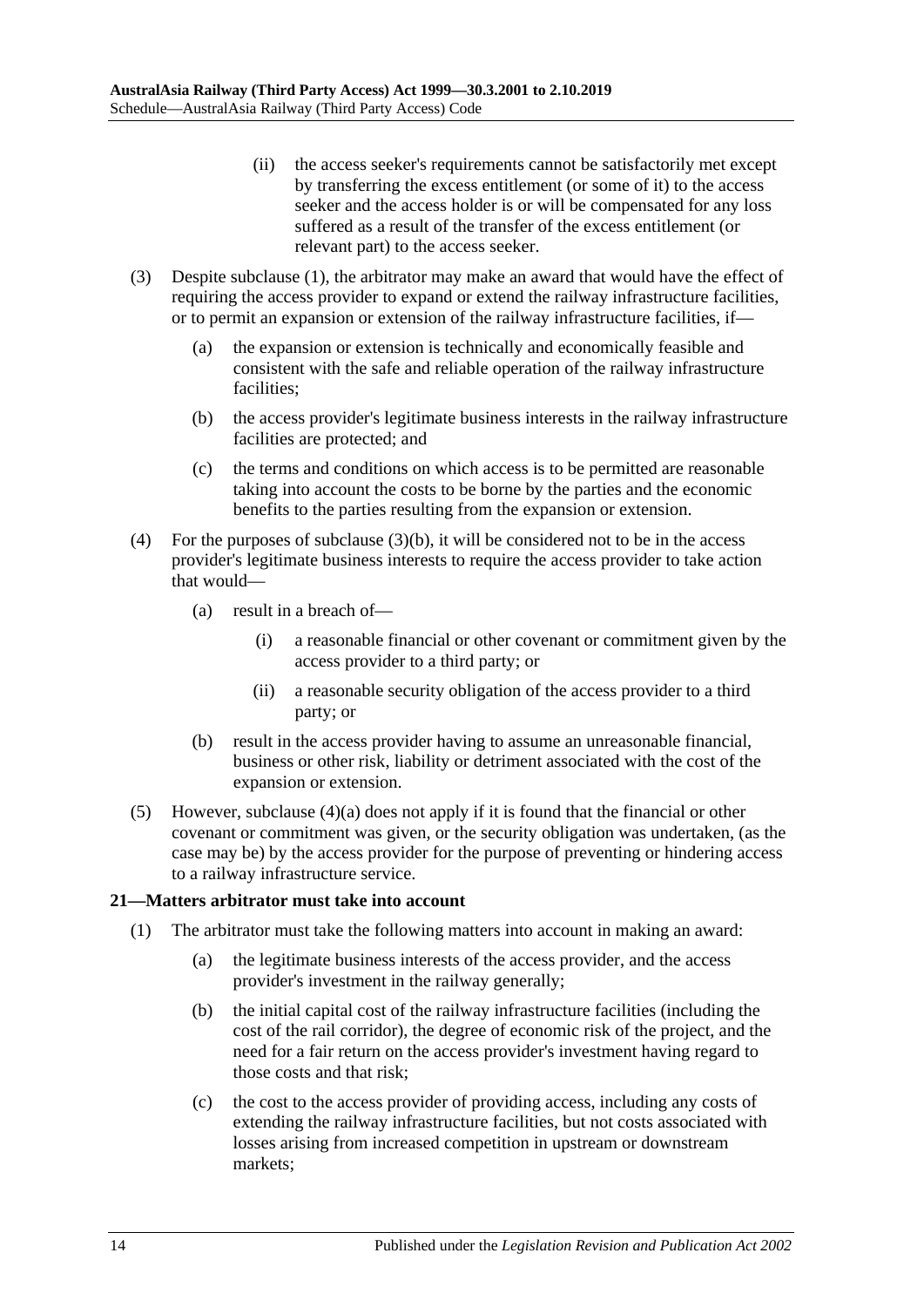(ii) the access seeker's requirements cannot be satisfactorily met except by transferring the excess entitlement (or some of it) to the access seeker and the access holder is or will be compensated for any loss suffered as a result of the transfer of the excess entitlement (or relevant part) to the access seeker.

(3) Despite subclause (1), the arbitrator may make an award that would have the effect of requiring the access provider to expand or extend the railway infrastructure facilities, or to permit an expansion or extension of the railway infrastructure facilities, if—

(a) the expansion or extension is technically and economically feasible and consistent with the safe and reliable operation of the railway infrastructure facilities;

(b) the access provider's legitimate business interests in the railway infrastructure facilities are protected; and

(c) the terms and conditions on which access is to be permitted are reasonable taking into account the costs to be borne by the parties and the economic benefits to the parties resulting from the expansion or extension.

(4) For the purposes of subclause (3)(b), it will be considered not to be in the access provider's legitimate business interests to require the access provider to take action that would—

(a) result in a breach of—

(i) a reasonable financial or other covenant or commitment given by the access provider to a third party; or

(ii) a reasonable security obligation of the access provider to a third party; or

(b) result in the access provider having to assume an unreasonable financial, business or other risk, liability or detriment associated with the cost of the expansion or extension.

(5) However, subclause (4)(a) does not apply if it is found that the financial or other covenant or commitment was given, or the security obligation was undertaken, (as the case may be) by the access provider for the purpose of preventing or hindering access to a railway infrastructure service.

### 21—Matters arbitrator must take into account

(1) The arbitrator must take the following matters into account in making an award:

(a) the legitimate business interests of the access provider, and the access provider's investment in the railway generally;

(b) the initial capital cost of the railway infrastructure facilities (including the cost of the rail corridor), the degree of economic risk of the project, and the need for a fair return on the access provider's investment having regard to those costs and that risk;

(c) the cost to the access provider of providing access, including any costs of extending the railway infrastructure facilities, but not costs associated with losses arising from increased competition in upstream or downstream markets;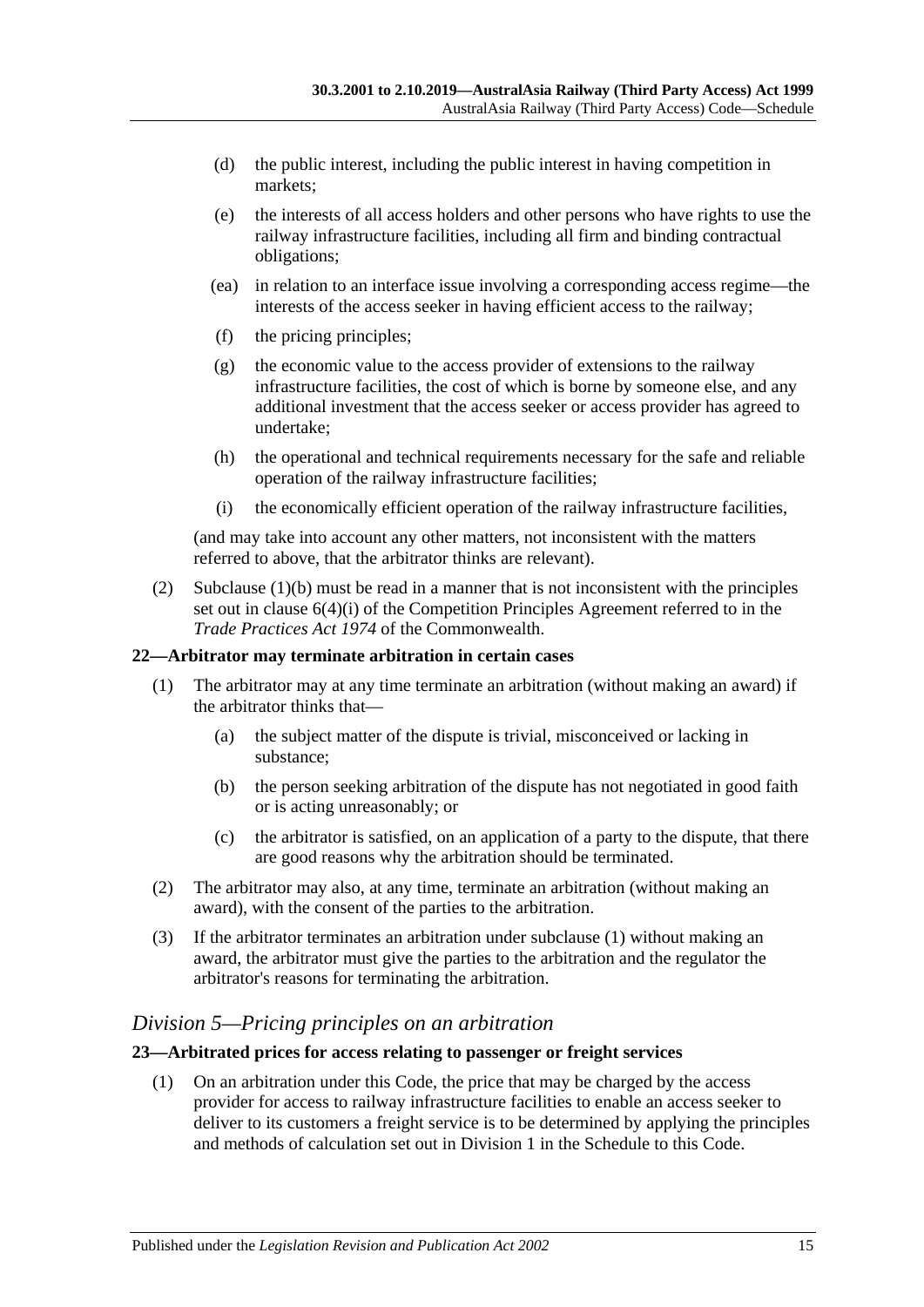(d) the public interest, including the public interest in having competition in markets;

(e) the interests of all access holders and other persons who have rights to use the railway infrastructure facilities, including all firm and binding contractual obligations;

(ea) in relation to an interface issue involving a corresponding access regime—the interests of the access seeker in having efficient access to the railway;

(f) the pricing principles;

(g) the economic value to the access provider of extensions to the railway infrastructure facilities, the cost of which is borne by someone else, and any additional investment that the access seeker or access provider has agreed to undertake;

(h) the operational and technical requirements necessary for the safe and reliable operation of the railway infrastructure facilities;

(i) the economically efficient operation of the railway infrastructure facilities,

(and may take into account any other matters, not inconsistent with the matters referred to above, that the arbitrator thinks are relevant).

(2) Subclause (1)(b) must be read in a manner that is not inconsistent with the principles set out in clause 6(4)(i) of the Competition Principles Agreement referred to in the *Trade Practices Act 1974* of the Commonwealth.

#### 22—Arbitrator may terminate arbitration in certain cases

(1) The arbitrator may at any time terminate an arbitration (without making an award) if the arbitrator thinks that—

(a) the subject matter of the dispute is trivial, misconceived or lacking in substance;

(b) the person seeking arbitration of the dispute has not negotiated in good faith or is acting unreasonably; or

(c) the arbitrator is satisfied, on an application of a party to the dispute, that there are good reasons why the arbitration should be terminated.

(2) The arbitrator may also, at any time, terminate an arbitration (without making an award), with the consent of the parties to the arbitration.

(3) If the arbitrator terminates an arbitration under subclause (1) without making an award, the arbitrator must give the parties to the arbitration and the regulator the arbitrator's reasons for terminating the arbitration.

### *Division 5—Pricing principles on an arbitration*

#### 23—Arbitrated prices for access relating to passenger or freight services

(1) On an arbitration under this Code, the price that may be charged by the access provider for access to railway infrastructure facilities to enable an access seeker to deliver to its customers a freight service is to be determined by applying the principles and methods of calculation set out in Division 1 in the Schedule to this Code.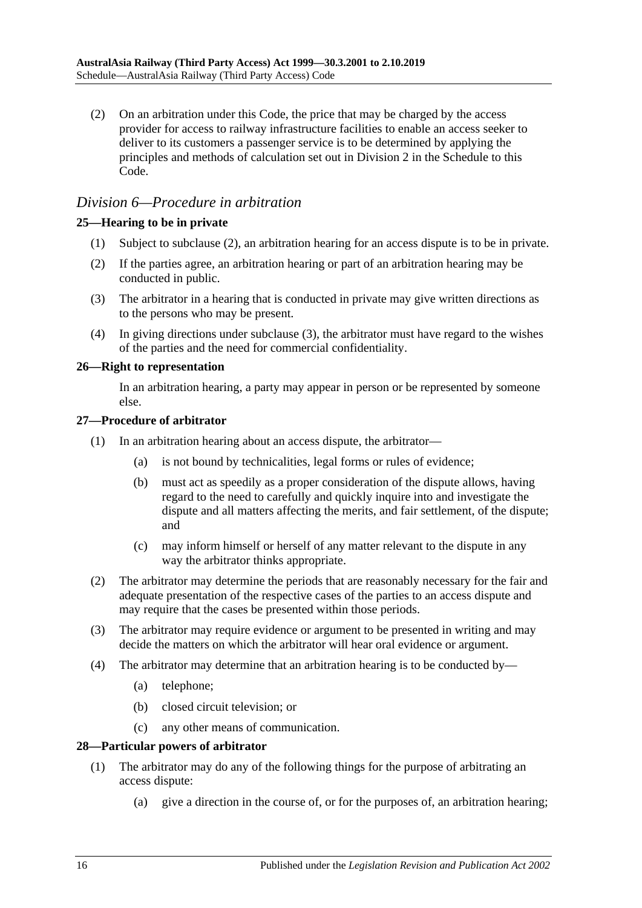(2) On an arbitration under this Code, the price that may be charged by the access provider for access to railway infrastructure facilities to enable an access seeker to deliver to its customers a passenger service is to be determined by applying the principles and methods of calculation set out in Division 2 in the Schedule to this Code.

## *Division 6—Procedure in arbitration*

### **25—Hearing to be in private**

(1) Subject to subclause (2), an arbitration hearing for an access dispute is to be in private.

(2) If the parties agree, an arbitration hearing or part of an arbitration hearing may be conducted in public.

(3) The arbitrator in a hearing that is conducted in private may give written directions as to the persons who may be present.

(4) In giving directions under subclause (3), the arbitrator must have regard to the wishes of the parties and the need for commercial confidentiality.

### **26—Right to representation**

In an arbitration hearing, a party may appear in person or be represented by someone else.

### **27—Procedure of arbitrator**

(1) In an arbitration hearing about an access dispute, the arbitrator—

(a) is not bound by technicalities, legal forms or rules of evidence;

(b) must act as speedily as a proper consideration of the dispute allows, having regard to the need to carefully and quickly inquire into and investigate the dispute and all matters affecting the merits, and fair settlement, of the dispute; and

(c) may inform himself or herself of any matter relevant to the dispute in any way the arbitrator thinks appropriate.

(2) The arbitrator may determine the periods that are reasonably necessary for the fair and adequate presentation of the respective cases of the parties to an access dispute and may require that the cases be presented within those periods.

(3) The arbitrator may require evidence or argument to be presented in writing and may decide the matters on which the arbitrator will hear oral evidence or argument.

(4) The arbitrator may determine that an arbitration hearing is to be conducted by—

(a) telephone;

(b) closed circuit television; or

(c) any other means of communication.

### **28—Particular powers of arbitrator**

(1) The arbitrator may do any of the following things for the purpose of arbitrating an access dispute:

(a) give a direction in the course of, or for the purposes of, an arbitration hearing;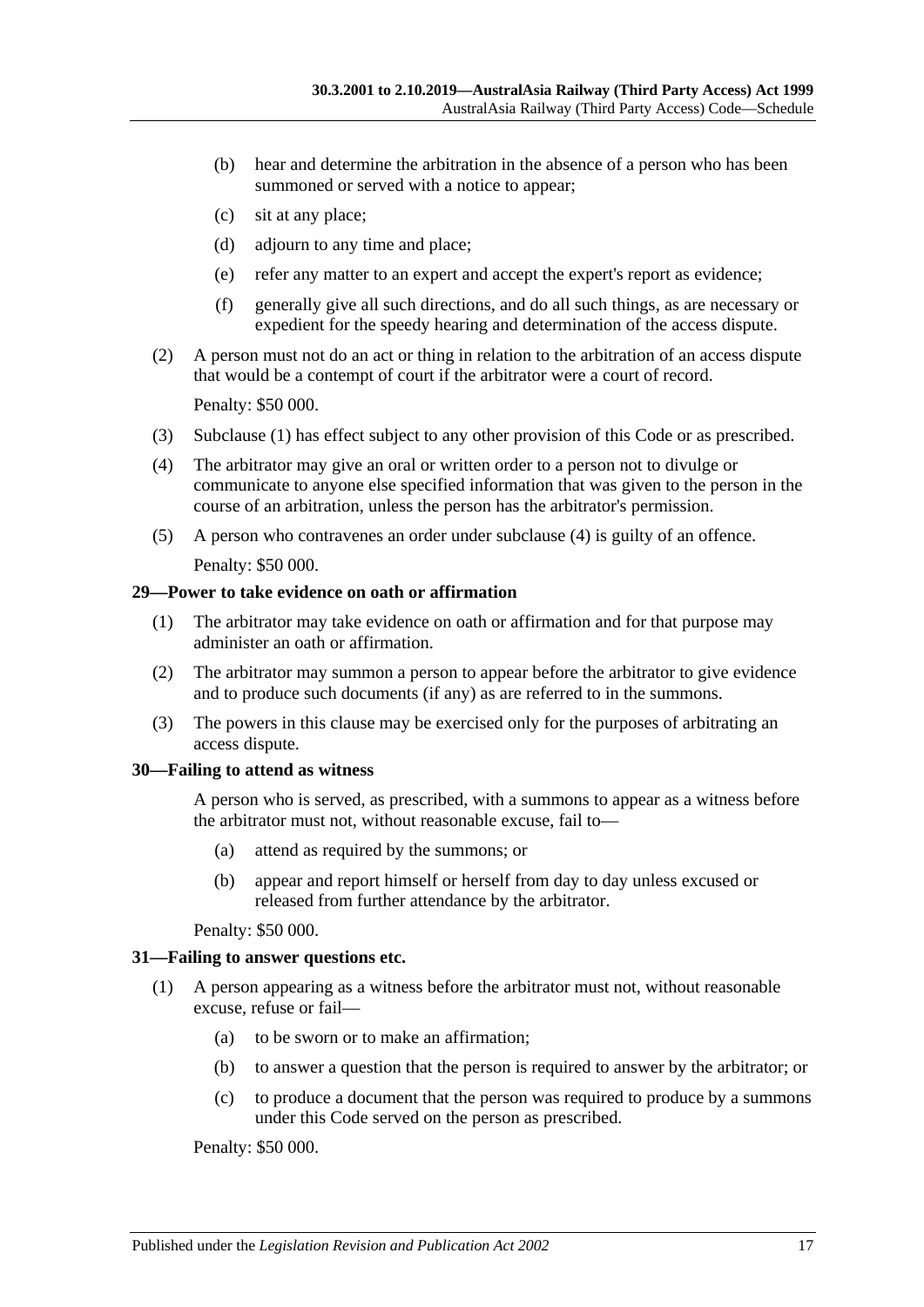(b) hear and determine the arbitration in the absence of a person who has been summoned or served with a notice to appear;

(c) sit at any place;

(d) adjourn to any time and place;

(e) refer any matter to an expert and accept the expert's report as evidence;

(f) generally give all such directions, and do all such things, as are necessary or expedient for the speedy hearing and determination of the access dispute.

(2) A person must not do an act or thing in relation to the arbitration of an access dispute that would be a contempt of court if the arbitrator were a court of record.

Penalty: $50 000.

(3) Subclause (1) has effect subject to any other provision of this Code or as prescribed.

(4) The arbitrator may give an oral or written order to a person not to divulge or communicate to anyone else specified information that was given to the person in the course of an arbitration, unless the person has the arbitrator's permission.

(5) A person who contravenes an order under subclause (4) is guilty of an offence.

Penalty: $50 000.

#### 29—Power to take evidence on oath or affirmation

(1) The arbitrator may take evidence on oath or affirmation and for that purpose may administer an oath or affirmation.

(2) The arbitrator may summon a person to appear before the arbitrator to give evidence and to produce such documents (if any) as are referred to in the summons.

(3) The powers in this clause may be exercised only for the purposes of arbitrating an access dispute.

#### 30—Failing to attend as witness

A person who is served, as prescribed, with a summons to appear as a witness before the arbitrator must not, without reasonable excuse, fail to—

(a) attend as required by the summons; or

(b) appear and report himself or herself from day to day unless excused or released from further attendance by the arbitrator.

Penalty: $50 000.

#### 31—Failing to answer questions etc.

(1) A person appearing as a witness before the arbitrator must not, without reasonable excuse, refuse or fail—

(a) to be sworn or to make an affirmation;

(b) to answer a question that the person is required to answer by the arbitrator; or

(c) to produce a document that the person was required to produce by a summons under this Code served on the person as prescribed.

Penalty: $50 000.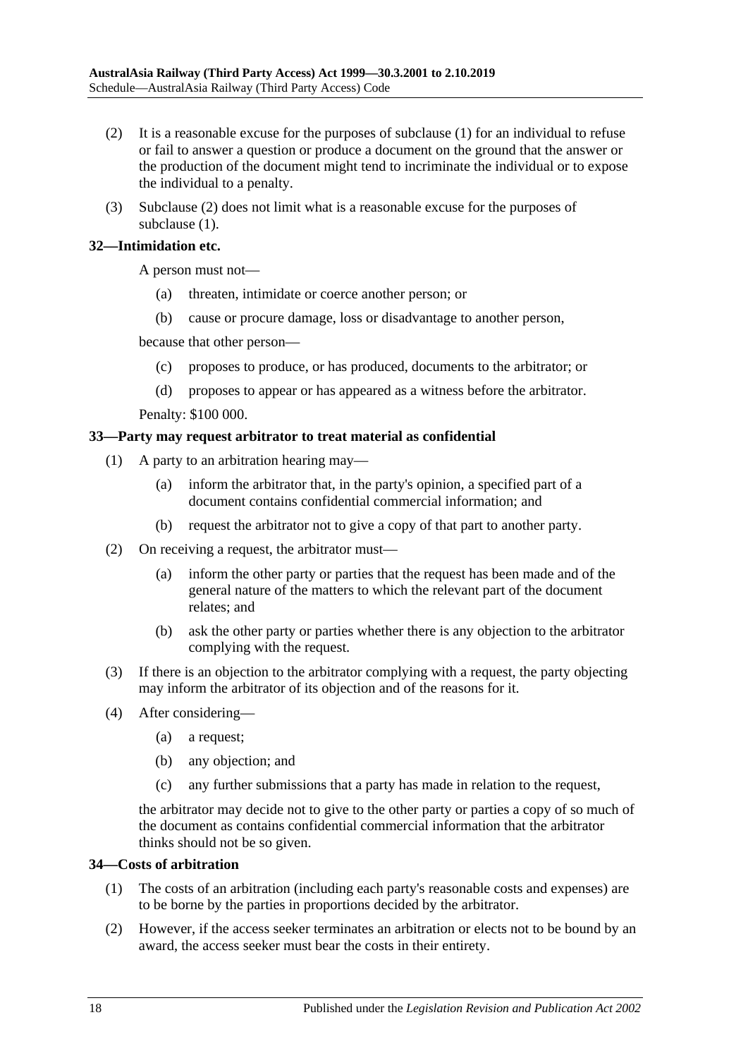(2) It is a reasonable excuse for the purposes of subclause (1) for an individual to refuse or fail to answer a question or produce a document on the ground that the answer or the production of the document might tend to incriminate the individual or to expose the individual to a penalty.

(3) Subclause (2) does not limit what is a reasonable excuse for the purposes of subclause (1).

#### 32—Intimidation etc.

A person must not—

(a) threaten, intimidate or coerce another person; or

(b) cause or procure damage, loss or disadvantage to another person,

because that other person—

(c) proposes to produce, or has produced, documents to the arbitrator; or

(d) proposes to appear or has appeared as a witness before the arbitrator.

Penalty: $100 000.

#### 33—Party may request arbitrator to treat material as confidential

(1) A party to an arbitration hearing may—

(a) inform the arbitrator that, in the party's opinion, a specified part of a document contains confidential commercial information; and

(b) request the arbitrator not to give a copy of that part to another party.

(2) On receiving a request, the arbitrator must—

(a) inform the other party or parties that the request has been made and of the general nature of the matters to which the relevant part of the document relates; and

(b) ask the other party or parties whether there is any objection to the arbitrator complying with the request.

(3) If there is an objection to the arbitrator complying with a request, the party objecting may inform the arbitrator of its objection and of the reasons for it.

(4) After considering—

(a) a request;

(b) any objection; and

(c) any further submissions that a party has made in relation to the request,

the arbitrator may decide not to give to the other party or parties a copy of so much of the document as contains confidential commercial information that the arbitrator thinks should not be so given.

#### 34—Costs of arbitration

(1) The costs of an arbitration (including each party's reasonable costs and expenses) are to be borne by the parties in proportions decided by the arbitrator.

(2) However, if the access seeker terminates an arbitration or elects not to be bound by an award, the access seeker must bear the costs in their entirety.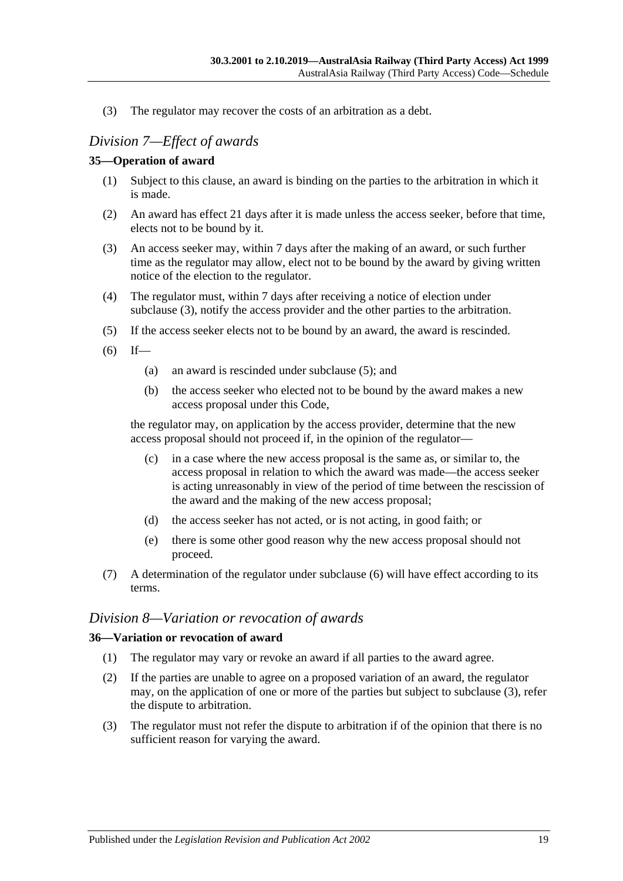(3) The regulator may recover the costs of an arbitration as a debt.

## *Division 7—Effect of awards*

### 35—Operation of award

(1) Subject to this clause, an award is binding on the parties to the arbitration in which it is made.

(2) An award has effect 21 days after it is made unless the access seeker, before that time, elects not to be bound by it.

(3) An access seeker may, within 7 days after the making of an award, or such further time as the regulator may allow, elect not to be bound by the award by giving written notice of the election to the regulator.

(4) The regulator must, within 7 days after receiving a notice of election under subclause (3), notify the access provider and the other parties to the arbitration.

(5) If the access seeker elects not to be bound by an award, the award is rescinded.

(6) If—

(a) an award is rescinded under subclause (5); and

(b) the access seeker who elected not to be bound by the award makes a new access proposal under this Code,

the regulator may, on application by the access provider, determine that the new access proposal should not proceed if, in the opinion of the regulator—

(c) in a case where the new access proposal is the same as, or similar to, the access proposal in relation to which the award was made—the access seeker is acting unreasonably in view of the period of time between the rescission of the award and the making of the new access proposal;

(d) the access seeker has not acted, or is not acting, in good faith; or

(e) there is some other good reason why the new access proposal should not proceed.

(7) A determination of the regulator under subclause (6) will have effect according to its terms.

## *Division 8—Variation or revocation of awards*

### 36—Variation or revocation of award

(1) The regulator may vary or revoke an award if all parties to the award agree.

(2) If the parties are unable to agree on a proposed variation of an award, the regulator may, on the application of one or more of the parties but subject to subclause (3), refer the dispute to arbitration.

(3) The regulator must not refer the dispute to arbitration if of the opinion that there is no sufficient reason for varying the award.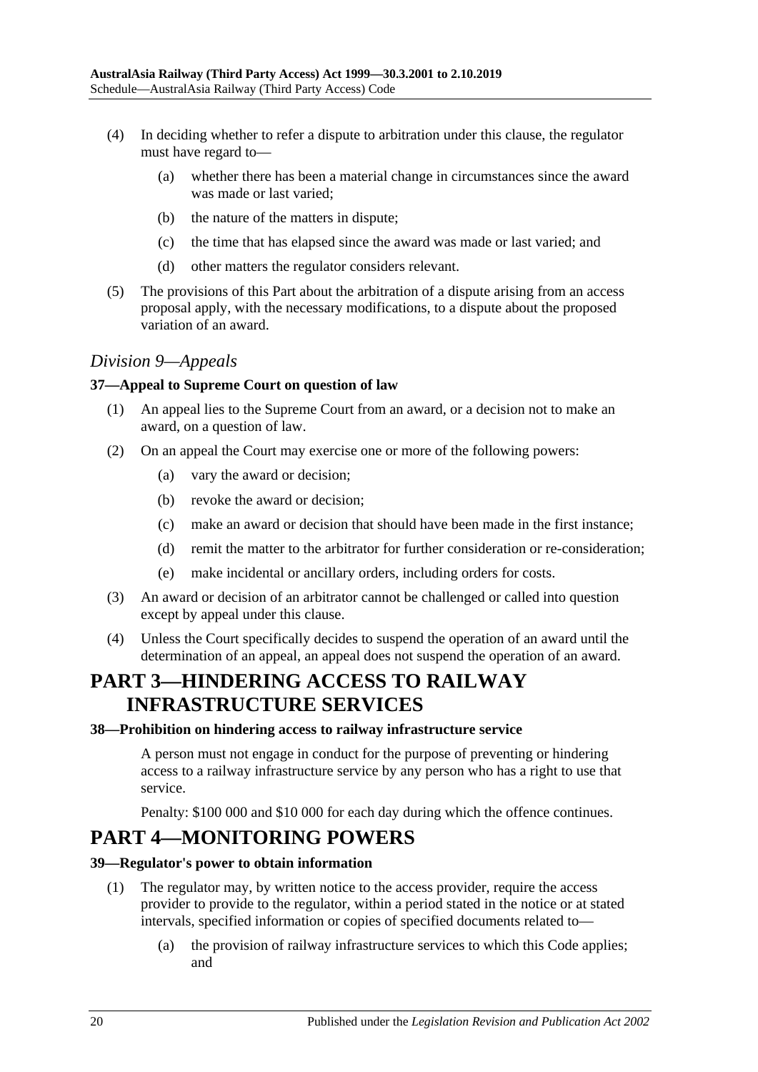(4) In deciding whether to refer a dispute to arbitration under this clause, the regulator must have regard to—

(a) whether there has been a material change in circumstances since the award was made or last varied;

(b) the nature of the matters in dispute;

(c) the time that has elapsed since the award was made or last varied; and

(d) other matters the regulator considers relevant.

(5) The provisions of this Part about the arbitration of a dispute arising from an access proposal apply, with the necessary modifications, to a dispute about the proposed variation of an award.

### *Division 9—Appeals*

#### 37—Appeal to Supreme Court on question of law

(1) An appeal lies to the Supreme Court from an award, or a decision not to make an award, on a question of law.

(2) On an appeal the Court may exercise one or more of the following powers:

(a) vary the award or decision;

(b) revoke the award or decision;

(c) make an award or decision that should have been made in the first instance;

(d) remit the matter to the arbitrator for further consideration or re-consideration;

(e) make incidental or ancillary orders, including orders for costs.

(3) An award or decision of an arbitrator cannot be challenged or called into question except by appeal under this clause.

(4) Unless the Court specifically decides to suspend the operation of an award until the determination of an appeal, an appeal does not suspend the operation of an award.

# PART 3—HINDERING ACCESS TO RAILWAY INFRASTRUCTURE SERVICES

#### 38—Prohibition on hindering access to railway infrastructure service

A person must not engage in conduct for the purpose of preventing or hindering access to a railway infrastructure service by any person who has a right to use that service.

Penalty: $100 000 and $10 000 for each day during which the offence continues.

# PART 4—MONITORING POWERS

#### 39—Regulator's power to obtain information

(1) The regulator may, by written notice to the access provider, require the access provider to provide to the regulator, within a period stated in the notice or at stated intervals, specified information or copies of specified documents related to—

(a) the provision of railway infrastructure services to which this Code applies; and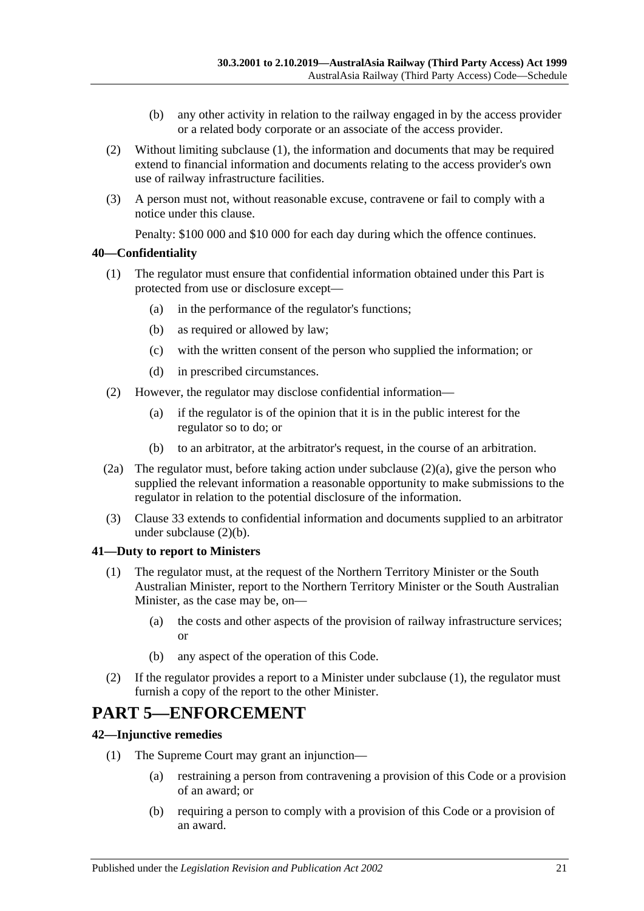(b) any other activity in relation to the railway engaged in by the access provider or a related body corporate or an associate of the access provider.

(2) Without limiting subclause (1), the information and documents that may be required extend to financial information and documents relating to the access provider's own use of railway infrastructure facilities.

(3) A person must not, without reasonable excuse, contravene or fail to comply with a notice under this clause.

Penalty: $100 000 and $10 000 for each day during which the offence continues.

### 40—Confidentiality

(1) The regulator must ensure that confidential information obtained under this Part is protected from use or disclosure except—

(a) in the performance of the regulator's functions;

(b) as required or allowed by law;

(c) with the written consent of the person who supplied the information; or

(d) in prescribed circumstances.

(2) However, the regulator may disclose confidential information—

(a) if the regulator is of the opinion that it is in the public interest for the regulator so to do; or

(b) to an arbitrator, at the arbitrator's request, in the course of an arbitration.

(2a) The regulator must, before taking action under subclause (2)(a), give the person who supplied the relevant information a reasonable opportunity to make submissions to the regulator in relation to the potential disclosure of the information.

(3) Clause 33 extends to confidential information and documents supplied to an arbitrator under subclause (2)(b).

### 41—Duty to report to Ministers

(1) The regulator must, at the request of the Northern Territory Minister or the South Australian Minister, report to the Northern Territory Minister or the South Australian Minister, as the case may be, on—

(a) the costs and other aspects of the provision of railway infrastructure services; or

(b) any aspect of the operation of this Code.

(2) If the regulator provides a report to a Minister under subclause (1), the regulator must furnish a copy of the report to the other Minister.

## PART 5—ENFORCEMENT

### 42—Injunctive remedies

(1) The Supreme Court may grant an injunction—

(a) restraining a person from contravening a provision of this Code or a provision of an award; or

(b) requiring a person to comply with a provision of this Code or a provision of an award.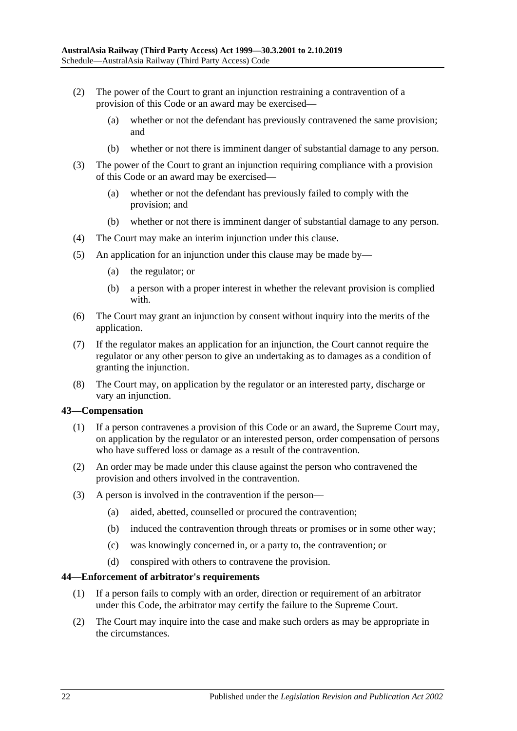(2) The power of the Court to grant an injunction restraining a contravention of a provision of this Code or an award may be exercised—

(a) whether or not the defendant has previously contravened the same provision; and

(b) whether or not there is imminent danger of substantial damage to any person.

(3) The power of the Court to grant an injunction requiring compliance with a provision of this Code or an award may be exercised—

(a) whether or not the defendant has previously failed to comply with the provision; and

(b) whether or not there is imminent danger of substantial damage to any person.

(4) The Court may make an interim injunction under this clause.

(5) An application for an injunction under this clause may be made by—

(a) the regulator; or

(b) a person with a proper interest in whether the relevant provision is complied with.

(6) The Court may grant an injunction by consent without inquiry into the merits of the application.

(7) If the regulator makes an application for an injunction, the Court cannot require the regulator or any other person to give an undertaking as to damages as a condition of granting the injunction.

(8) The Court may, on application by the regulator or an interested party, discharge or vary an injunction.

#### 43—Compensation

(1) If a person contravenes a provision of this Code or an award, the Supreme Court may, on application by the regulator or an interested person, order compensation of persons who have suffered loss or damage as a result of the contravention.

(2) An order may be made under this clause against the person who contravened the provision and others involved in the contravention.

(3) A person is involved in the contravention if the person—

(a) aided, abetted, counselled or procured the contravention;

(b) induced the contravention through threats or promises or in some other way;

(c) was knowingly concerned in, or a party to, the contravention; or

(d) conspired with others to contravene the provision.

#### 44—Enforcement of arbitrator's requirements

(1) If a person fails to comply with an order, direction or requirement of an arbitrator under this Code, the arbitrator may certify the failure to the Supreme Court.

(2) The Court may inquire into the case and make such orders as may be appropriate in the circumstances.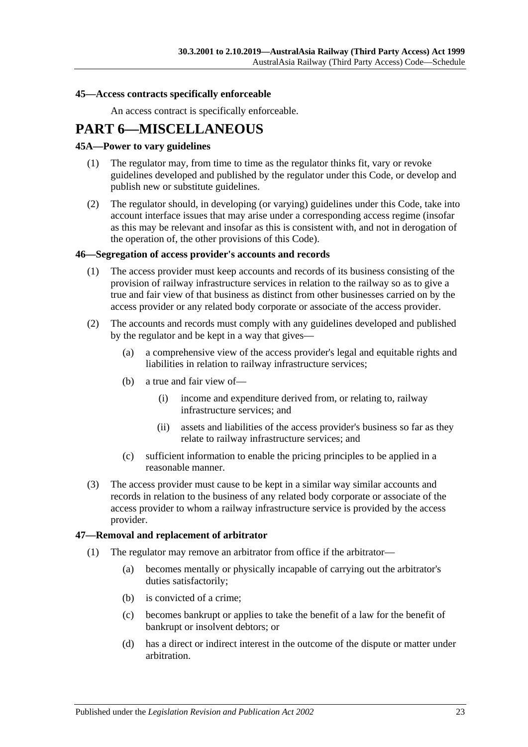### 45—Access contracts specifically enforceable

An access contract is specifically enforceable.

# PART 6—MISCELLANEOUS

### 45A—Power to vary guidelines

(1) The regulator may, from time to time as the regulator thinks fit, vary or revoke guidelines developed and published by the regulator under this Code, or develop and publish new or substitute guidelines.

(2) The regulator should, in developing (or varying) guidelines under this Code, take into account interface issues that may arise under a corresponding access regime (insofar as this may be relevant and insofar as this is consistent with, and not in derogation of the operation of, the other provisions of this Code).

### 46—Segregation of access provider's accounts and records

(1) The access provider must keep accounts and records of its business consisting of the provision of railway infrastructure services in relation to the railway so as to give a true and fair view of that business as distinct from other businesses carried on by the access provider or any related body corporate or associate of the access provider.

(2) The accounts and records must comply with any guidelines developed and published by the regulator and be kept in a way that gives—

  (a) a comprehensive view of the access provider's legal and equitable rights and liabilities in relation to railway infrastructure services;

  (b) a true and fair view of—

    (i) income and expenditure derived from, or relating to, railway infrastructure services; and

    (ii) assets and liabilities of the access provider's business so far as they relate to railway infrastructure services; and

  (c) sufficient information to enable the pricing principles to be applied in a reasonable manner.

(3) The access provider must cause to be kept in a similar way similar accounts and records in relation to the business of any related body corporate or associate of the access provider to whom a railway infrastructure service is provided by the access provider.

### 47—Removal and replacement of arbitrator

(1) The regulator may remove an arbitrator from office if the arbitrator—

  (a) becomes mentally or physically incapable of carrying out the arbitrator's duties satisfactorily;

  (b) is convicted of a crime;

  (c) becomes bankrupt or applies to take the benefit of a law for the benefit of bankrupt or insolvent debtors; or

  (d) has a direct or indirect interest in the outcome of the dispute or matter under arbitration.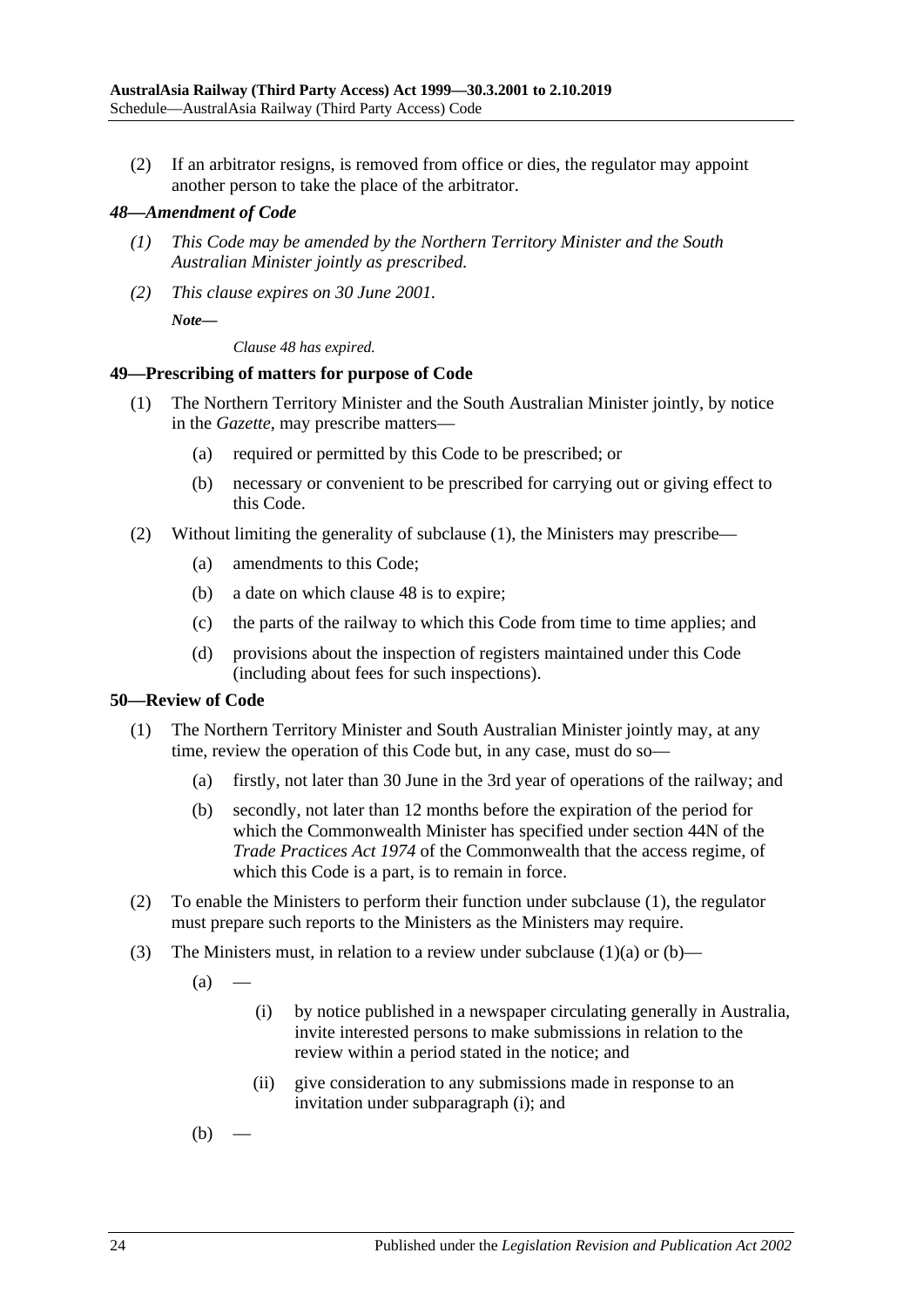(2) If an arbitrator resigns, is removed from office or dies, the regulator may appoint another person to take the place of the arbitrator.

### *48—Amendment of Code*

*(1) This Code may be amended by the Northern Territory Minister and the South Australian Minister jointly as prescribed.*

*(2) This clause expires on 30 June 2001.*

***Note—***

*Clause 48 has expired.*

### 49—Prescribing of matters for purpose of Code

(1) The Northern Territory Minister and the South Australian Minister jointly, by notice in the *Gazette*, may prescribe matters—

(a) required or permitted by this Code to be prescribed; or

(b) necessary or convenient to be prescribed for carrying out or giving effect to this Code.

(2) Without limiting the generality of subclause (1), the Ministers may prescribe—

(a) amendments to this Code;

(b) a date on which clause 48 is to expire;

(c) the parts of the railway to which this Code from time to time applies; and

(d) provisions about the inspection of registers maintained under this Code (including about fees for such inspections).

### 50—Review of Code

(1) The Northern Territory Minister and South Australian Minister jointly may, at any time, review the operation of this Code but, in any case, must do so—

(a) firstly, not later than 30 June in the 3rd year of operations of the railway; and

(b) secondly, not later than 12 months before the expiration of the period for which the Commonwealth Minister has specified under section 44N of the *Trade Practices Act 1974* of the Commonwealth that the access regime, of which this Code is a part, is to remain in force.

(2) To enable the Ministers to perform their function under subclause (1), the regulator must prepare such reports to the Ministers as the Ministers may require.

(3) The Ministers must, in relation to a review under subclause (1)(a) or (b)—

(a) —

(i) by notice published in a newspaper circulating generally in Australia, invite interested persons to make submissions in relation to the review within a period stated in the notice; and

(ii) give consideration to any submissions made in response to an invitation under subparagraph (i); and

(b) —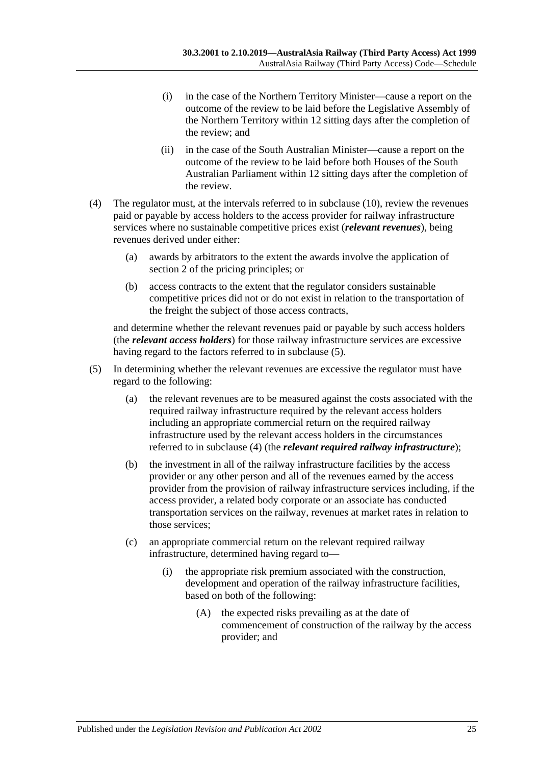(i) in the case of the Northern Territory Minister—cause a report on the outcome of the review to be laid before the Legislative Assembly of the Northern Territory within 12 sitting days after the completion of the review; and

(ii) in the case of the South Australian Minister—cause a report on the outcome of the review to be laid before both Houses of the South Australian Parliament within 12 sitting days after the completion of the review.

(4) The regulator must, at the intervals referred to in subclause (10), review the revenues paid or payable by access holders to the access provider for railway infrastructure services where no sustainable competitive prices exist (***relevant revenues***), being revenues derived under either:

(a) awards by arbitrators to the extent the awards involve the application of section 2 of the pricing principles; or

(b) access contracts to the extent that the regulator considers sustainable competitive prices did not or do not exist in relation to the transportation of the freight the subject of those access contracts,

and determine whether the relevant revenues paid or payable by such access holders (the ***relevant access holders***) for those railway infrastructure services are excessive having regard to the factors referred to in subclause (5).

(5) In determining whether the relevant revenues are excessive the regulator must have regard to the following:

(a) the relevant revenues are to be measured against the costs associated with the required railway infrastructure required by the relevant access holders including an appropriate commercial return on the required railway infrastructure used by the relevant access holders in the circumstances referred to in subclause (4) (the ***relevant required railway infrastructure***);

(b) the investment in all of the railway infrastructure facilities by the access provider or any other person and all of the revenues earned by the access provider from the provision of railway infrastructure services including, if the access provider, a related body corporate or an associate has conducted transportation services on the railway, revenues at market rates in relation to those services;

(c) an appropriate commercial return on the relevant required railway infrastructure, determined having regard to—

(i) the appropriate risk premium associated with the construction, development and operation of the railway infrastructure facilities, based on both of the following:

(A) the expected risks prevailing as at the date of commencement of construction of the railway by the access provider; and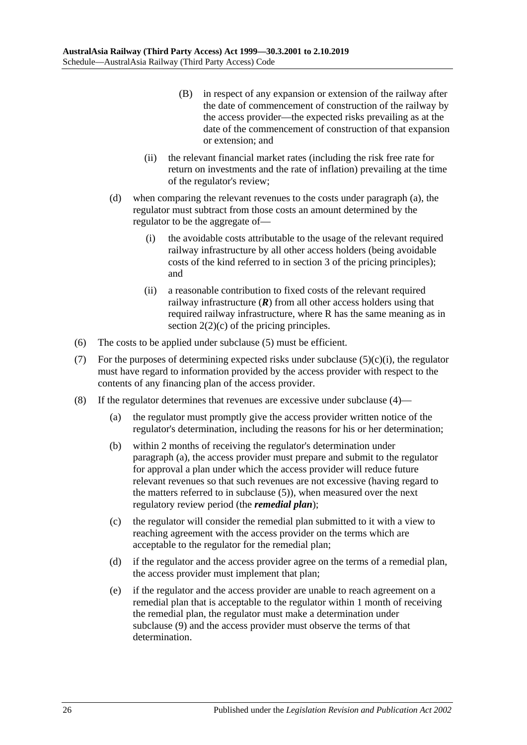(B) in respect of any expansion or extension of the railway after the date of commencement of construction of the railway by the access provider—the expected risks prevailing as at the date of the commencement of construction of that expansion or extension; and

(ii) the relevant financial market rates (including the risk free rate for return on investments and the rate of inflation) prevailing at the time of the regulator's review;

(d) when comparing the relevant revenues to the costs under paragraph (a), the regulator must subtract from those costs an amount determined by the regulator to be the aggregate of—

(i) the avoidable costs attributable to the usage of the relevant required railway infrastructure by all other access holders (being avoidable costs of the kind referred to in section 3 of the pricing principles); and

(ii) a reasonable contribution to fixed costs of the relevant required railway infrastructure (***R***) from all other access holders using that required railway infrastructure, where R has the same meaning as in section 2(2)(c) of the pricing principles.

(6) The costs to be applied under subclause (5) must be efficient.

(7) For the purposes of determining expected risks under subclause (5)(c)(i), the regulator must have regard to information provided by the access provider with respect to the contents of any financing plan of the access provider.

(8) If the regulator determines that revenues are excessive under subclause (4)—

(a) the regulator must promptly give the access provider written notice of the regulator's determination, including the reasons for his or her determination;

(b) within 2 months of receiving the regulator's determination under paragraph (a), the access provider must prepare and submit to the regulator for approval a plan under which the access provider will reduce future relevant revenues so that such revenues are not excessive (having regard to the matters referred to in subclause (5)), when measured over the next regulatory review period (the ***remedial plan***);

(c) the regulator will consider the remedial plan submitted to it with a view to reaching agreement with the access provider on the terms which are acceptable to the regulator for the remedial plan;

(d) if the regulator and the access provider agree on the terms of a remedial plan, the access provider must implement that plan;

(e) if the regulator and the access provider are unable to reach agreement on a remedial plan that is acceptable to the regulator within 1 month of receiving the remedial plan, the regulator must make a determination under subclause (9) and the access provider must observe the terms of that determination.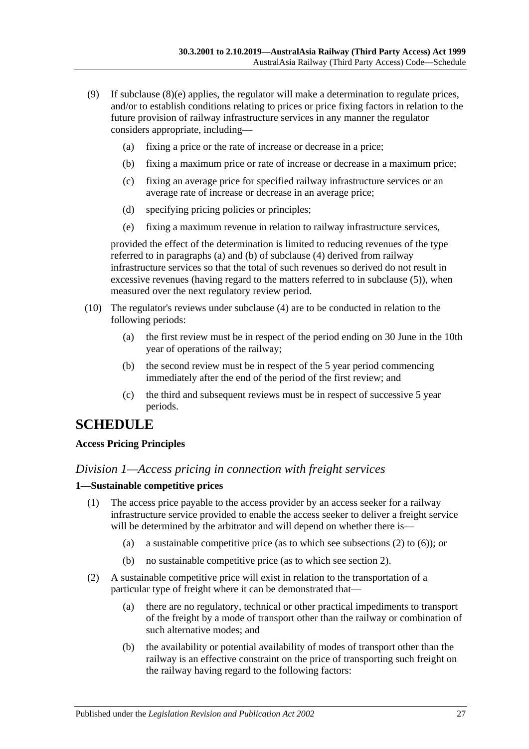(9) If subclause (8)(e) applies, the regulator will make a determination to regulate prices, and/or to establish conditions relating to prices or price fixing factors in relation to the future provision of railway infrastructure services in any manner the regulator considers appropriate, including—

(a) fixing a price or the rate of increase or decrease in a price;

(b) fixing a maximum price or rate of increase or decrease in a maximum price;

(c) fixing an average price for specified railway infrastructure services or an average rate of increase or decrease in an average price;

(d) specifying pricing policies or principles;

(e) fixing a maximum revenue in relation to railway infrastructure services,

provided the effect of the determination is limited to reducing revenues of the type referred to in paragraphs (a) and (b) of subclause (4) derived from railway infrastructure services so that the total of such revenues so derived do not result in excessive revenues (having regard to the matters referred to in subclause (5)), when measured over the next regulatory review period.

(10) The regulator's reviews under subclause (4) are to be conducted in relation to the following periods:

(a) the first review must be in respect of the period ending on 30 June in the 10th year of operations of the railway;

(b) the second review must be in respect of the 5 year period commencing immediately after the end of the period of the first review; and

(c) the third and subsequent reviews must be in respect of successive 5 year periods.

# SCHEDULE

**Access Pricing Principles**

## *Division 1—Access pricing in connection with freight services*

### 1—Sustainable competitive prices

(1) The access price payable to the access provider by an access seeker for a railway infrastructure service provided to enable the access seeker to deliver a freight service will be determined by the arbitrator and will depend on whether there is—

(a) a sustainable competitive price (as to which see subsections (2) to (6)); or

(b) no sustainable competitive price (as to which see section 2).

(2) A sustainable competitive price will exist in relation to the transportation of a particular type of freight where it can be demonstrated that—

(a) there are no regulatory, technical or other practical impediments to transport of the freight by a mode of transport other than the railway or combination of such alternative modes; and

(b) the availability or potential availability of modes of transport other than the railway is an effective constraint on the price of transporting such freight on the railway having regard to the following factors: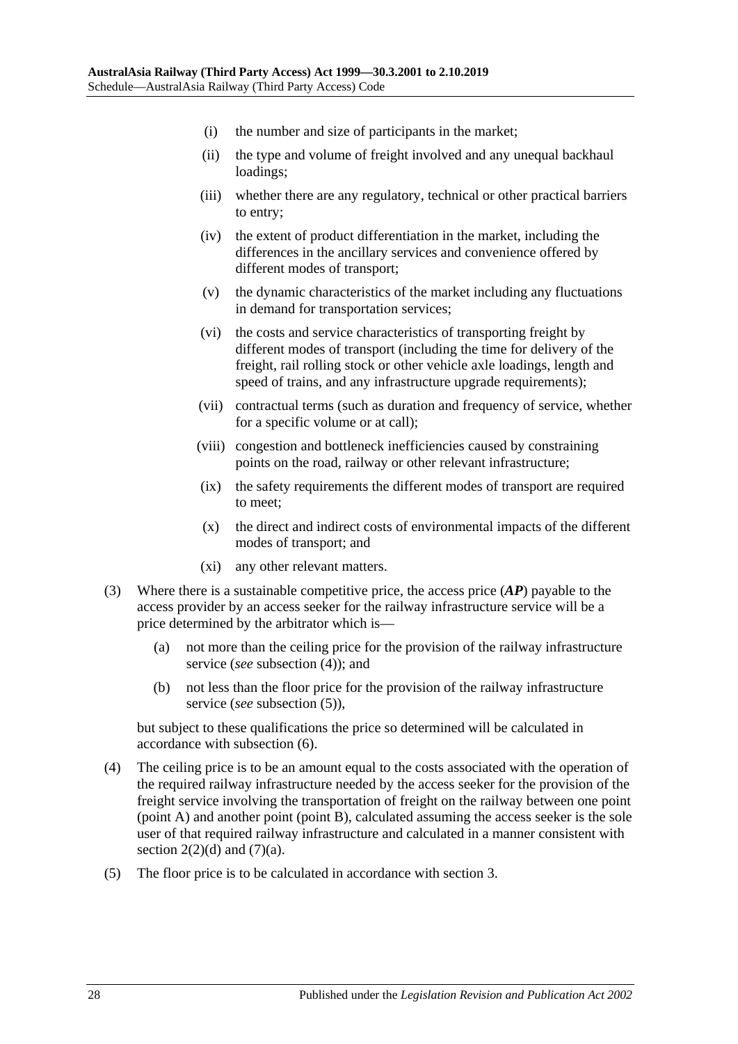- (i) the number and size of participants in the market;
- (ii) the type and volume of freight involved and any unequal backhaul loadings;
- (iii) whether there are any regulatory, technical or other practical barriers to entry;
- (iv) the extent of product differentiation in the market, including the differences in the ancillary services and convenience offered by different modes of transport;
- (v) the dynamic characteristics of the market including any fluctuations in demand for transportation services;
- (vi) the costs and service characteristics of transporting freight by different modes of transport (including the time for delivery of the freight, rail rolling stock or other vehicle axle loadings, length and speed of trains, and any infrastructure upgrade requirements);
- (vii) contractual terms (such as duration and frequency of service, whether for a specific volume or at call);
- (viii) congestion and bottleneck inefficiencies caused by constraining points on the road, railway or other relevant infrastructure;
- (ix) the safety requirements the different modes of transport are required to meet;
- (x) the direct and indirect costs of environmental impacts of the different modes of transport; and
- (xi) any other relevant matters.

(3) Where there is a sustainable competitive price, the access price (***AP***) payable to the access provider by an access seeker for the railway infrastructure service will be a price determined by the arbitrator which is—

- (a) not more than the ceiling price for the provision of the railway infrastructure service (*see* subsection (4)); and
- (b) not less than the floor price for the provision of the railway infrastructure service (*see* subsection (5)),

but subject to these qualifications the price so determined will be calculated in accordance with subsection (6).

(4) The ceiling price is to be an amount equal to the costs associated with the operation of the required railway infrastructure needed by the access seeker for the provision of the freight service involving the transportation of freight on the railway between one point (point A) and another point (point B), calculated assuming the access seeker is the sole user of that required railway infrastructure and calculated in a manner consistent with section 2(2)(d) and (7)(a).

(5) The floor price is to be calculated in accordance with section 3.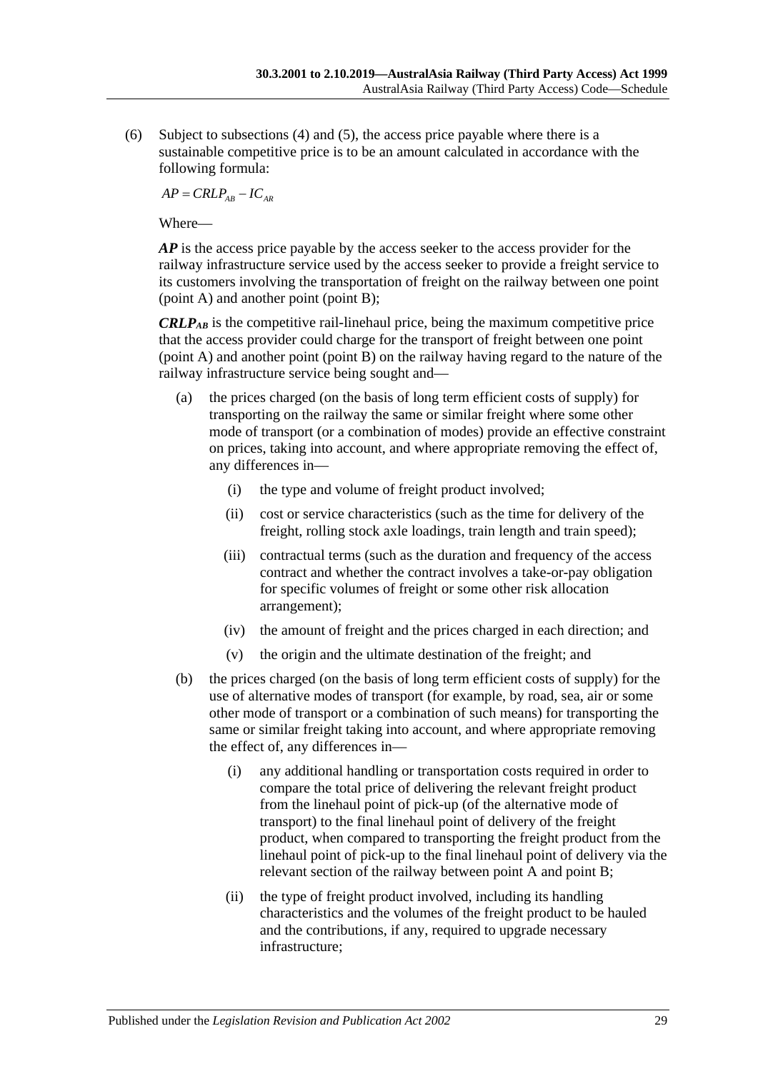(6) Subject to subsections (4) and (5), the access price payable where there is a sustainable competitive price is to be an amount calculated in accordance with the following formula:

$$AP = CRLP_{AB} - IC_{AR}$$

Where—

***AP*** is the access price payable by the access seeker to the access provider for the railway infrastructure service used by the access seeker to provide a freight service to its customers involving the transportation of freight on the railway between one point (point A) and another point (point B);

***CRLP<sub>AB</sub>*** is the competitive rail-linehaul price, being the maximum competitive price that the access provider could charge for the transport of freight between one point (point A) and another point (point B) on the railway having regard to the nature of the railway infrastructure service being sought and—

(a) the prices charged (on the basis of long term efficient costs of supply) for transporting on the railway the same or similar freight where some other mode of transport (or a combination of modes) provide an effective constraint on prices, taking into account, and where appropriate removing the effect of, any differences in—

(i) the type and volume of freight product involved;

(ii) cost or service characteristics (such as the time for delivery of the freight, rolling stock axle loadings, train length and train speed);

(iii) contractual terms (such as the duration and frequency of the access contract and whether the contract involves a take-or-pay obligation for specific volumes of freight or some other risk allocation arrangement);

(iv) the amount of freight and the prices charged in each direction; and

(v) the origin and the ultimate destination of the freight; and

(b) the prices charged (on the basis of long term efficient costs of supply) for the use of alternative modes of transport (for example, by road, sea, air or some other mode of transport or a combination of such means) for transporting the same or similar freight taking into account, and where appropriate removing the effect of, any differences in—

(i) any additional handling or transportation costs required in order to compare the total price of delivering the relevant freight product from the linehaul point of pick-up (of the alternative mode of transport) to the final linehaul point of delivery of the freight product, when compared to transporting the freight product from the linehaul point of pick-up to the final linehaul point of delivery via the relevant section of the railway between point A and point B;

(ii) the type of freight product involved, including its handling characteristics and the volumes of the freight product to be hauled and the contributions, if any, required to upgrade necessary infrastructure;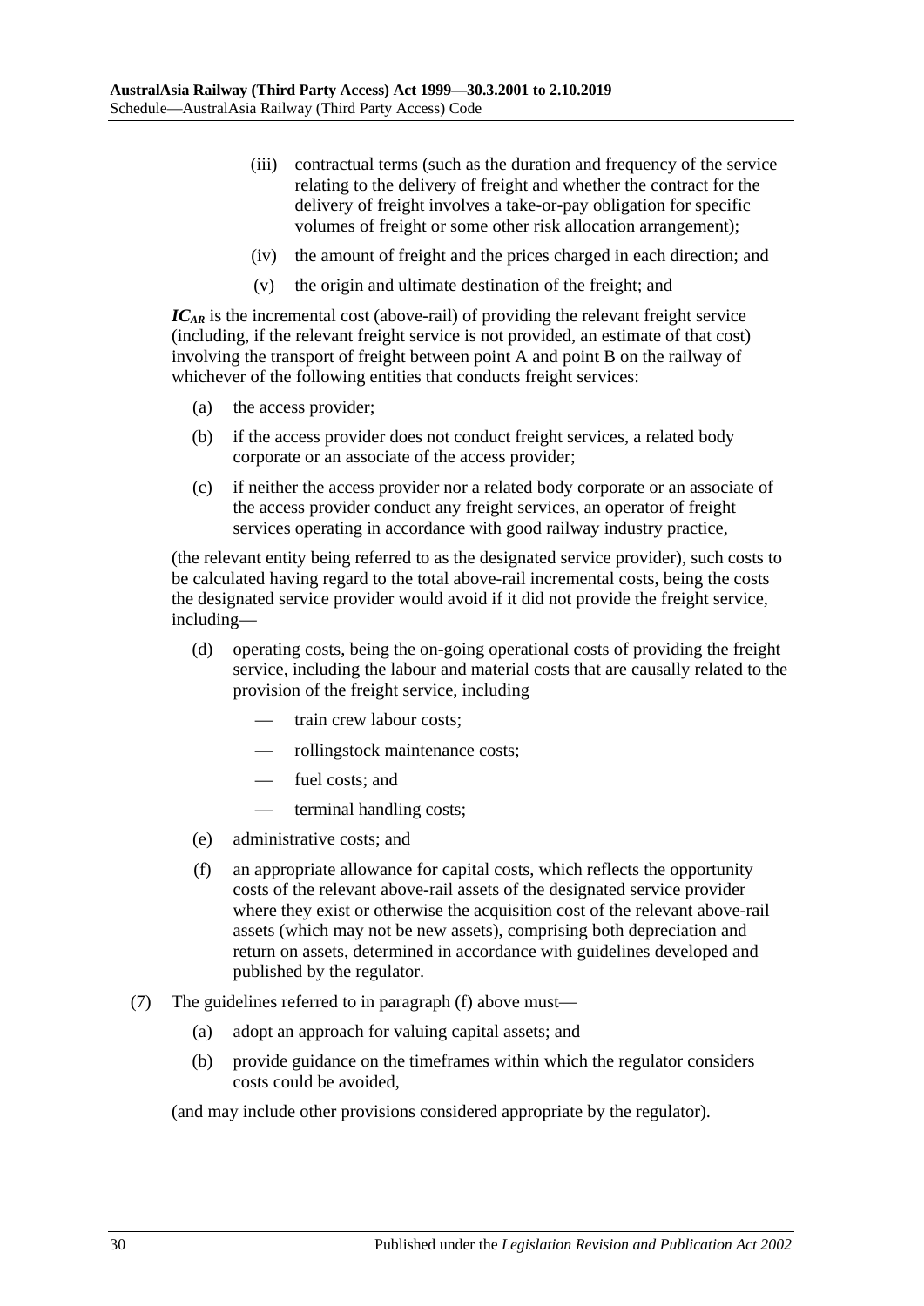(iii) contractual terms (such as the duration and frequency of the service relating to the delivery of freight and whether the contract for the delivery of freight involves a take-or-pay obligation for specific volumes of freight or some other risk allocation arrangement);

(iv) the amount of freight and the prices charged in each direction; and

(v) the origin and ultimate destination of the freight; and

$IC_{AR}$ is the incremental cost (above-rail) of providing the relevant freight service (including, if the relevant freight service is not provided, an estimate of that cost) involving the transport of freight between point A and point B on the railway of whichever of the following entities that conducts freight services:

(a) the access provider;

(b) if the access provider does not conduct freight services, a related body corporate or an associate of the access provider;

(c) if neither the access provider nor a related body corporate or an associate of the access provider conduct any freight services, an operator of freight services operating in accordance with good railway industry practice,

(the relevant entity being referred to as the designated service provider), such costs to be calculated having regard to the total above-rail incremental costs, being the costs the designated service provider would avoid if it did not provide the freight service, including—

(d) operating costs, being the on-going operational costs of providing the freight service, including the labour and material costs that are causally related to the provision of the freight service, including

— train crew labour costs;

— rollingstock maintenance costs;

— fuel costs; and

— terminal handling costs;

(e) administrative costs; and

(f) an appropriate allowance for capital costs, which reflects the opportunity costs of the relevant above-rail assets of the designated service provider where they exist or otherwise the acquisition cost of the relevant above-rail assets (which may not be new assets), comprising both depreciation and return on assets, determined in accordance with guidelines developed and published by the regulator.

(7) The guidelines referred to in paragraph (f) above must—

(a) adopt an approach for valuing capital assets; and

(b) provide guidance on the timeframes within which the regulator considers costs could be avoided,

(and may include other provisions considered appropriate by the regulator).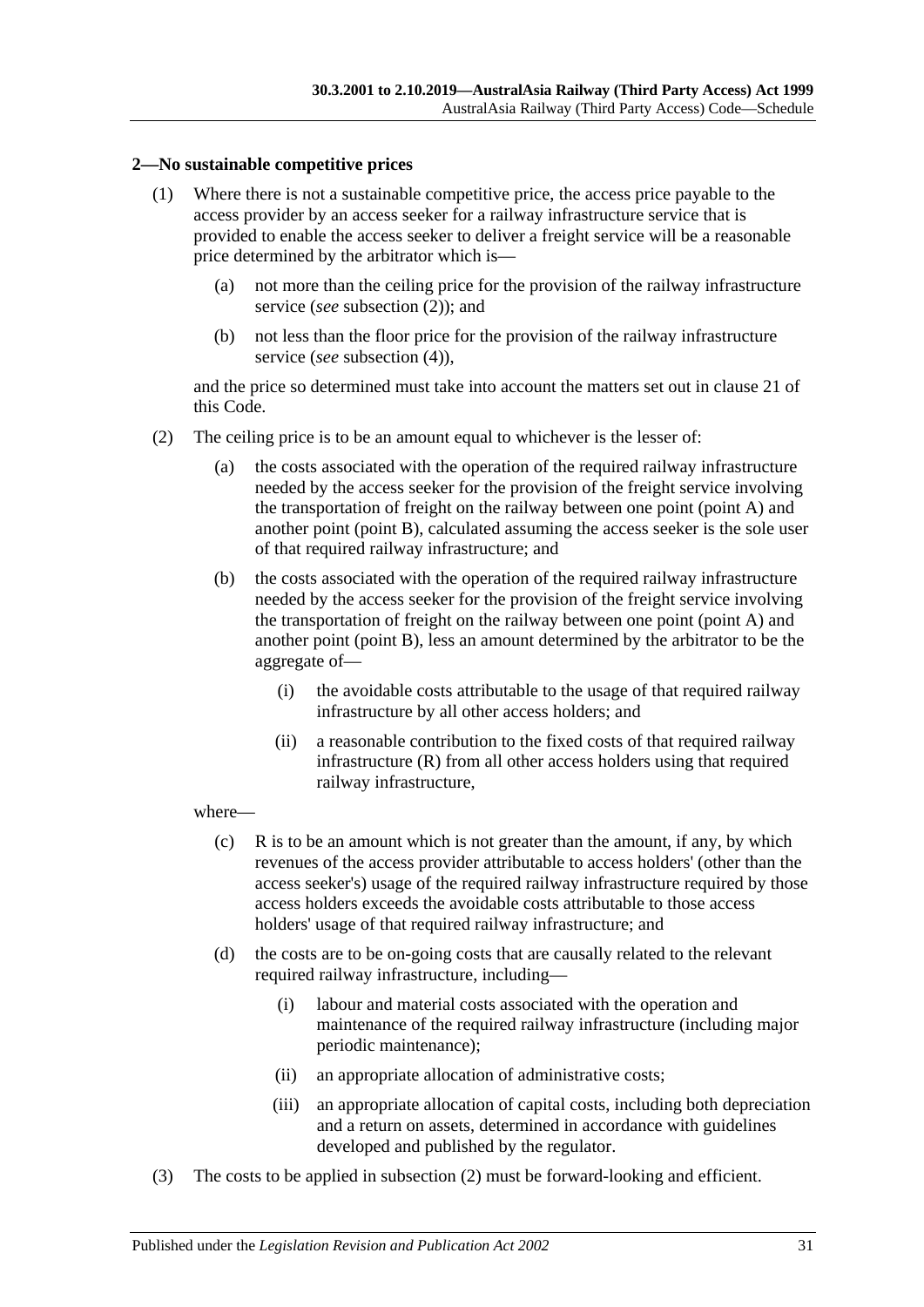### 2—No sustainable competitive prices

(1) Where there is not a sustainable competitive price, the access price payable to the access provider by an access seeker for a railway infrastructure service that is provided to enable the access seeker to deliver a freight service will be a reasonable price determined by the arbitrator which is—

(a) not more than the ceiling price for the provision of the railway infrastructure service (*see* subsection (2)); and

(b) not less than the floor price for the provision of the railway infrastructure service (*see* subsection (4)),

and the price so determined must take into account the matters set out in clause 21 of this Code.

(2) The ceiling price is to be an amount equal to whichever is the lesser of:

(a) the costs associated with the operation of the required railway infrastructure needed by the access seeker for the provision of the freight service involving the transportation of freight on the railway between one point (point A) and another point (point B), calculated assuming the access seeker is the sole user of that required railway infrastructure; and

(b) the costs associated with the operation of the required railway infrastructure needed by the access seeker for the provision of the freight service involving the transportation of freight on the railway between one point (point A) and another point (point B), less an amount determined by the arbitrator to be the aggregate of—

(i) the avoidable costs attributable to the usage of that required railway infrastructure by all other access holders; and

(ii) a reasonable contribution to the fixed costs of that required railway infrastructure (R) from all other access holders using that required railway infrastructure,

where—

(c) R is to be an amount which is not greater than the amount, if any, by which revenues of the access provider attributable to access holders' (other than the access seeker's) usage of the required railway infrastructure required by those access holders exceeds the avoidable costs attributable to those access holders' usage of that required railway infrastructure; and

(d) the costs are to be on-going costs that are causally related to the relevant required railway infrastructure, including—

(i) labour and material costs associated with the operation and maintenance of the required railway infrastructure (including major periodic maintenance);

(ii) an appropriate allocation of administrative costs;

(iii) an appropriate allocation of capital costs, including both depreciation and a return on assets, determined in accordance with guidelines developed and published by the regulator.

(3) The costs to be applied in subsection (2) must be forward-looking and efficient.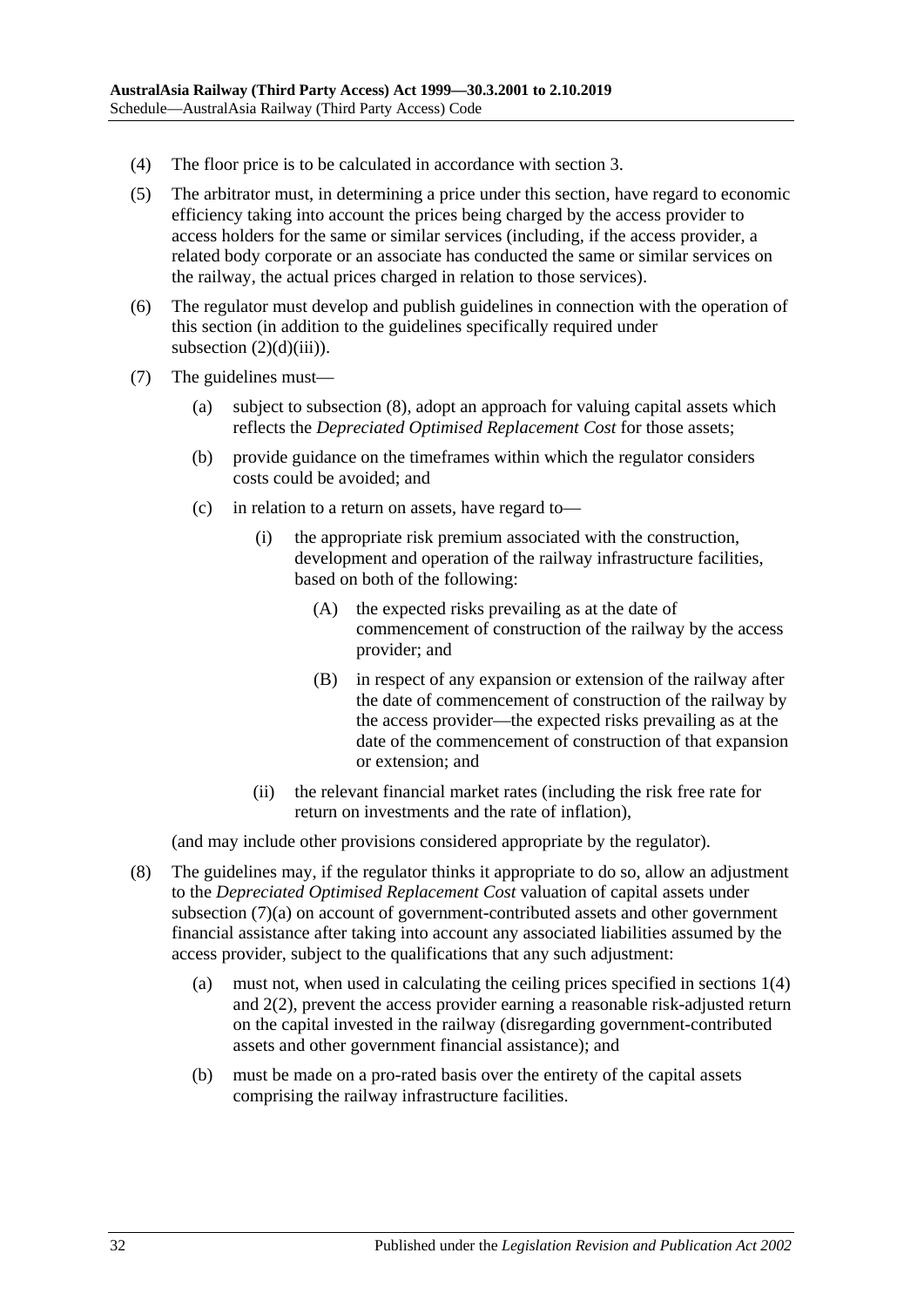(4) The floor price is to be calculated in accordance with section 3.

(5) The arbitrator must, in determining a price under this section, have regard to economic efficiency taking into account the prices being charged by the access provider to access holders for the same or similar services (including, if the access provider, a related body corporate or an associate has conducted the same or similar services on the railway, the actual prices charged in relation to those services).

(6) The regulator must develop and publish guidelines in connection with the operation of this section (in addition to the guidelines specifically required under subsection (2)(d)(iii)).

(7) The guidelines must—

  (a) subject to subsection (8), adopt an approach for valuing capital assets which reflects the *Depreciated Optimised Replacement Cost* for those assets;

  (b) provide guidance on the timeframes within which the regulator considers costs could be avoided; and

  (c) in relation to a return on assets, have regard to—

    (i) the appropriate risk premium associated with the construction, development and operation of the railway infrastructure facilities, based on both of the following:

      (A) the expected risks prevailing as at the date of commencement of construction of the railway by the access provider; and

      (B) in respect of any expansion or extension of the railway after the date of commencement of construction of the railway by the access provider—the expected risks prevailing as at the date of the commencement of construction of that expansion or extension; and

    (ii) the relevant financial market rates (including the risk free rate for return on investments and the rate of inflation),

(and may include other provisions considered appropriate by the regulator).

(8) The guidelines may, if the regulator thinks it appropriate to do so, allow an adjustment to the *Depreciated Optimised Replacement Cost* valuation of capital assets under subsection (7)(a) on account of government-contributed assets and other government financial assistance after taking into account any associated liabilities assumed by the access provider, subject to the qualifications that any such adjustment:

  (a) must not, when used in calculating the ceiling prices specified in sections 1(4) and 2(2), prevent the access provider earning a reasonable risk-adjusted return on the capital invested in the railway (disregarding government-contributed assets and other government financial assistance); and

  (b) must be made on a pro-rated basis over the entirety of the capital assets comprising the railway infrastructure facilities.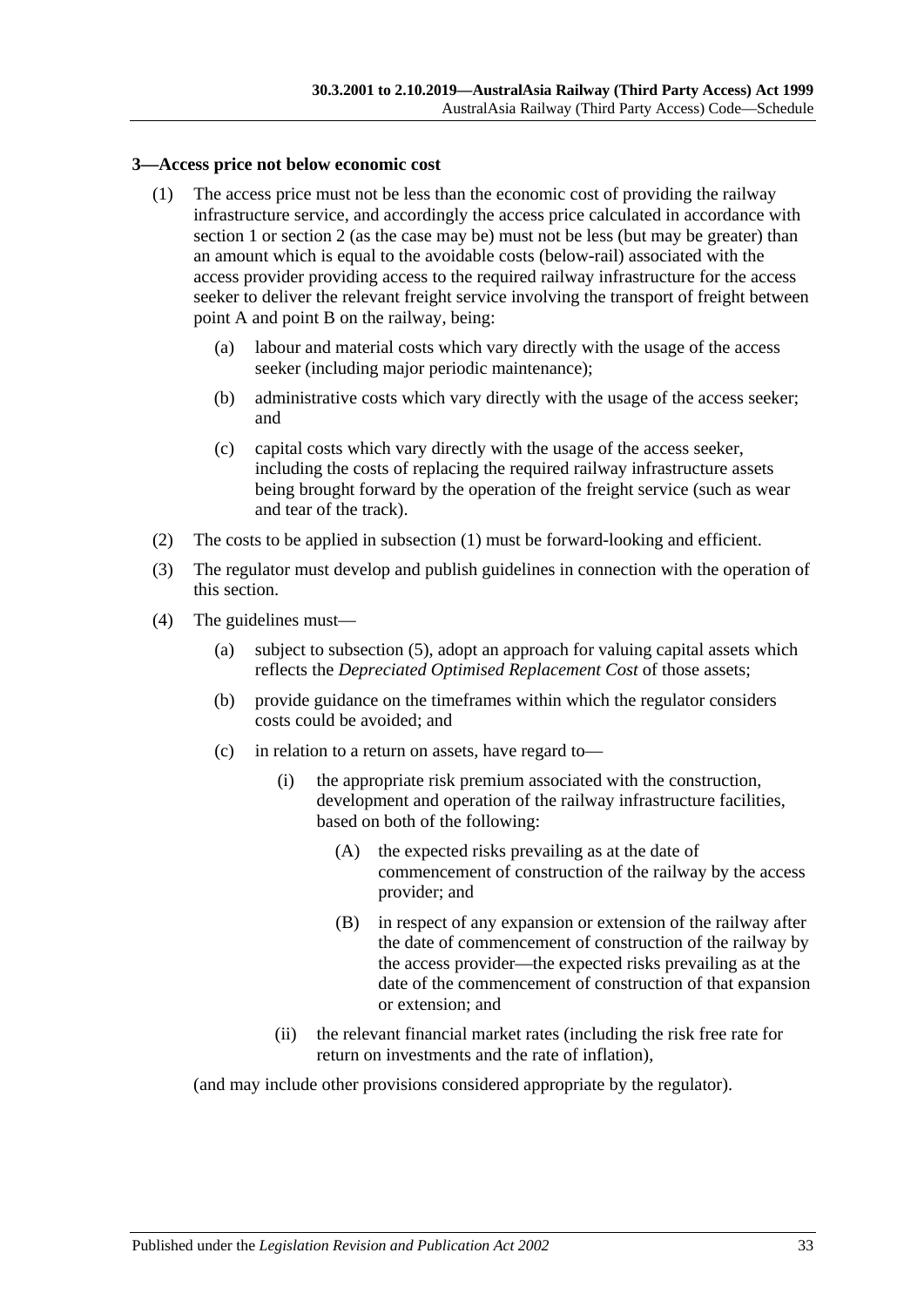### 3—Access price not below economic cost

(1) The access price must not be less than the economic cost of providing the railway infrastructure service, and accordingly the access price calculated in accordance with section 1 or section 2 (as the case may be) must not be less (but may be greater) than an amount which is equal to the avoidable costs (below-rail) associated with the access provider providing access to the required railway infrastructure for the access seeker to deliver the relevant freight service involving the transport of freight between point A and point B on the railway, being:

  (a) labour and material costs which vary directly with the usage of the access seeker (including major periodic maintenance);

  (b) administrative costs which vary directly with the usage of the access seeker; and

  (c) capital costs which vary directly with the usage of the access seeker, including the costs of replacing the required railway infrastructure assets being brought forward by the operation of the freight service (such as wear and tear of the track).

(2) The costs to be applied in subsection (1) must be forward-looking and efficient.

(3) The regulator must develop and publish guidelines in connection with the operation of this section.

(4) The guidelines must—

  (a) subject to subsection (5), adopt an approach for valuing capital assets which reflects the *Depreciated Optimised Replacement Cost* of those assets;

  (b) provide guidance on the timeframes within which the regulator considers costs could be avoided; and

  (c) in relation to a return on assets, have regard to—

    (i) the appropriate risk premium associated with the construction, development and operation of the railway infrastructure facilities, based on both of the following:

      (A) the expected risks prevailing as at the date of commencement of construction of the railway by the access provider; and

      (B) in respect of any expansion or extension of the railway after the date of commencement of construction of the railway by the access provider—the expected risks prevailing as at the date of the commencement of construction of that expansion or extension; and

    (ii) the relevant financial market rates (including the risk free rate for return on investments and the rate of inflation),

(and may include other provisions considered appropriate by the regulator).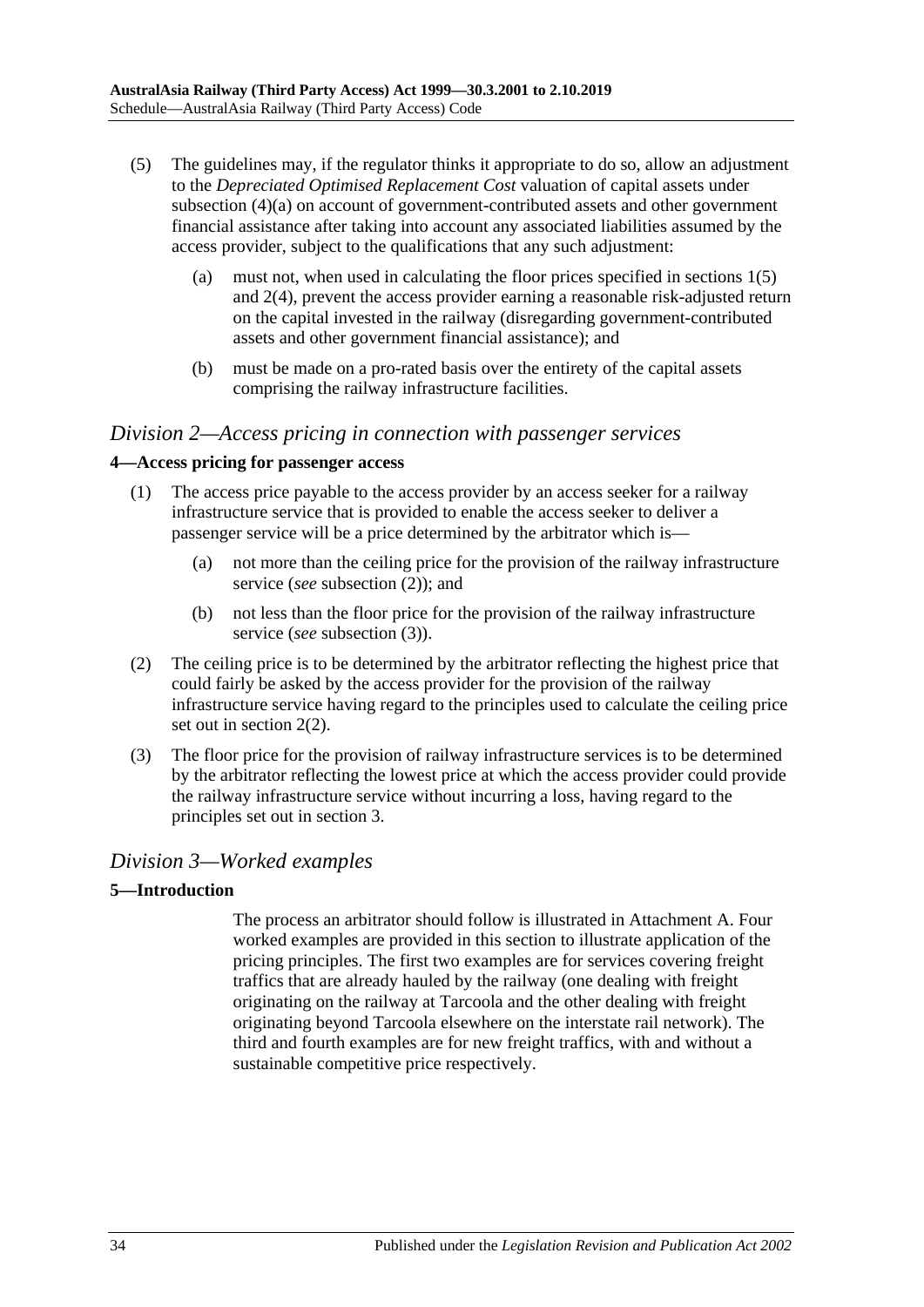(5) The guidelines may, if the regulator thinks it appropriate to do so, allow an adjustment to the *Depreciated Optimised Replacement Cost* valuation of capital assets under subsection (4)(a) on account of government-contributed assets and other government financial assistance after taking into account any associated liabilities assumed by the access provider, subject to the qualifications that any such adjustment:

(a) must not, when used in calculating the floor prices specified in sections 1(5) and 2(4), prevent the access provider earning a reasonable risk-adjusted return on the capital invested in the railway (disregarding government-contributed assets and other government financial assistance); and

(b) must be made on a pro-rated basis over the entirety of the capital assets comprising the railway infrastructure facilities.

## *Division 2—Access pricing in connection with passenger services*

### 4—Access pricing for passenger access

(1) The access price payable to the access provider by an access seeker for a railway infrastructure service that is provided to enable the access seeker to deliver a passenger service will be a price determined by the arbitrator which is—

(a) not more than the ceiling price for the provision of the railway infrastructure service (*see* subsection (2)); and

(b) not less than the floor price for the provision of the railway infrastructure service (*see* subsection (3)).

(2) The ceiling price is to be determined by the arbitrator reflecting the highest price that could fairly be asked by the access provider for the provision of the railway infrastructure service having regard to the principles used to calculate the ceiling price set out in section 2(2).

(3) The floor price for the provision of railway infrastructure services is to be determined by the arbitrator reflecting the lowest price at which the access provider could provide the railway infrastructure service without incurring a loss, having regard to the principles set out in section 3.

## *Division 3—Worked examples*

### 5—Introduction

The process an arbitrator should follow is illustrated in Attachment A. Four worked examples are provided in this section to illustrate application of the pricing principles. The first two examples are for services covering freight traffics that are already hauled by the railway (one dealing with freight originating on the railway at Tarcoola and the other dealing with freight originating beyond Tarcoola elsewhere on the interstate rail network). The third and fourth examples are for new freight traffics, with and without a sustainable competitive price respectively.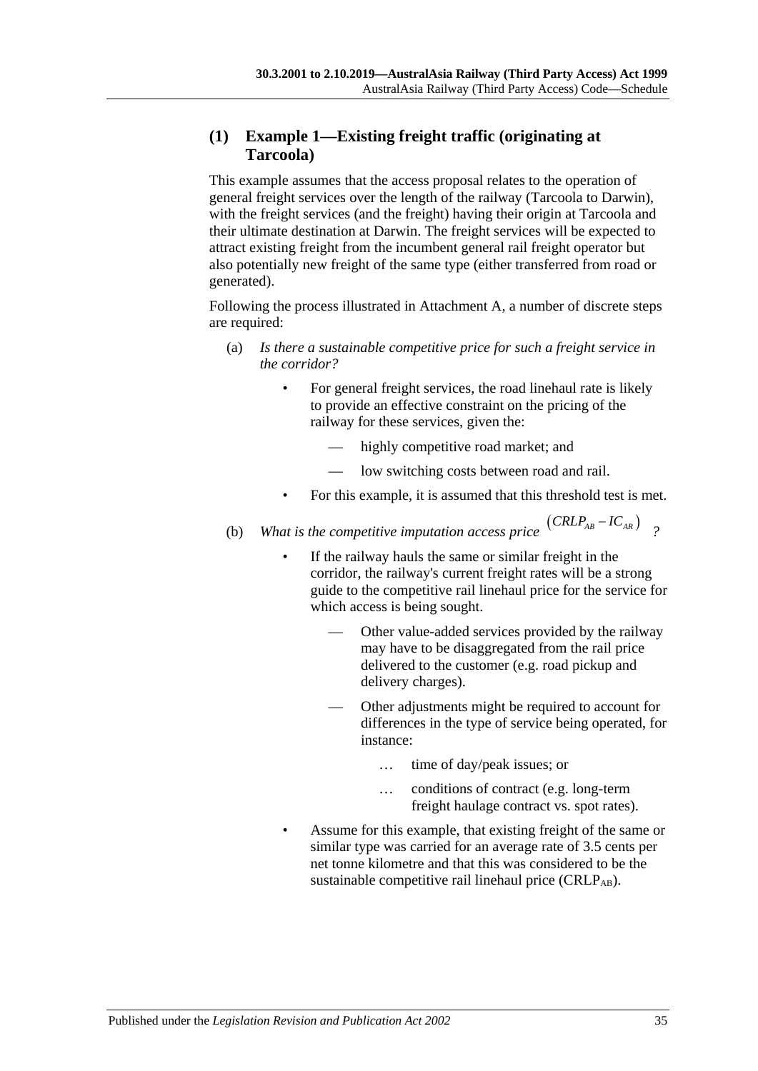## (1) Example 1—Existing freight traffic (originating at Tarcoola)

This example assumes that the access proposal relates to the operation of general freight services over the length of the railway (Tarcoola to Darwin), with the freight services (and the freight) having their origin at Tarcoola and their ultimate destination at Darwin. The freight services will be expected to attract existing freight from the incumbent general rail freight operator but also potentially new freight of the same type (either transferred from road or generated).

Following the process illustrated in Attachment A, a number of discrete steps are required:

(a) *Is there a sustainable competitive price for such a freight service in the corridor?*

- For general freight services, the road linehaul rate is likely to provide an effective constraint on the pricing of the railway for these services, given the:
    - — highly competitive road market; and
    - — low switching costs between road and rail.
- For this example, it is assumed that this threshold test is met.

(b) *What is the competitive imputation access price* $(CRLP_{AB} - IC_{AR})$ *?*

- If the railway hauls the same or similar freight in the corridor, the railway's current freight rates will be a strong guide to the competitive rail linehaul price for the service for which access is being sought.
    - — Other value-added services provided by the railway may have to be disaggregated from the rail price delivered to the customer (e.g. road pickup and delivery charges).
    - — Other adjustments might be required to account for differences in the type of service being operated, for instance:
        - … time of day/peak issues; or
        - … conditions of contract (e.g. long-term freight haulage contract vs. spot rates).
- Assume for this example, that existing freight of the same or similar type was carried for an average rate of 3.5 cents per net tonne kilometre and that this was considered to be the sustainable competitive rail linehaul price ($CRLP_{AB}$).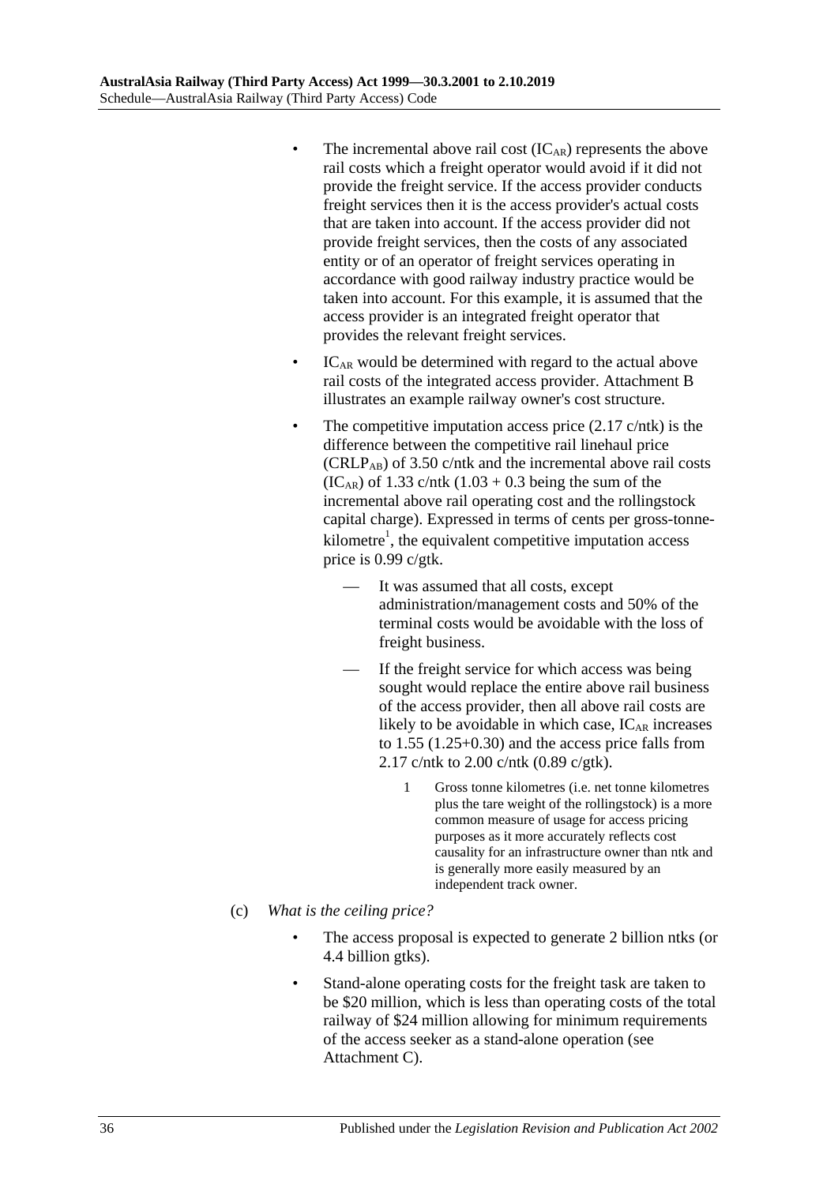- The incremental above rail cost ($IC_{AR}$) represents the above rail costs which a freight operator would avoid if it did not provide the freight service. If the access provider conducts freight services then it is the access provider's actual costs that are taken into account. If the access provider did not provide freight services, then the costs of any associated entity or of an operator of freight services operating in accordance with good railway industry practice would be taken into account. For this example, it is assumed that the access provider is an integrated freight operator that provides the relevant freight services.
- $IC_{AR}$ would be determined with regard to the actual above rail costs of the integrated access provider. Attachment B illustrates an example railway owner's cost structure.
- The competitive imputation access price (2.17 c/ntk) is the difference between the competitive rail linehaul price ($CRLP_{AB}$) of 3.50 c/ntk and the incremental above rail costs ($IC_{AR}$) of 1.33 c/ntk (1.03 + 0.3 being the sum of the incremental above rail operating cost and the rollingstock capital charge). Expressed in terms of cents per gross-tonne-kilometre[1], the equivalent competitive imputation access price is 0.99 c/gtk.
    - It was assumed that all costs, except administration/management costs and 50% of the terminal costs would be avoidable with the loss of freight business.
    - If the freight service for which access was being sought would replace the entire above rail business of the access provider, then all above rail costs are likely to be avoidable in which case, $IC_{AR}$ increases to 1.55 (1.25+0.30) and the access price falls from 2.17 c/ntk to 2.00 c/ntk (0.89 c/gtk).

        1 Gross tonne kilometres (i.e. net tonne kilometres plus the tare weight of the rollingstock) is a more common measure of usage for access pricing purposes as it more accurately reflects cost causality for an infrastructure owner than ntk and is generally more easily measured by an independent track owner.

(c) *What is the ceiling price?*

- The access proposal is expected to generate 2 billion ntks (or 4.4 billion gtks).
- Stand-alone operating costs for the freight task are taken to be \$20 million, which is less than operating costs of the total railway of \$24 million allowing for minimum requirements of the access seeker as a stand-alone operation (see Attachment C).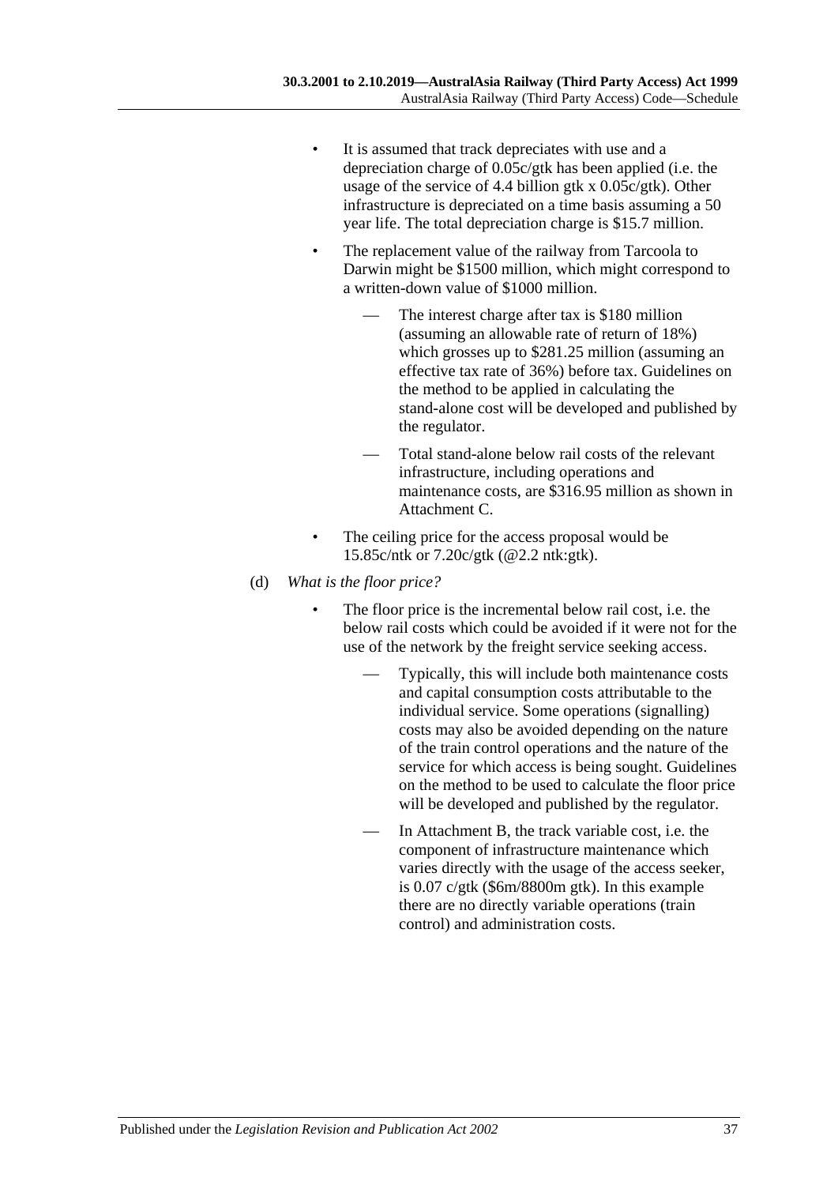- It is assumed that track depreciates with use and a depreciation charge of 0.05c/gtk has been applied (i.e. the usage of the service of 4.4 billion gtk x 0.05c/gtk). Other infrastructure is depreciated on a time basis assuming a 50 year life. The total depreciation charge is $15.7 million.
- The replacement value of the railway from Tarcoola to Darwin might be $1500 million, which might correspond to a written-down value of $1000 million.
  - The interest charge after tax is $180 million (assuming an allowable rate of return of 18%) which grosses up to $281.25 million (assuming an effective tax rate of 36%) before tax. Guidelines on the method to be applied in calculating the stand-alone cost will be developed and published by the regulator.
  - Total stand-alone below rail costs of the relevant infrastructure, including operations and maintenance costs, are $316.95 million as shown in Attachment C.
- The ceiling price for the access proposal would be 15.85c/ntk or 7.20c/gtk (@2.2 ntk:gtk).

(d) *What is the floor price?*

- The floor price is the incremental below rail cost, i.e. the below rail costs which could be avoided if it were not for the use of the network by the freight service seeking access.
  - Typically, this will include both maintenance costs and capital consumption costs attributable to the individual service. Some operations (signalling) costs may also be avoided depending on the nature of the train control operations and the nature of the service for which access is being sought. Guidelines on the method to be used to calculate the floor price will be developed and published by the regulator.
  - In Attachment B, the track variable cost, i.e. the component of infrastructure maintenance which varies directly with the usage of the access seeker, is 0.07 c/gtk ($6m/8800m gtk). In this example there are no directly variable operations (train control) and administration costs.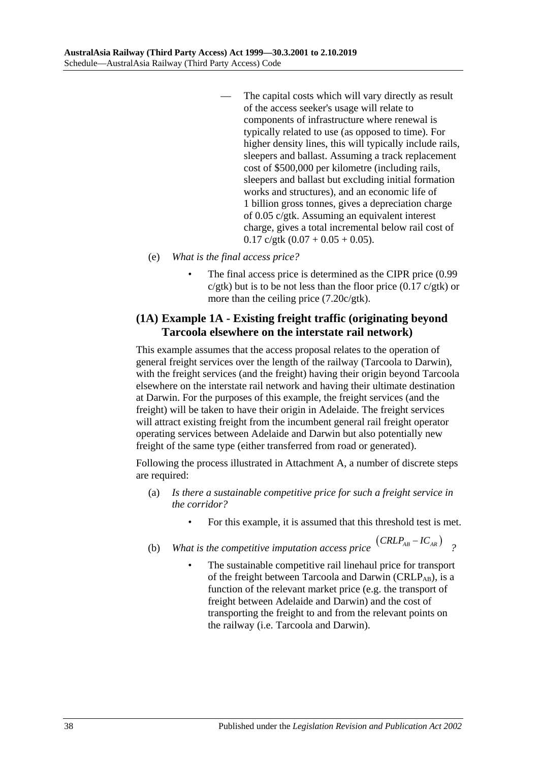— The capital costs which will vary directly as result of the access seeker's usage will relate to components of infrastructure where renewal is typically related to use (as opposed to time). For higher density lines, this will typically include rails, sleepers and ballast. Assuming a track replacement cost of $500,000 per kilometre (including rails, sleepers and ballast but excluding initial formation works and structures), and an economic life of 1 billion gross tonnes, gives a depreciation charge of 0.05 c/gtk. Assuming an equivalent interest charge, gives a total incremental below rail cost of 0.17 c/gtk (0.07 + 0.05 + 0.05).

(e) *What is the final access price?*

- The final access price is determined as the CIPR price (0.99 c/gtk) but is to be not less than the floor price (0.17 c/gtk) or more than the ceiling price (7.20c/gtk).

## (1A) Example 1A - Existing freight traffic (originating beyond Tarcoola elsewhere on the interstate rail network)

This example assumes that the access proposal relates to the operation of general freight services over the length of the railway (Tarcoola to Darwin), with the freight services (and the freight) having their origin beyond Tarcoola elsewhere on the interstate rail network and having their ultimate destination at Darwin. For the purposes of this example, the freight services (and the freight) will be taken to have their origin in Adelaide. The freight services will attract existing freight from the incumbent general rail freight operator operating services between Adelaide and Darwin but also potentially new freight of the same type (either transferred from road or generated).

Following the process illustrated in Attachment A, a number of discrete steps are required:

(a) *Is there a sustainable competitive price for such a freight service in the corridor?*

- For this example, it is assumed that this threshold test is met.

(b) *What is the competitive imputation access price* $(CRLP_{AB} - IC_{AR})$ *?*

- The sustainable competitive rail linehaul price for transport of the freight between Tarcoola and Darwin ($CRLP_{AB}$), is a function of the relevant market price (e.g. the transport of freight between Adelaide and Darwin) and the cost of transporting the freight to and from the relevant points on the railway (i.e. Tarcoola and Darwin).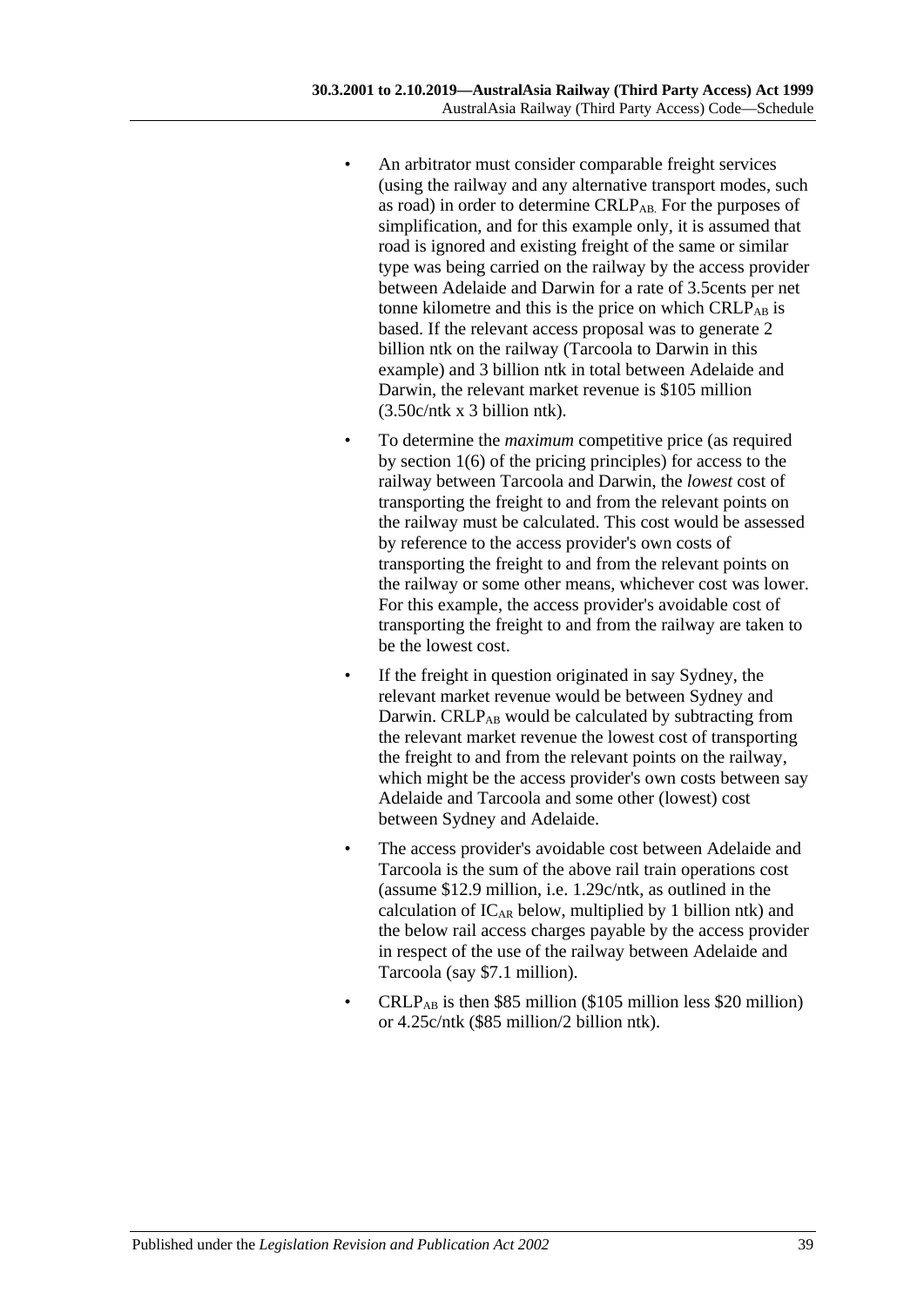- An arbitrator must consider comparable freight services (using the railway and any alternative transport modes, such as road) in order to determine $CRLP_{AB.}$ For the purposes of simplification, and for this example only, it is assumed that road is ignored and existing freight of the same or similar type was being carried on the railway by the access provider between Adelaide and Darwin for a rate of 3.5cents per net tonne kilometre and this is the price on which $CRLP_{AB}$ is based. If the relevant access proposal was to generate 2 billion ntk on the railway (Tarcoola to Darwin in this example) and 3 billion ntk in total between Adelaide and Darwin, the relevant market revenue is \$105 million (3.50c/ntk x 3 billion ntk).

- To determine the *maximum* competitive price (as required by section 1(6) of the pricing principles) for access to the railway between Tarcoola and Darwin, the *lowest* cost of transporting the freight to and from the relevant points on the railway must be calculated. This cost would be assessed by reference to the access provider's own costs of transporting the freight to and from the relevant points on the railway or some other means, whichever cost was lower. For this example, the access provider's avoidable cost of transporting the freight to and from the railway are taken to be the lowest cost.

- If the freight in question originated in say Sydney, the relevant market revenue would be between Sydney and Darwin. $CRLP_{AB}$ would be calculated by subtracting from the relevant market revenue the lowest cost of transporting the freight to and from the relevant points on the railway, which might be the access provider's own costs between say Adelaide and Tarcoola and some other (lowest) cost between Sydney and Adelaide.

- The access provider's avoidable cost between Adelaide and Tarcoola is the sum of the above rail train operations cost (assume \$12.9 million, i.e. 1.29c/ntk, as outlined in the calculation of $IC_{AR}$ below, multiplied by 1 billion ntk) and the below rail access charges payable by the access provider in respect of the use of the railway between Adelaide and Tarcoola (say \$7.1 million).

- $CRLP_{AB}$ is then \$85 million (\$105 million less \$20 million) or 4.25c/ntk (\$85 million/2 billion ntk).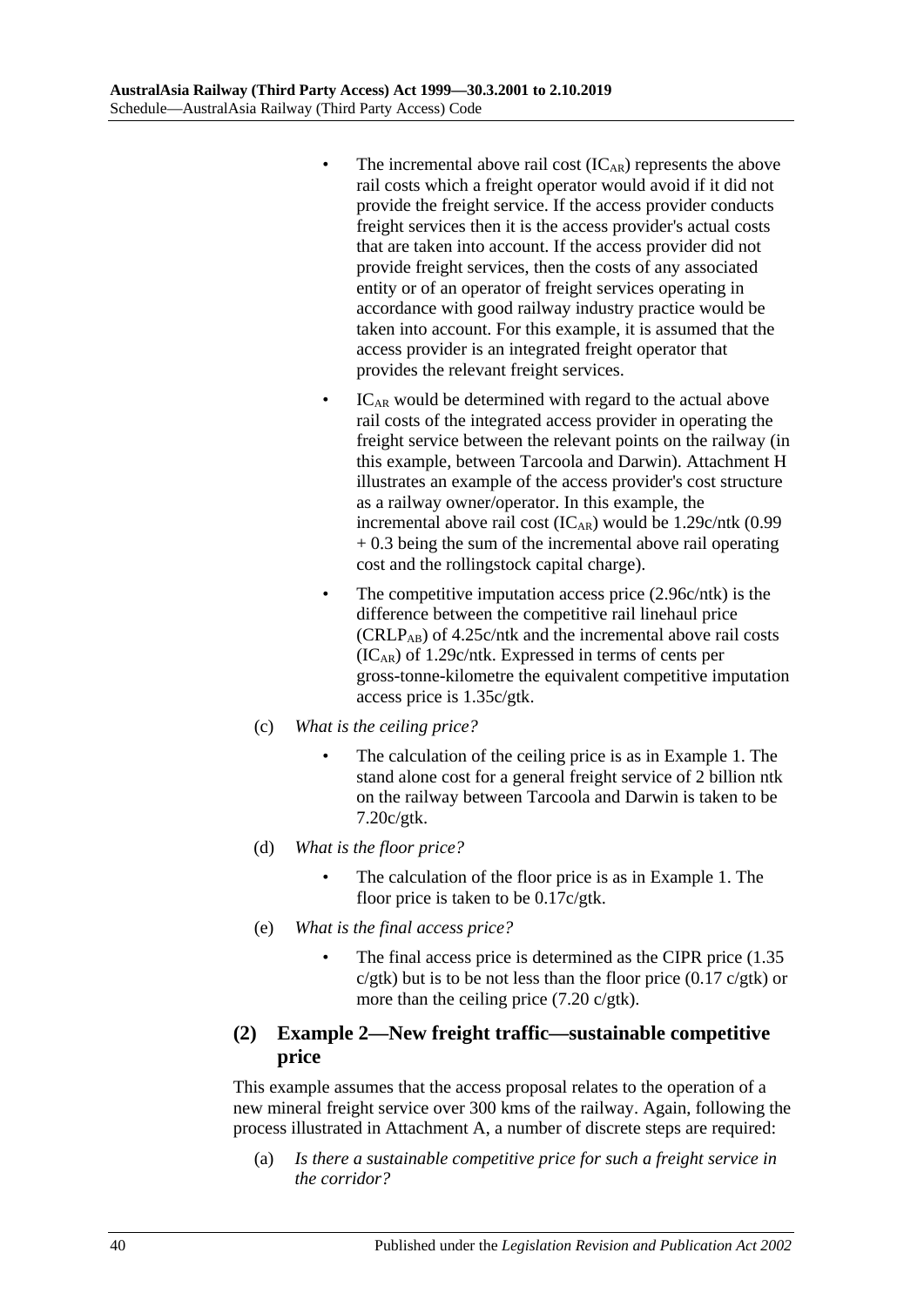- The incremental above rail cost ($IC_{AR}$) represents the above rail costs which a freight operator would avoid if it did not provide the freight service. If the access provider conducts freight services then it is the access provider's actual costs that are taken into account. If the access provider did not provide freight services, then the costs of any associated entity or of an operator of freight services operating in accordance with good railway industry practice would be taken into account. For this example, it is assumed that the access provider is an integrated freight operator that provides the relevant freight services.
- $IC_{AR}$ would be determined with regard to the actual above rail costs of the integrated access provider in operating the freight service between the relevant points on the railway (in this example, between Tarcoola and Darwin). Attachment H illustrates an example of the access provider's cost structure as a railway owner/operator. In this example, the incremental above rail cost ($IC_{AR}$) would be 1.29c/ntk (0.99 + 0.3 being the sum of the incremental above rail operating cost and the rollingstock capital charge).
- The competitive imputation access price (2.96c/ntk) is the difference between the competitive rail linehaul price ($CRLP_{AB}$) of 4.25c/ntk and the incremental above rail costs ($IC_{AR}$) of 1.29c/ntk. Expressed in terms of cents per gross-tonne-kilometre the equivalent competitive imputation access price is 1.35c/gtk.

(c) *What is the ceiling price?*

- The calculation of the ceiling price is as in Example 1. The stand alone cost for a general freight service of 2 billion ntk on the railway between Tarcoola and Darwin is taken to be 7.20c/gtk.

(d) *What is the floor price?*

- The calculation of the floor price is as in Example 1. The floor price is taken to be 0.17c/gtk.

(e) *What is the final access price?*

- The final access price is determined as the CIPR price (1.35 c/gtk) but is to be not less than the floor price (0.17 c/gtk) or more than the ceiling price (7.20 c/gtk).

## (2) Example 2—New freight traffic—sustainable competitive price

This example assumes that the access proposal relates to the operation of a new mineral freight service over 300 kms of the railway. Again, following the process illustrated in Attachment A, a number of discrete steps are required:

(a) *Is there a sustainable competitive price for such a freight service in the corridor?*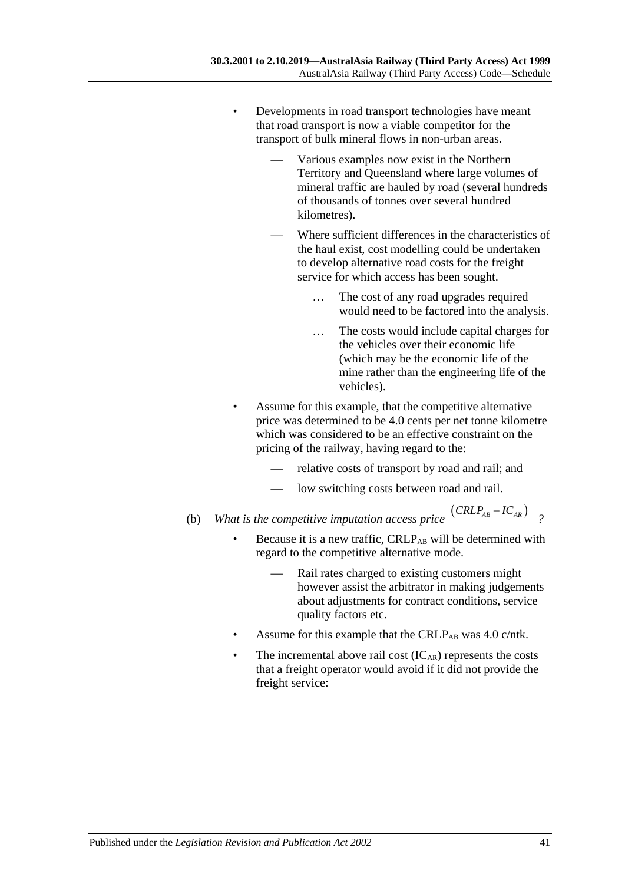- Developments in road transport technologies have meant that road transport is now a viable competitor for the transport of bulk mineral flows in non-urban areas.
  - Various examples now exist in the Northern Territory and Queensland where large volumes of mineral traffic are hauled by road (several hundreds of thousands of tonnes over several hundred kilometres).
  - Where sufficient differences in the characteristics of the haul exist, cost modelling could be undertaken to develop alternative road costs for the freight service for which access has been sought.
    - … The cost of any road upgrades required would need to be factored into the analysis.
    - … The costs would include capital charges for the vehicles over their economic life (which may be the economic life of the mine rather than the engineering life of the vehicles).
- Assume for this example, that the competitive alternative price was determined to be 4.0 cents per net tonne kilometre which was considered to be an effective constraint on the pricing of the railway, having regard to the:
  - relative costs of transport by road and rail; and
  - low switching costs between road and rail.

(b) *What is the competitive imputation access price* $(CRLP_{AB} - IC_{AR})$ *?*

- Because it is a new traffic, $CRLP_{AB}$ will be determined with regard to the competitive alternative mode.
  - Rail rates charged to existing customers might however assist the arbitrator in making judgements about adjustments for contract conditions, service quality factors etc.
- Assume for this example that the $CRLP_{AB}$ was 4.0 c/ntk.
- The incremental above rail cost ($IC_{AR}$) represents the costs that a freight operator would avoid if it did not provide the freight service: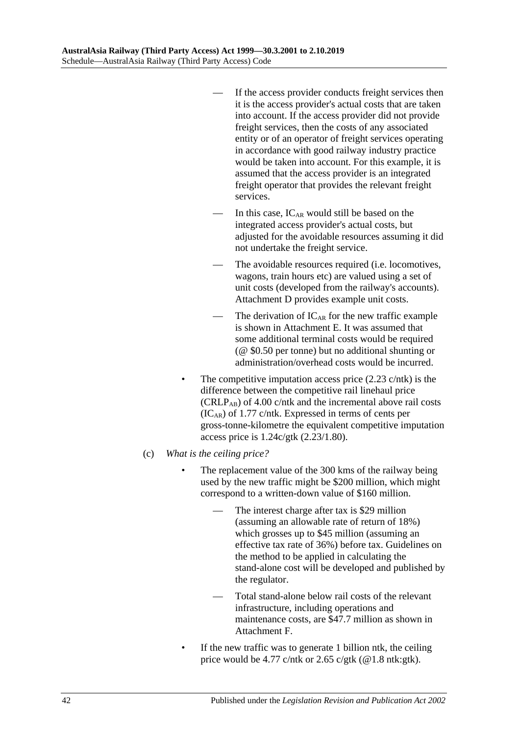- If the access provider conducts freight services then it is the access provider's actual costs that are taken into account. If the access provider did not provide freight services, then the costs of any associated entity or of an operator of freight services operating in accordance with good railway industry practice would be taken into account. For this example, it is assumed that the access provider is an integrated freight operator that provides the relevant freight services.
- In this case, $IC_{AR}$ would still be based on the integrated access provider's actual costs, but adjusted for the avoidable resources assuming it did not undertake the freight service.
- The avoidable resources required (i.e. locomotives, wagons, train hours etc) are valued using a set of unit costs (developed from the railway's accounts). Attachment D provides example unit costs.
- The derivation of $IC_{AR}$ for the new traffic example is shown in Attachment E. It was assumed that some additional terminal costs would be required (@ $0.50 per tonne) but no additional shunting or administration/overhead costs would be incurred.

- The competitive imputation access price (2.23 c/ntk) is the difference between the competitive rail linehaul price ($CRLP_{AB}$) of 4.00 c/ntk and the incremental above rail costs ($IC_{AR}$) of 1.77 c/ntk. Expressed in terms of cents per gross-tonne-kilometre the equivalent competitive imputation access price is 1.24c/gtk (2.23/1.80).

(c) *What is the ceiling price?*

- The replacement value of the 300 kms of the railway being used by the new traffic might be $200 million, which might correspond to a written-down value of $160 million.
  - The interest charge after tax is $29 million (assuming an allowable rate of return of 18%) which grosses up to $45 million (assuming an effective tax rate of 36%) before tax. Guidelines on the method to be applied in calculating the stand-alone cost will be developed and published by the regulator.
  - Total stand-alone below rail costs of the relevant infrastructure, including operations and maintenance costs, are $47.7 million as shown in Attachment F.
- If the new traffic was to generate 1 billion ntk, the ceiling price would be 4.77 c/ntk or 2.65 c/gtk (@1.8 ntk:gtk).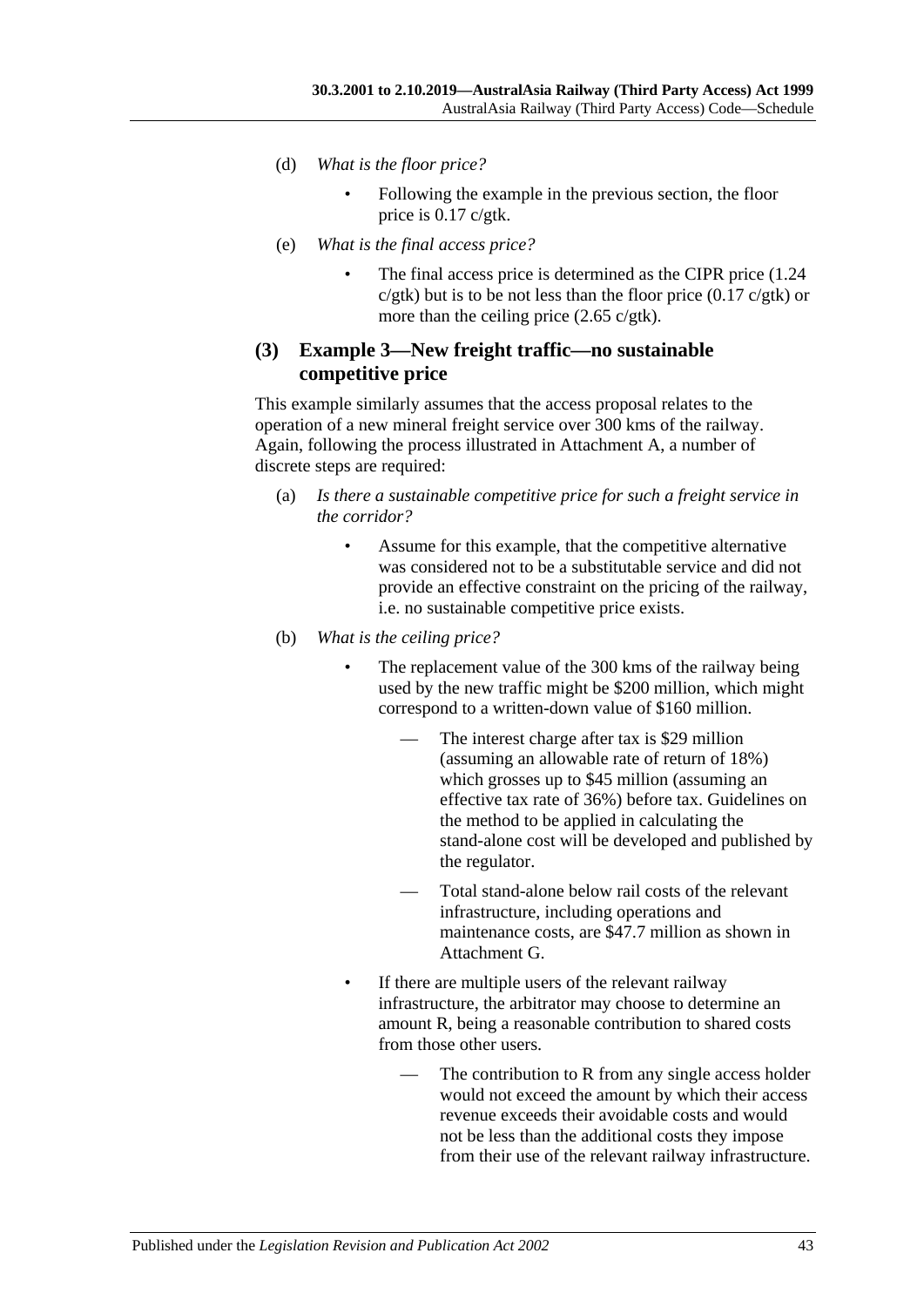(d) *What is the floor price?*

- Following the example in the previous section, the floor price is 0.17 c/gtk.

(e) *What is the final access price?*

- The final access price is determined as the CIPR price (1.24 c/gtk) but is to be not less than the floor price (0.17 c/gtk) or more than the ceiling price (2.65 c/gtk).

## (3) Example 3—New freight traffic—no sustainable competitive price

This example similarly assumes that the access proposal relates to the operation of a new mineral freight service over 300 kms of the railway. Again, following the process illustrated in Attachment A, a number of discrete steps are required:

(a) *Is there a sustainable competitive price for such a freight service in the corridor?*

- Assume for this example, that the competitive alternative was considered not to be a substitutable service and did not provide an effective constraint on the pricing of the railway, i.e. no sustainable competitive price exists.

(b) *What is the ceiling price?*

- The replacement value of the 300 kms of the railway being used by the new traffic might be $200 million, which might correspond to a written-down value of $160 million.
  - The interest charge after tax is $29 million (assuming an allowable rate of return of 18%) which grosses up to $45 million (assuming an effective tax rate of 36%) before tax. Guidelines on the method to be applied in calculating the stand-alone cost will be developed and published by the regulator.
  - Total stand-alone below rail costs of the relevant infrastructure, including operations and maintenance costs, are $47.7 million as shown in Attachment G.
- If there are multiple users of the relevant railway infrastructure, the arbitrator may choose to determine an amount R, being a reasonable contribution to shared costs from those other users.
  - The contribution to R from any single access holder would not exceed the amount by which their access revenue exceeds their avoidable costs and would not be less than the additional costs they impose from their use of the relevant railway infrastructure.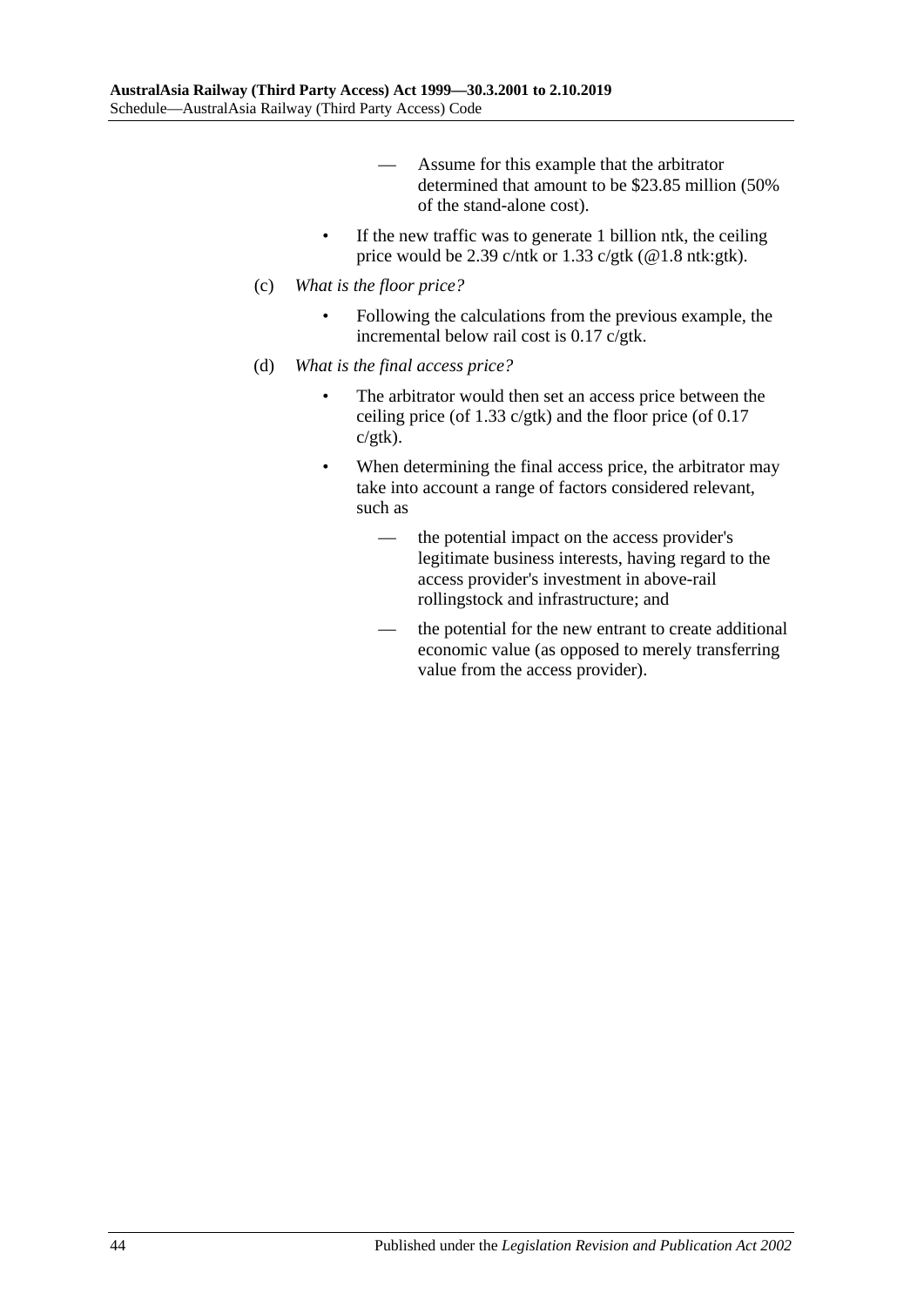- Assume for this example that the arbitrator determined that amount to be $23.85 million (50% of the stand-alone cost).

- If the new traffic was to generate 1 billion ntk, the ceiling price would be 2.39 c/ntk or 1.33 c/gtk (@1.8 ntk:gtk).

(c) *What is the floor price?*

- Following the calculations from the previous example, the incremental below rail cost is 0.17 c/gtk.

(d) *What is the final access price?*

- The arbitrator would then set an access price between the ceiling price (of 1.33 c/gtk) and the floor price (of 0.17 c/gtk).

- When determining the final access price, the arbitrator may take into account a range of factors considered relevant, such as

  - the potential impact on the access provider's legitimate business interests, having regard to the access provider's investment in above-rail rollingstock and infrastructure; and

  - the potential for the new entrant to create additional economic value (as opposed to merely transferring value from the access provider).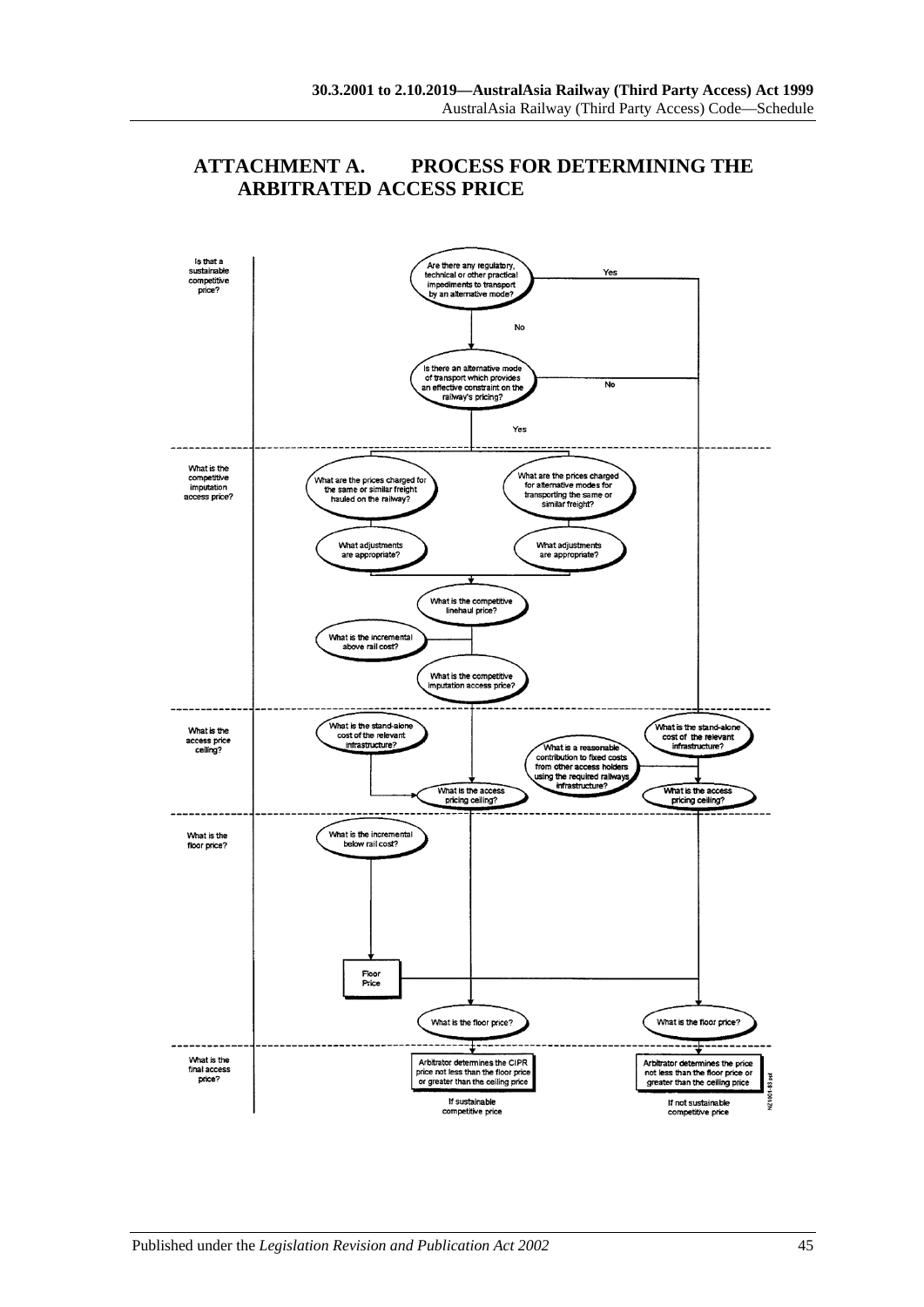# ATTACHMENT A. PROCESS FOR DETERMINING THE ARBITRATED ACCESS PRICE

**Is that a sustainable competitive price?**

Are there any regulatory, technical or other practical impediments to transport by an alternative mode?

Yes

No

Is there an alternative mode of transport which provides an effective constraint on the railway's pricing?

No

Yes

**What is the competitive imputation access price?**

What are the prices charged for the same or similar freight hauled on the railway?

What are the prices charged for alternative modes for transporting the same or similar freight?

What adjustments are appropriate?

What adjustments are appropriate?

What is the competitive linehaul price?

What is the incremental above rail cost?

What is the competitive imputation access price?

**What is the access price ceiling?**

What is the stand-alone cost of the relevant infrastructure?

What is the stand-alone cost of the relevant infrastructure?

What is a reasonable contribution to fixed costs from other access holders using the required railways infrastructure?

What is the access pricing ceiling?

What is the access pricing ceiling?

**What is the floor price?**

What is the incremental below rail cost?

Floor Price

What is the floor price?

What is the floor price?

**What is the final access price?**

Arbitrator determines the CIPR price not less than the floor price or greater than the ceiling price

If sustainable competitive price

Arbitrator determines the price not less than the floor price or greater than the ceiling price

If not sustainable competitive price

NZ1001-53 ppt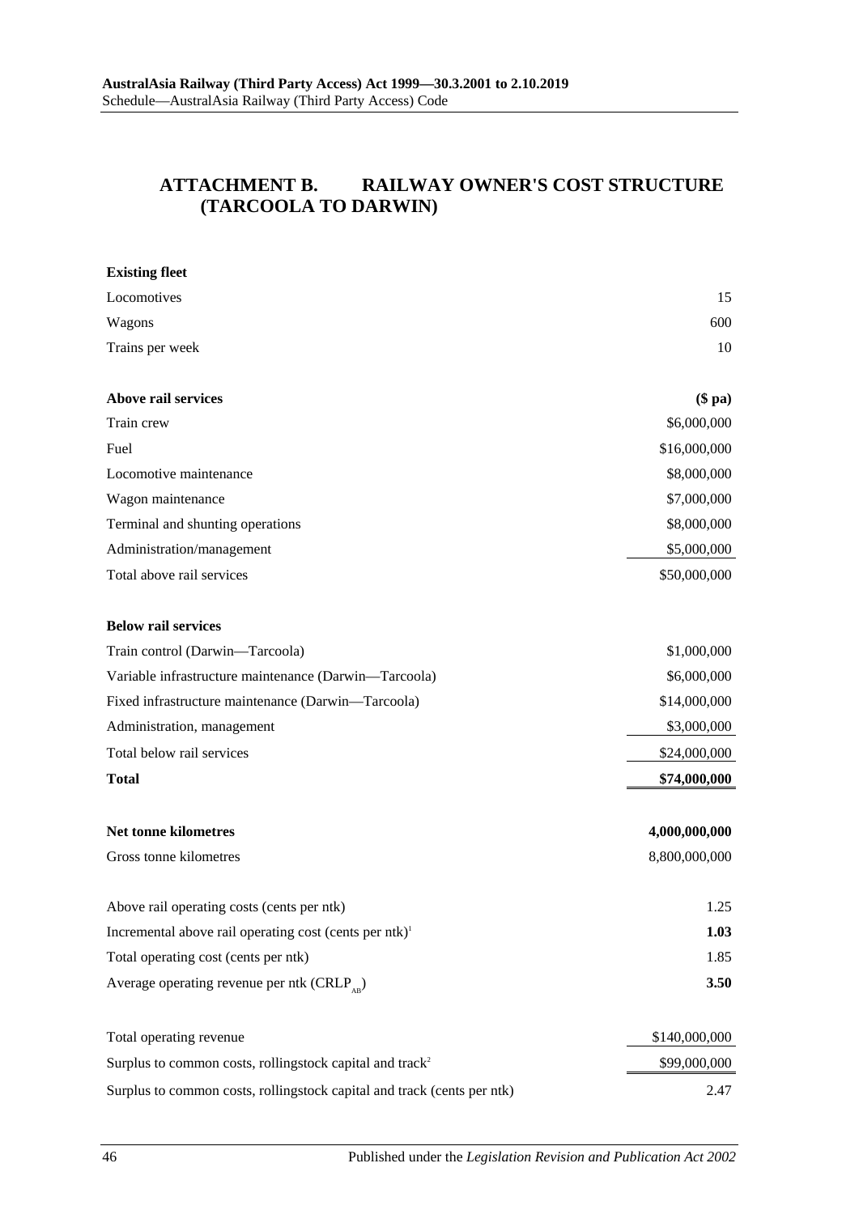## ATTACHMENT B. RAILWAY OWNER'S COST STRUCTURE (TARCOOLA TO DARWIN)

| | |
|---|---|
| **Existing fleet** | |
| Locomotives | 15 |
| Wagons | 600 |
| Trains per week | 10 |
| | |
| **Above rail services** | **($ pa)** |
| Train crew | \$6,000,000 |
| Fuel | \$16,000,000 |
| Locomotive maintenance | \$8,000,000 |
| Wagon maintenance | \$7,000,000 |
| Terminal and shunting operations | \$8,000,000 |
| Administration/management | \$5,000,000 |
| Total above rail services | \$50,000,000 |
| | |
| **Below rail services** | |
| Train control (Darwin—Tarcoola) | \$1,000,000 |
| Variable infrastructure maintenance (Darwin—Tarcoola) | \$6,000,000 |
| Fixed infrastructure maintenance (Darwin—Tarcoola) | \$14,000,000 |
| Administration, management | \$3,000,000 |
| Total below rail services | \$24,000,000 |
| **Total** | **\$74,000,000** |
| | |
| **Net tonne kilometres** | **4,000,000,000** |
| Gross tonne kilometres | 8,800,000,000 |
| | |
| Above rail operating costs (cents per ntk) | 1.25 |
| Incremental above rail operating cost (cents per ntk)[1] | **1.03** |
| Total operating cost (cents per ntk) | 1.85 |
| Average operating revenue per ntk ($CRLP_{AB}$) | **3.50** |
| | |
| Total operating revenue | \$140,000,000 |
| Surplus to common costs, rollingstock capital and track[2] | \$99,000,000 |
| Surplus to common costs, rollingstock capital and track (cents per ntk) | 2.47 |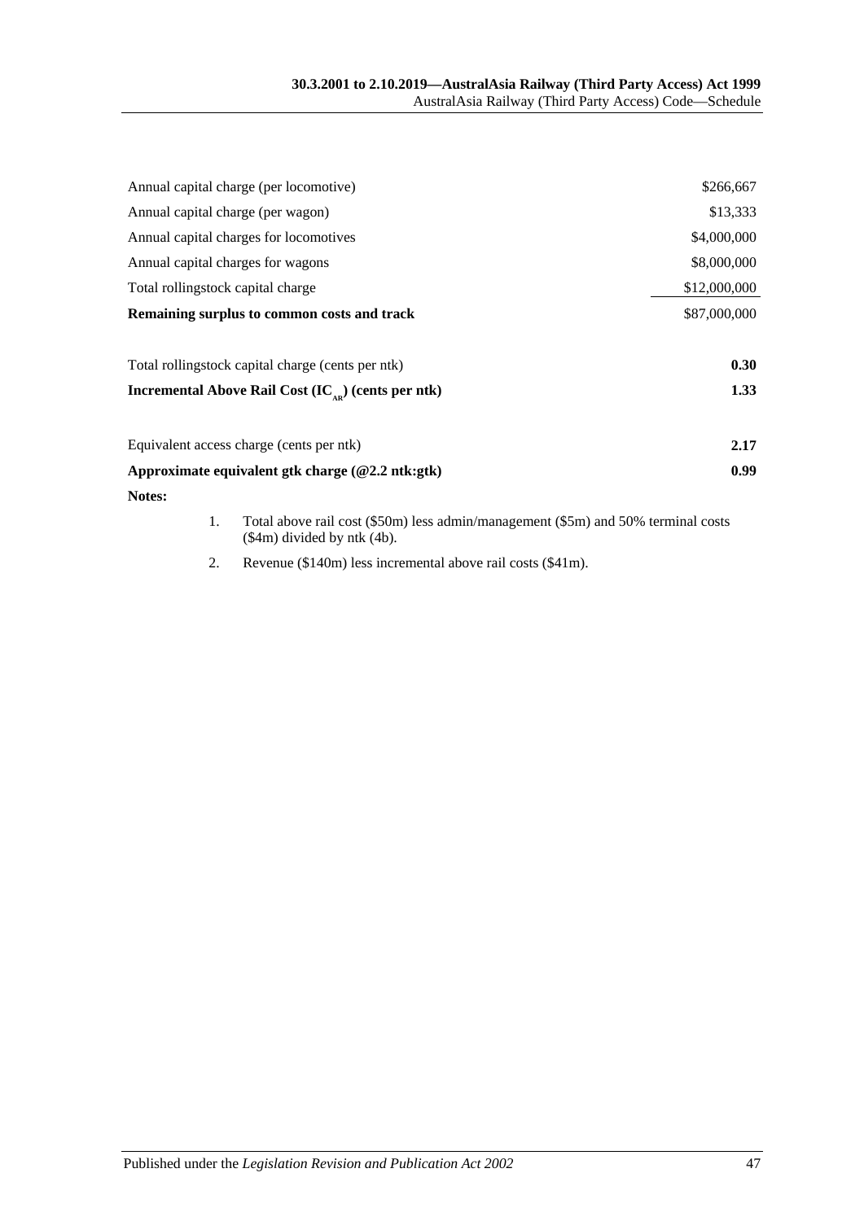| | |
|---|---|
| Annual capital charge (per locomotive) | \$266,667 |
| Annual capital charge (per wagon) | \$13,333 |
| Annual capital charges for locomotives | \$4,000,000 |
| Annual capital charges for wagons | \$8,000,000 |
| Total rollingstock capital charge | \$12,000,000 |
| **Remaining surplus to common costs and track** | \$87,000,000 |
| | |
| Total rollingstock capital charge (cents per ntk) | **0.30** |
| **Incremental Above Rail Cost ($IC_{AR}$) (cents per ntk)** | **1.33** |
| | |
| Equivalent access charge (cents per ntk) | **2.17** |
| **Approximate equivalent gtk charge (@2.2 ntk:gtk)** | **0.99** |

**Notes:**

1. Total above rail cost (\$50m) less admin/management (\$5m) and 50% terminal costs (\$4m) divided by ntk (4b).
2. Revenue (\$140m) less incremental above rail costs (\$41m).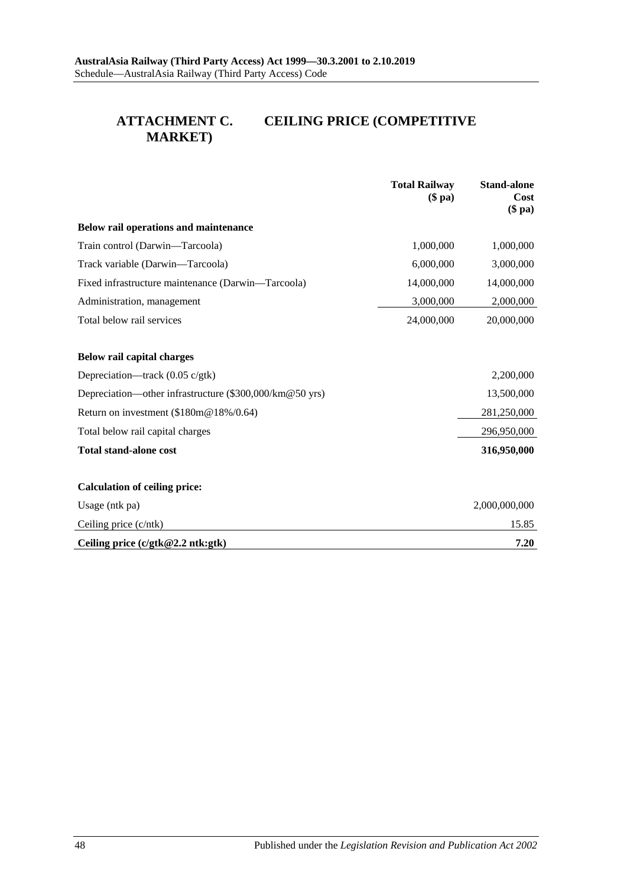## ATTACHMENT C. CEILING PRICE (COMPETITIVE MARKET)

| | Total Railway ($ pa) | Stand-alone Cost ($ pa) |
|---|---|---|
| **Below rail operations and maintenance** | | |
| Train control (Darwin—Tarcoola) | 1,000,000 | 1,000,000 |
| Track variable (Darwin—Tarcoola) | 6,000,000 | 3,000,000 |
| Fixed infrastructure maintenance (Darwin—Tarcoola) | 14,000,000 | 14,000,000 |
| Administration, management | 3,000,000 | 2,000,000 |
| Total below rail services | 24,000,000 | 20,000,000 |
| **Below rail capital charges** | | |
| Depreciation—track (0.05 c/gtk) | | 2,200,000 |
| Depreciation—other infrastructure ($300,000/km@50 yrs) | | 13,500,000 |
| Return on investment ($180m@18%/0.64) | | 281,250,000 |
| Total below rail capital charges | | 296,950,000 |
| **Total stand-alone cost** | | **316,950,000** |
| **Calculation of ceiling price:** | | |
| Usage (ntk pa) | | 2,000,000,000 |
| Ceiling price (c/ntk) | | 15.85 |
| **Ceiling price (c/gtk@2.2 ntk:gtk)** | | **7.20** |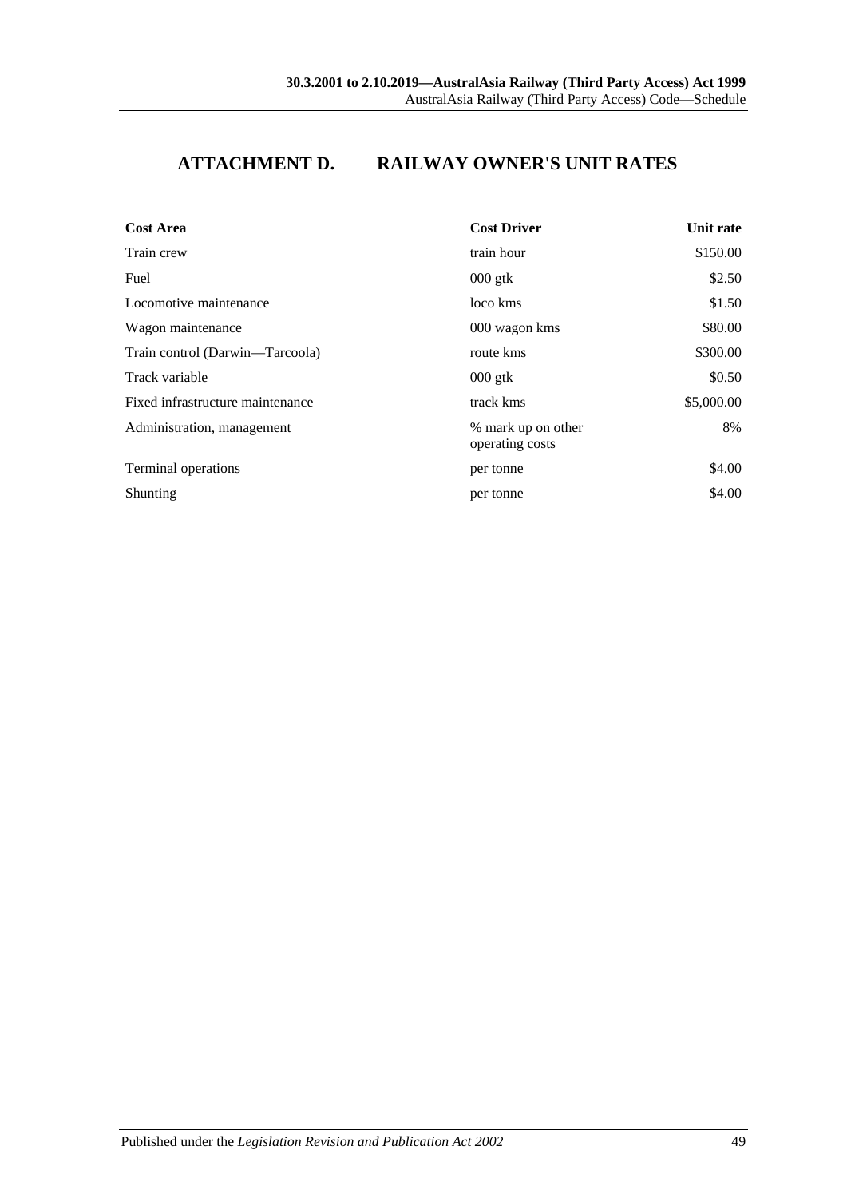## ATTACHMENT D. RAILWAY OWNER'S UNIT RATES

| Cost Area | Cost Driver | Unit rate |
|---|---|---|
| Train crew | train hour | $150.00 |
| Fuel | 000 gtk | $2.50 |
| Locomotive maintenance | loco kms | $1.50 |
| Wagon maintenance | 000 wagon kms | $80.00 |
| Train control (Darwin—Tarcoola) | route kms | $300.00 |
| Track variable | 000 gtk | $0.50 |
| Fixed infrastructure maintenance | track kms | $5,000.00 |
| Administration, management | % mark up on other operating costs | 8% |
| Terminal operations | per tonne | $4.00 |
| Shunting | per tonne | $4.00 |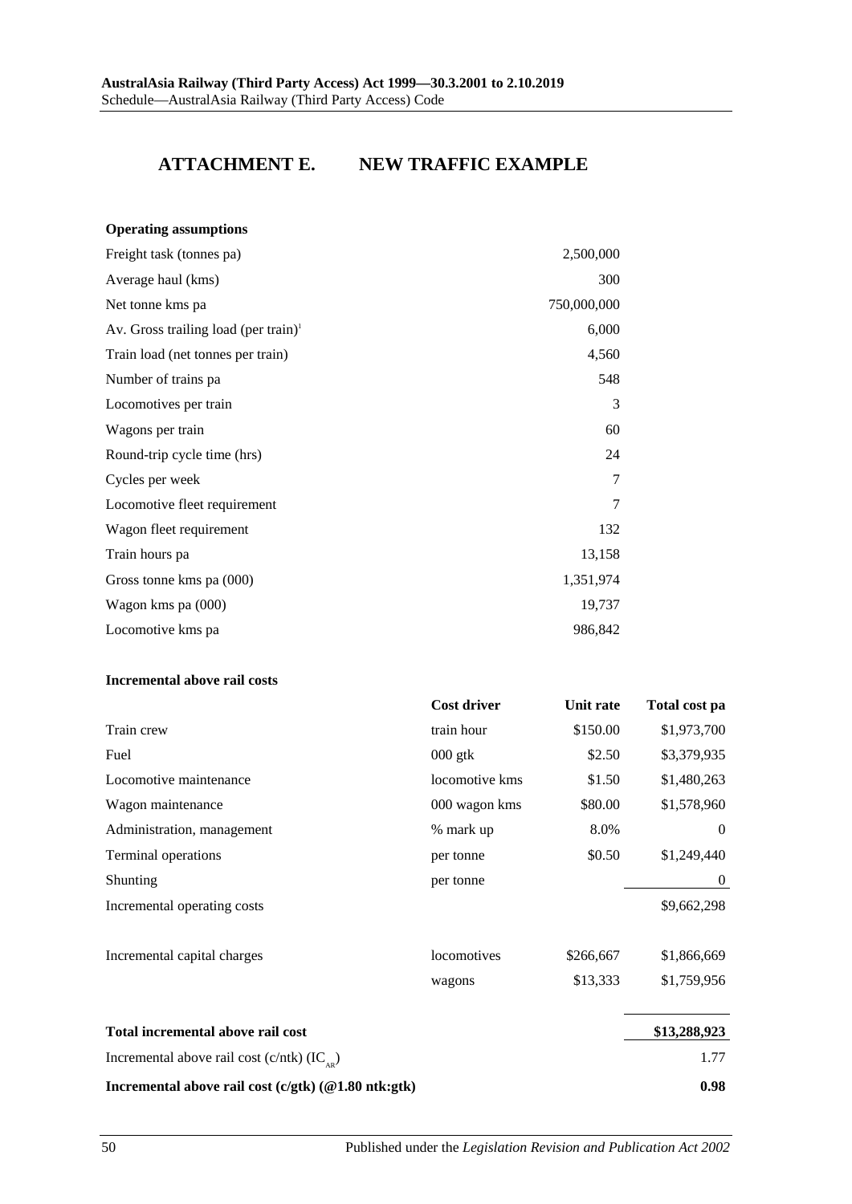# ATTACHMENT E. NEW TRAFFIC EXAMPLE

**Operating assumptions**

| | |
|---|---|
| Freight task (tonnes pa) | 2,500,000 |
| Average haul (kms) | 300 |
| Net tonne kms pa | 750,000,000 |
| Av. Gross trailing load (per train)[1] | 6,000 |
| Train load (net tonnes per train) | 4,560 |
| Number of trains pa | 548 |
| Locomotives per train | 3 |
| Wagons per train | 60 |
| Round-trip cycle time (hrs) | 24 |
| Cycles per week | 7 |
| Locomotive fleet requirement | 7 |
| Wagon fleet requirement | 132 |
| Train hours pa | 13,158 |
| Gross tonne kms pa (000) | 1,351,974 |
| Wagon kms pa (000) | 19,737 |
| Locomotive kms pa | 986,842 |

**Incremental above rail costs**

| | Cost driver | Unit rate | Total cost pa |
|---|---|---|---|
| Train crew | train hour | \$150.00 | \$1,973,700 |
| Fuel | 000 gtk | \$2.50 | \$3,379,935 |
| Locomotive maintenance | locomotive kms | \$1.50 | \$1,480,263 |
| Wagon maintenance | 000 wagon kms | \$80.00 | \$1,578,960 |
| Administration, management | % mark up | 8.0% | 0 |
| Terminal operations | per tonne | \$0.50 | \$1,249,440 |
| Shunting | per tonne | | 0 |
| Incremental operating costs | | | \$9,662,298 |
| Incremental capital charges | locomotives | \$266,667 | \$1,866,669 |
| | wagons | \$13,333 | \$1,759,956 |
| **Total incremental above rail cost** | | | **\$13,288,923** |
| Incremental above rail cost (c/ntk) ($IC_{AR}$) | | | 1.77 |
| **Incremental above rail cost (c/gtk) (@1.80 ntk:gtk)** | | | **0.98** |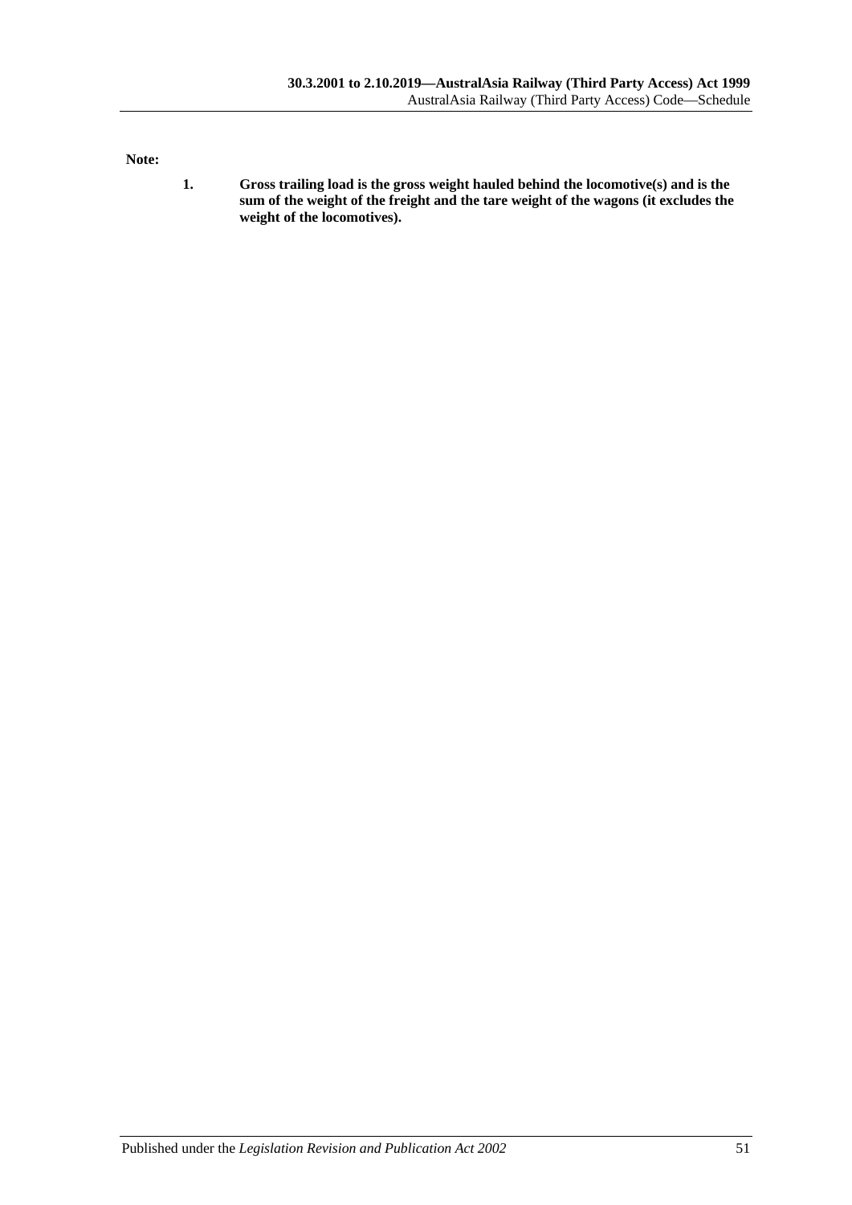**Note:**

1. **Gross trailing load is the gross weight hauled behind the locomotive(s) and is the sum of the weight of the freight and the tare weight of the wagons (it excludes the weight of the locomotives).**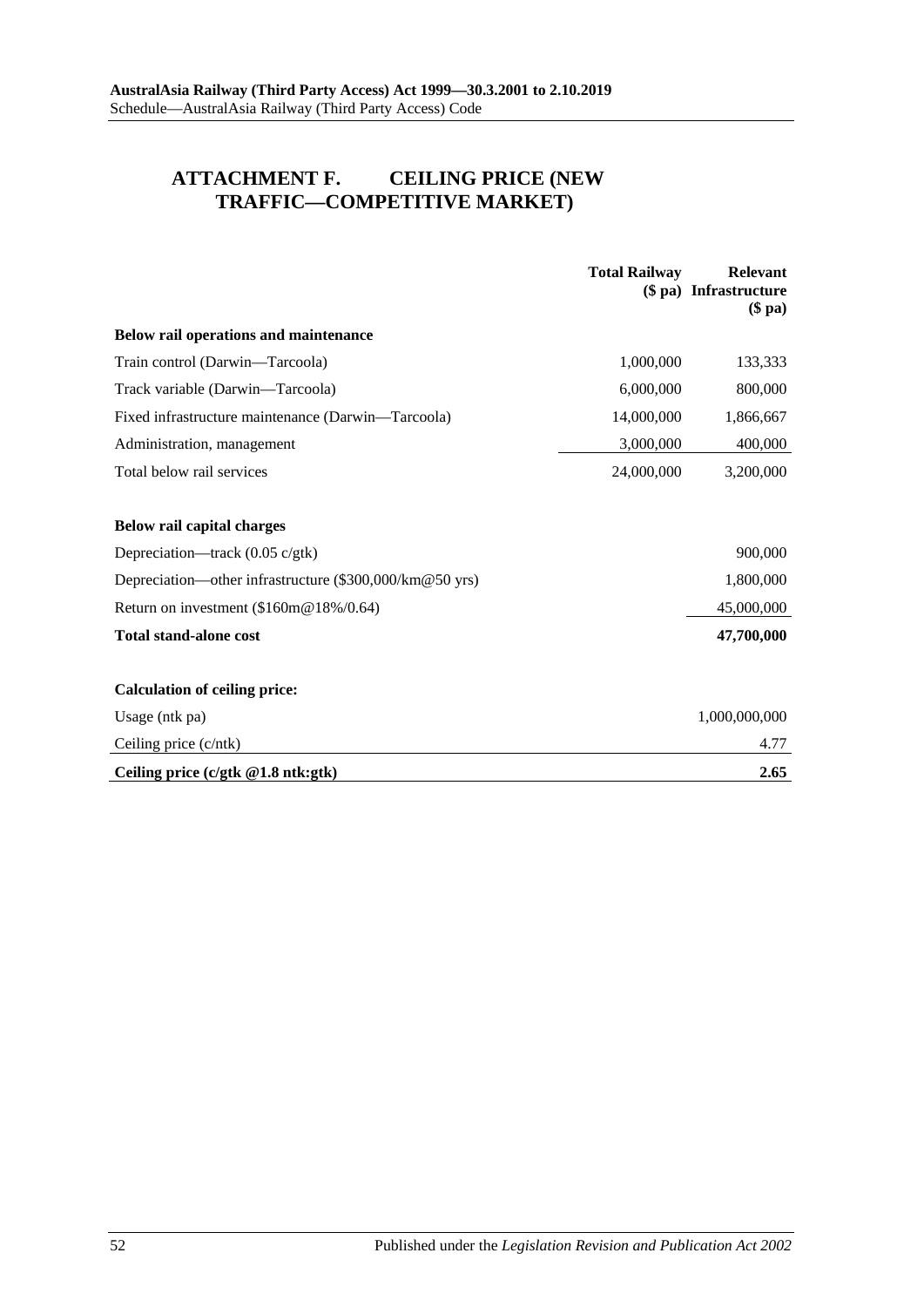## ATTACHMENT F. CEILING PRICE (NEW TRAFFIC—COMPETITIVE MARKET)

| | Total Railway ($ pa) | Relevant Infrastructure ($ pa) |
|---|---|---|
| **Below rail operations and maintenance** | | |
| Train control (Darwin—Tarcoola) | 1,000,000 | 133,333 |
| Track variable (Darwin—Tarcoola) | 6,000,000 | 800,000 |
| Fixed infrastructure maintenance (Darwin—Tarcoola) | 14,000,000 | 1,866,667 |
| Administration, management | 3,000,000 | 400,000 |
| Total below rail services | 24,000,000 | 3,200,000 |
| | | |
| **Below rail capital charges** | | |
| Depreciation—track (0.05 c/gtk) | | 900,000 |
| Depreciation—other infrastructure ($300,000/km@50 yrs) | | 1,800,000 |
| Return on investment ($160m@18%/0.64) | | 45,000,000 |
| **Total stand-alone cost** | | **47,700,000** |
| | | |
| **Calculation of ceiling price:** | | |
| Usage (ntk pa) | | 1,000,000,000 |
| Ceiling price (c/ntk) | | 4.77 |
| **Ceiling price (c/gtk @1.8 ntk:gtk)** | | **2.65** |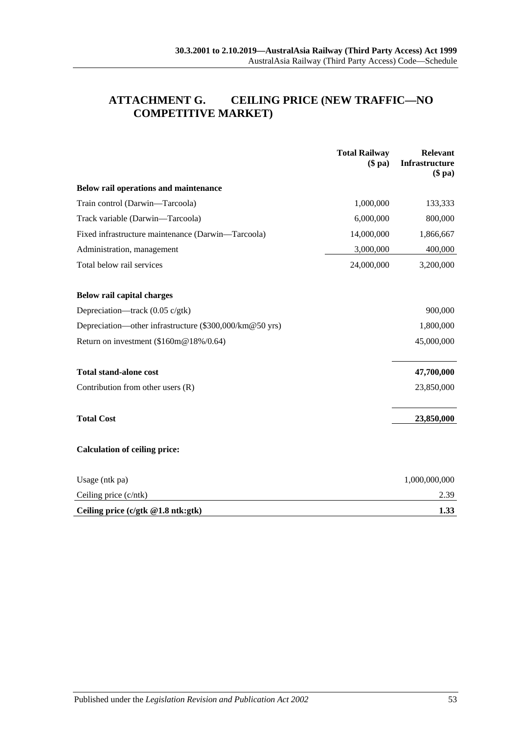# ATTACHMENT G. CEILING PRICE (NEW TRAFFIC—NO COMPETITIVE MARKET)

| | Total Railway ($ pa) | Relevant Infrastructure ($ pa) |
|---|---|---|
| **Below rail operations and maintenance** | | |
| Train control (Darwin—Tarcoola) | 1,000,000 | 133,333 |
| Track variable (Darwin—Tarcoola) | 6,000,000 | 800,000 |
| Fixed infrastructure maintenance (Darwin—Tarcoola) | 14,000,000 | 1,866,667 |
| Administration, management | 3,000,000 | 400,000 |
| Total below rail services | 24,000,000 | 3,200,000 |
| **Below rail capital charges** | | |
| Depreciation—track (0.05 c/gtk) | | 900,000 |
| Depreciation—other infrastructure ($300,000/km@50 yrs) | | 1,800,000 |
| Return on investment ($160m@18%/0.64) | | 45,000,000 |
| **Total stand-alone cost** | | **47,700,000** |
| Contribution from other users (R) | | 23,850,000 |
| **Total Cost** | | **23,850,000** |
| **Calculation of ceiling price:** | | |
| Usage (ntk pa) | | 1,000,000,000 |
| Ceiling price (c/ntk) | | 2.39 |
| **Ceiling price (c/gtk @1.8 ntk:gtk)** | | **1.33** |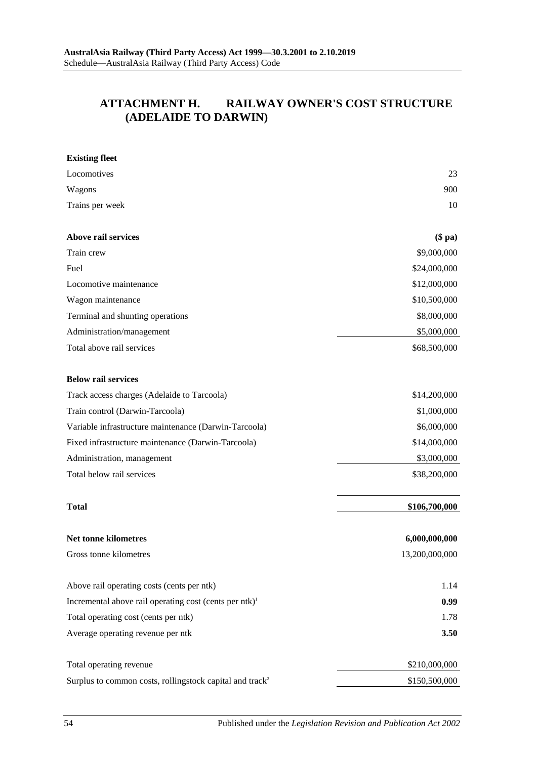## ATTACHMENT H. RAILWAY OWNER'S COST STRUCTURE (ADELAIDE TO DARWIN)

| | |
|---|---|
| **Existing fleet** | |
| Locomotives | 23 |
| Wagons | 900 |
| Trains per week | 10 |
| | |
| **Above rail services** | **($ pa)** |
| Train crew | $9,000,000 |
| Fuel | $24,000,000 |
| Locomotive maintenance | $12,000,000 |
| Wagon maintenance | $10,500,000 |
| Terminal and shunting operations | $8,000,000 |
| Administration/management | $5,000,000 |
| Total above rail services | $68,500,000 |
| | |
| **Below rail services** | |
| Track access charges (Adelaide to Tarcoola) | $14,200,000 |
| Train control (Darwin-Tarcoola) | $1,000,000 |
| Variable infrastructure maintenance (Darwin-Tarcoola) | $6,000,000 |
| Fixed infrastructure maintenance (Darwin-Tarcoola) | $14,000,000 |
| Administration, management | $3,000,000 |
| Total below rail services | $38,200,000 |
| | |
| **Total** | **$106,700,000** |
| | |
| **Net tonne kilometres** | **6,000,000,000** |
| Gross tonne kilometres | 13,200,000,000 |
| | |
| Above rail operating costs (cents per ntk) | 1.14 |
| Incremental above rail operating cost (cents per ntk)[1] | **0.99** |
| Total operating cost (cents per ntk) | 1.78 |
| Average operating revenue per ntk | **3.50** |
| | |
| Total operating revenue | $210,000,000 |
| Surplus to common costs, rollingstock capital and track[2] | $150,500,000 |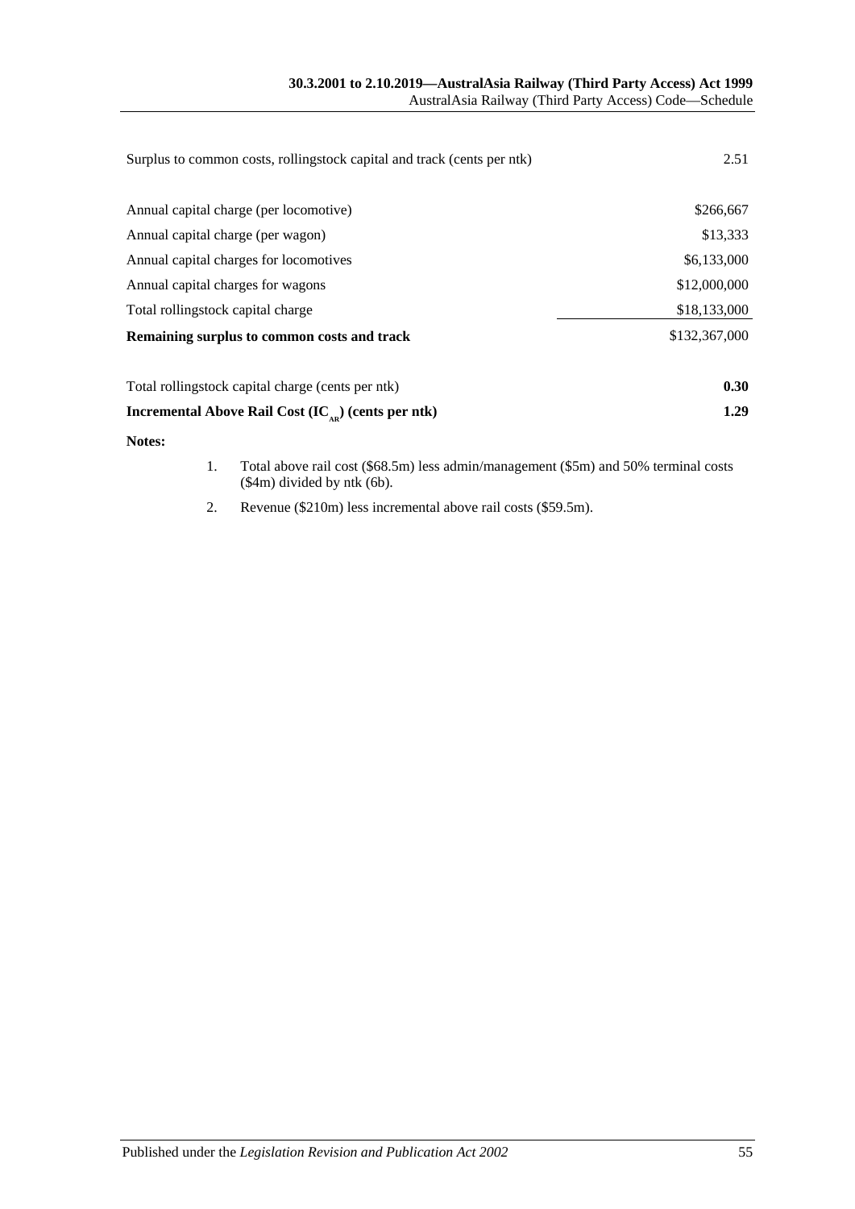| | |
|---|---|
| Surplus to common costs, rollingstock capital and track (cents per ntk) | 2.51 |
| | |
| Annual capital charge (per locomotive) | \$266,667 |
| Annual capital charge (per wagon) | \$13,333 |
| Annual capital charges for locomotives | \$6,133,000 |
| Annual capital charges for wagons | \$12,000,000 |
| Total rollingstock capital charge | \$18,133,000 |
| **Remaining surplus to common costs and track** | \$132,367,000 |
| | |
| Total rollingstock capital charge (cents per ntk) | **0.30** |
| **Incremental Above Rail Cost ($IC_{AR}$) (cents per ntk)** | **1.29** |

**Notes:**

1. Total above rail cost (\$68.5m) less admin/management (\$5m) and 50% terminal costs (\$4m) divided by ntk (6b).
2. Revenue (\$210m) less incremental above rail costs (\$59.5m).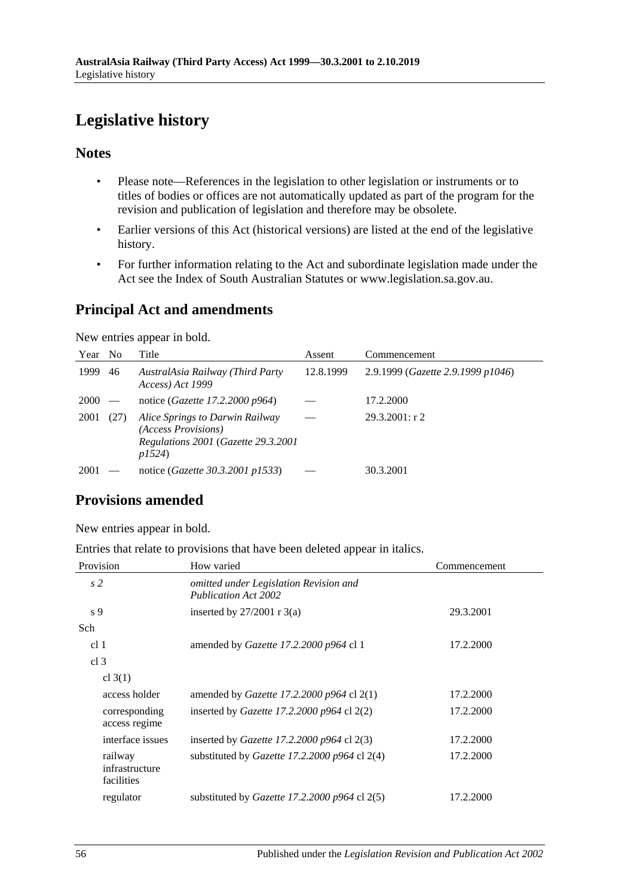# Legislative history

## Notes

- Please note—References in the legislation to other legislation or instruments or to titles of bodies or offices are not automatically updated as part of the program for the revision and publication of legislation and therefore may be obsolete.
- Earlier versions of this Act (historical versions) are listed at the end of the legislative history.
- For further information relating to the Act and subordinate legislation made under the Act see the Index of South Australian Statutes or www.legislation.sa.gov.au.

## Principal Act and amendments

New entries appear in bold.

| Year | No | Title | Assent | Commencement |
|---|---|---|---|---|
| 1999 | 46 | *AustralAsia Railway (Third Party Access) Act 1999* | 12.8.1999 | 2.9.1999 (*Gazette 2.9.1999 p1046*) |
| 2000 | — | notice (*Gazette 17.2.2000 p964*) | — | 17.2.2000 |
| 2001 | (27) | *Alice Springs to Darwin Railway (Access Provisions) Regulations 2001* (*Gazette 29.3.2001 p1524*) | — | 29.3.2001: r 2 |
| 2001 | — | notice (*Gazette 30.3.2001 p1533*) | — | 30.3.2001 |

## Provisions amended

New entries appear in bold.

Entries that relate to provisions that have been deleted appear in italics.

| Provision | How varied | Commencement |
|---|---|---|
| *s 2* | *omitted under Legislation Revision and Publication Act 2002* | |
| s 9 | inserted by 27/2001 r 3(a) | 29.3.2001 |
| Sch | | |
| cl 1 | amended by *Gazette 17.2.2000 p964* cl 1 | 17.2.2000 |
| cl 3 | | |
| cl 3(1) | | |
| access holder | amended by *Gazette 17.2.2000 p964* cl 2(1) | 17.2.2000 |
| corresponding access regime | inserted by *Gazette 17.2.2000 p964* cl 2(2) | 17.2.2000 |
| interface issues | inserted by *Gazette 17.2.2000 p964* cl 2(3) | 17.2.2000 |
| railway infrastructure facilities | substituted by *Gazette 17.2.2000 p964* cl 2(4) | 17.2.2000 |
| regulator | substituted by *Gazette 17.2.2000 p964* cl 2(5) | 17.2.2000 |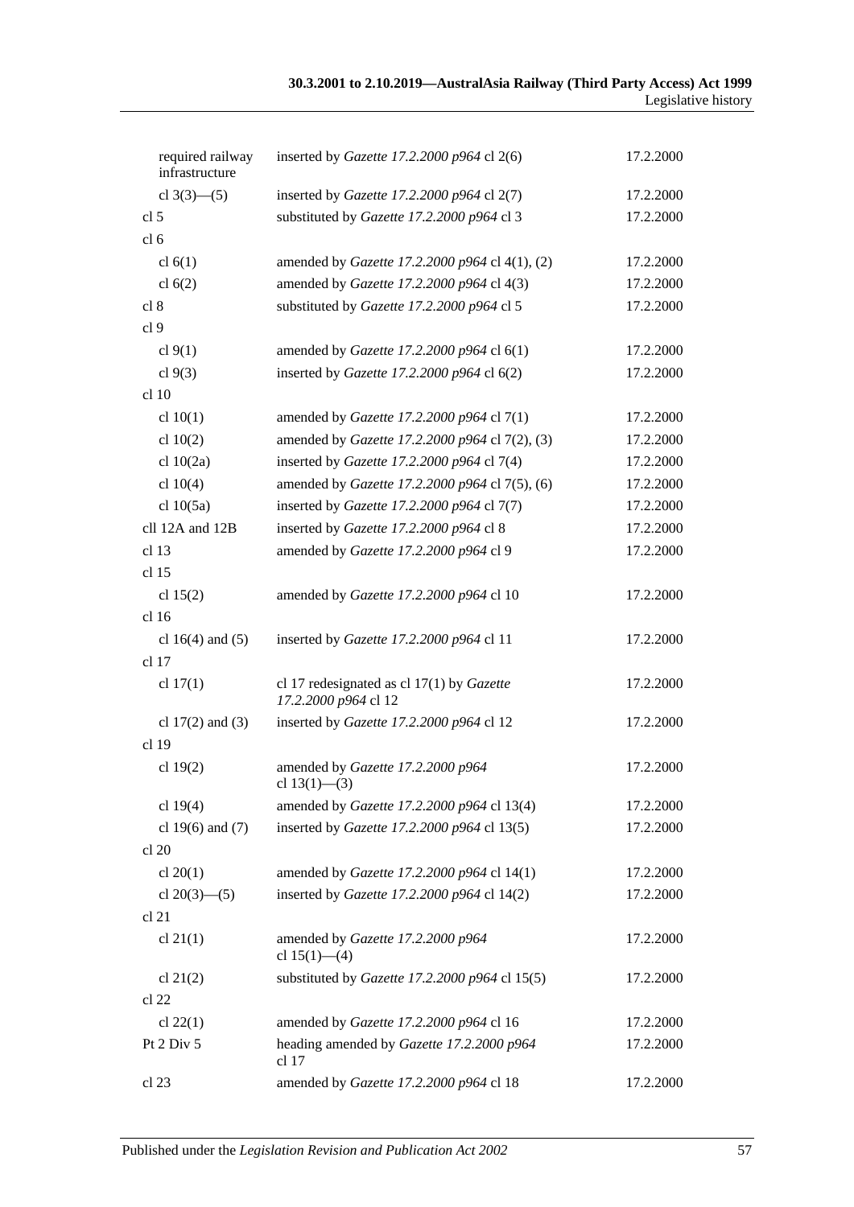| | | |
|---|---|---|
| required railway infrastructure | inserted by *Gazette 17.2.2000 p964* cl 2(6) | 17.2.2000 |
| cl 3(3)—(5) | inserted by *Gazette 17.2.2000 p964* cl 2(7) | 17.2.2000 |
| cl 5 | substituted by *Gazette 17.2.2000 p964* cl 3 | 17.2.2000 |
| cl 6 | | |
| cl 6(1) | amended by *Gazette 17.2.2000 p964* cl 4(1), (2) | 17.2.2000 |
| cl 6(2) | amended by *Gazette 17.2.2000 p964* cl 4(3) | 17.2.2000 |
| cl 8 | substituted by *Gazette 17.2.2000 p964* cl 5 | 17.2.2000 |
| cl 9 | | |
| cl 9(1) | amended by *Gazette 17.2.2000 p964* cl 6(1) | 17.2.2000 |
| cl 9(3) | inserted by *Gazette 17.2.2000 p964* cl 6(2) | 17.2.2000 |
| cl 10 | | |
| cl 10(1) | amended by *Gazette 17.2.2000 p964* cl 7(1) | 17.2.2000 |
| cl 10(2) | amended by *Gazette 17.2.2000 p964* cl 7(2), (3) | 17.2.2000 |
| cl 10(2a) | inserted by *Gazette 17.2.2000 p964* cl 7(4) | 17.2.2000 |
| cl 10(4) | amended by *Gazette 17.2.2000 p964* cl 7(5), (6) | 17.2.2000 |
| cl 10(5a) | inserted by *Gazette 17.2.2000 p964* cl 7(7) | 17.2.2000 |
| cll 12A and 12B | inserted by *Gazette 17.2.2000 p964* cl 8 | 17.2.2000 |
| cl 13 | amended by *Gazette 17.2.2000 p964* cl 9 | 17.2.2000 |
| cl 15 | | |
| cl 15(2) | amended by *Gazette 17.2.2000 p964* cl 10 | 17.2.2000 |
| cl 16 | | |
| cl 16(4) and (5) | inserted by *Gazette 17.2.2000 p964* cl 11 | 17.2.2000 |
| cl 17 | | |
| cl 17(1) | cl 17 redesignated as cl 17(1) by *Gazette 17.2.2000 p964* cl 12 | 17.2.2000 |
| cl 17(2) and (3) | inserted by *Gazette 17.2.2000 p964* cl 12 | 17.2.2000 |
| cl 19 | | |
| cl 19(2) | amended by *Gazette 17.2.2000 p964* cl 13(1)—(3) | 17.2.2000 |
| cl 19(4) | amended by *Gazette 17.2.2000 p964* cl 13(4) | 17.2.2000 |
| cl 19(6) and (7) | inserted by *Gazette 17.2.2000 p964* cl 13(5) | 17.2.2000 |
| cl 20 | | |
| cl 20(1) | amended by *Gazette 17.2.2000 p964* cl 14(1) | 17.2.2000 |
| cl 20(3)—(5) | inserted by *Gazette 17.2.2000 p964* cl 14(2) | 17.2.2000 |
| cl 21 | | |
| cl 21(1) | amended by *Gazette 17.2.2000 p964* cl 15(1)—(4) | 17.2.2000 |
| cl 21(2) | substituted by *Gazette 17.2.2000 p964* cl 15(5) | 17.2.2000 |
| cl 22 | | |
| cl 22(1) | amended by *Gazette 17.2.2000 p964* cl 16 | 17.2.2000 |
| Pt 2 Div 5 | heading amended by *Gazette 17.2.2000 p964* cl 17 | 17.2.2000 |
| cl 23 | amended by *Gazette 17.2.2000 p964* cl 18 | 17.2.2000 |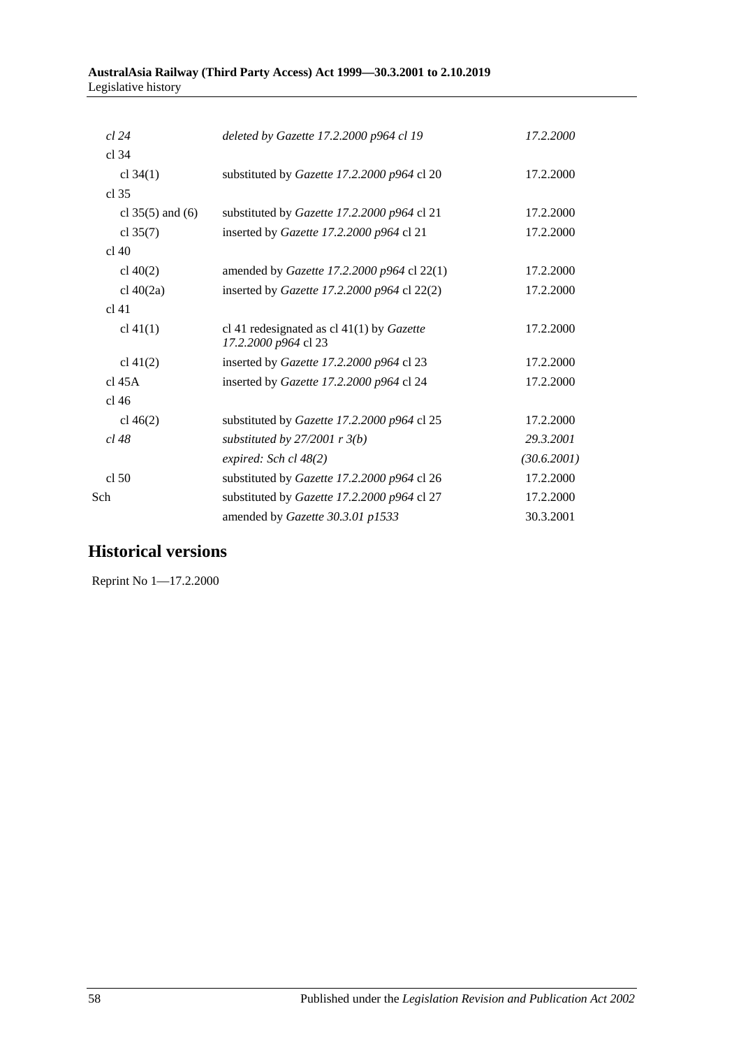| | | |
|---|---|---|
| *cl 24* | *deleted by Gazette 17.2.2000 p964 cl 19* | *17.2.2000* |
| cl 34 | | |
| cl 34(1) | substituted by *Gazette 17.2.2000 p964* cl 20 | 17.2.2000 |
| cl 35 | | |
| cl 35(5) and (6) | substituted by *Gazette 17.2.2000 p964* cl 21 | 17.2.2000 |
| cl 35(7) | inserted by *Gazette 17.2.2000 p964* cl 21 | 17.2.2000 |
| cl 40 | | |
| cl 40(2) | amended by *Gazette 17.2.2000 p964* cl 22(1) | 17.2.2000 |
| cl 40(2a) | inserted by *Gazette 17.2.2000 p964* cl 22(2) | 17.2.2000 |
| cl 41 | | |
| cl 41(1) | cl 41 redesignated as cl 41(1) by *Gazette 17.2.2000 p964* cl 23 | 17.2.2000 |
| cl 41(2) | inserted by *Gazette 17.2.2000 p964* cl 23 | 17.2.2000 |
| cl 45A | inserted by *Gazette 17.2.2000 p964* cl 24 | 17.2.2000 |
| cl 46 | | |
| cl 46(2) | substituted by *Gazette 17.2.2000 p964* cl 25 | 17.2.2000 |
| *cl 48* | *substituted by 27/2001 r 3(b)* | *29.3.2001* |
| | *expired: Sch cl 48(2)* | *(30.6.2001)* |
| cl 50 | substituted by *Gazette 17.2.2000 p964* cl 26 | 17.2.2000 |
| Sch | substituted by *Gazette 17.2.2000 p964* cl 27 | 17.2.2000 |
| | amended by *Gazette 30.3.01 p1533* | 30.3.2001 |

## Historical versions

Reprint No 1—17.2.2000